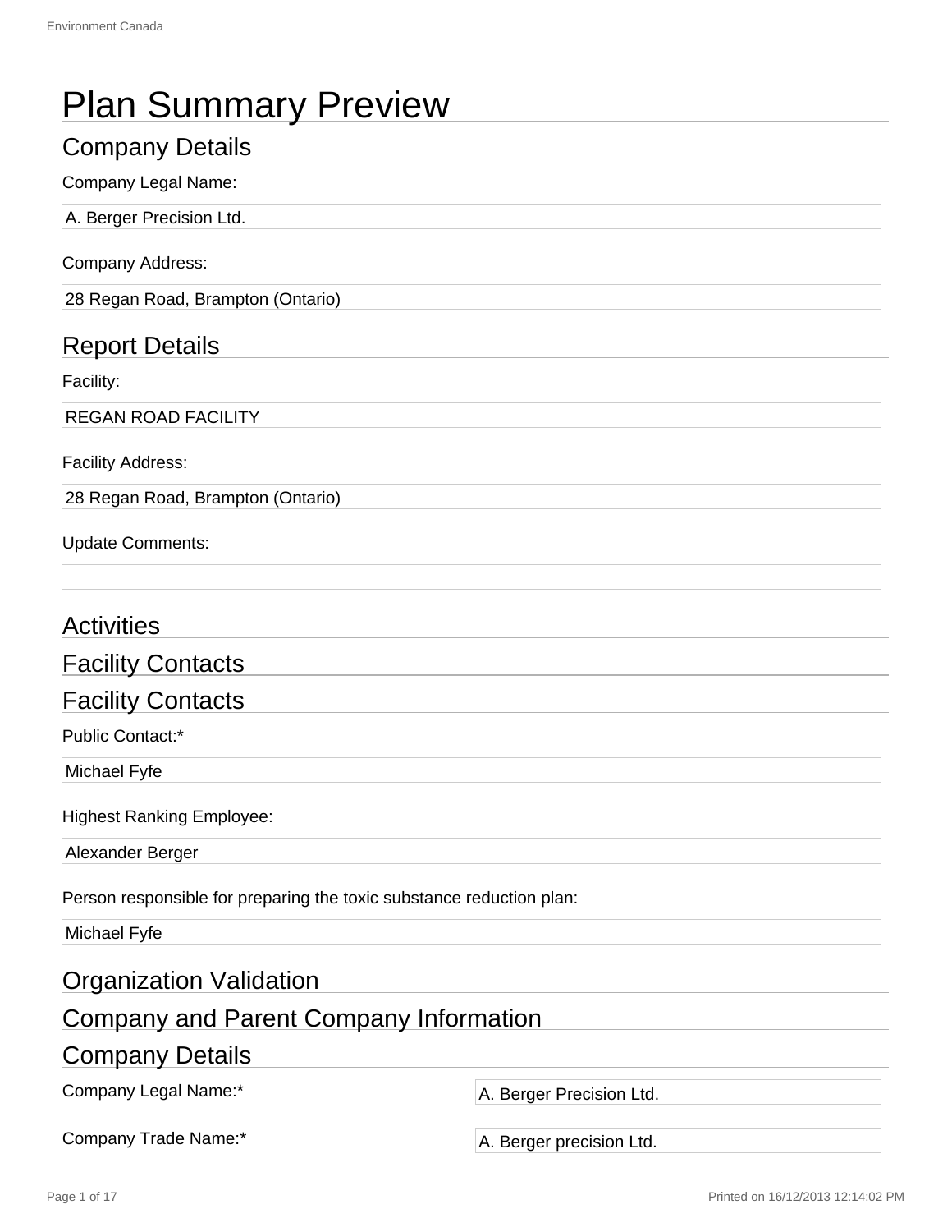# Plan Summary Preview

## Company Details

Company Legal Name:

A. Berger Precision Ltd.

Company Address:

28 Regan Road, Brampton (Ontario)

## Report Details

Facility:

REGAN ROAD FACILITY

Facility Address:

28 Regan Road, Brampton (Ontario)

Update Comments:

## Activities

## Facility Contacts

## Facility Contacts

Public Contact:*

Michael Fyfe

Highest Ranking Employee:

Alexander Berger

Person responsible for preparing the toxic substance reduction plan:

Michael Fyfe

## Organization Validation

## Company and Parent Company Information

## Company Details

| | |
|---|---|
| Company Legal Name:* | A. Berger Precision Ltd. |
| Company Trade Name:* | A. Berger precision Ltd. |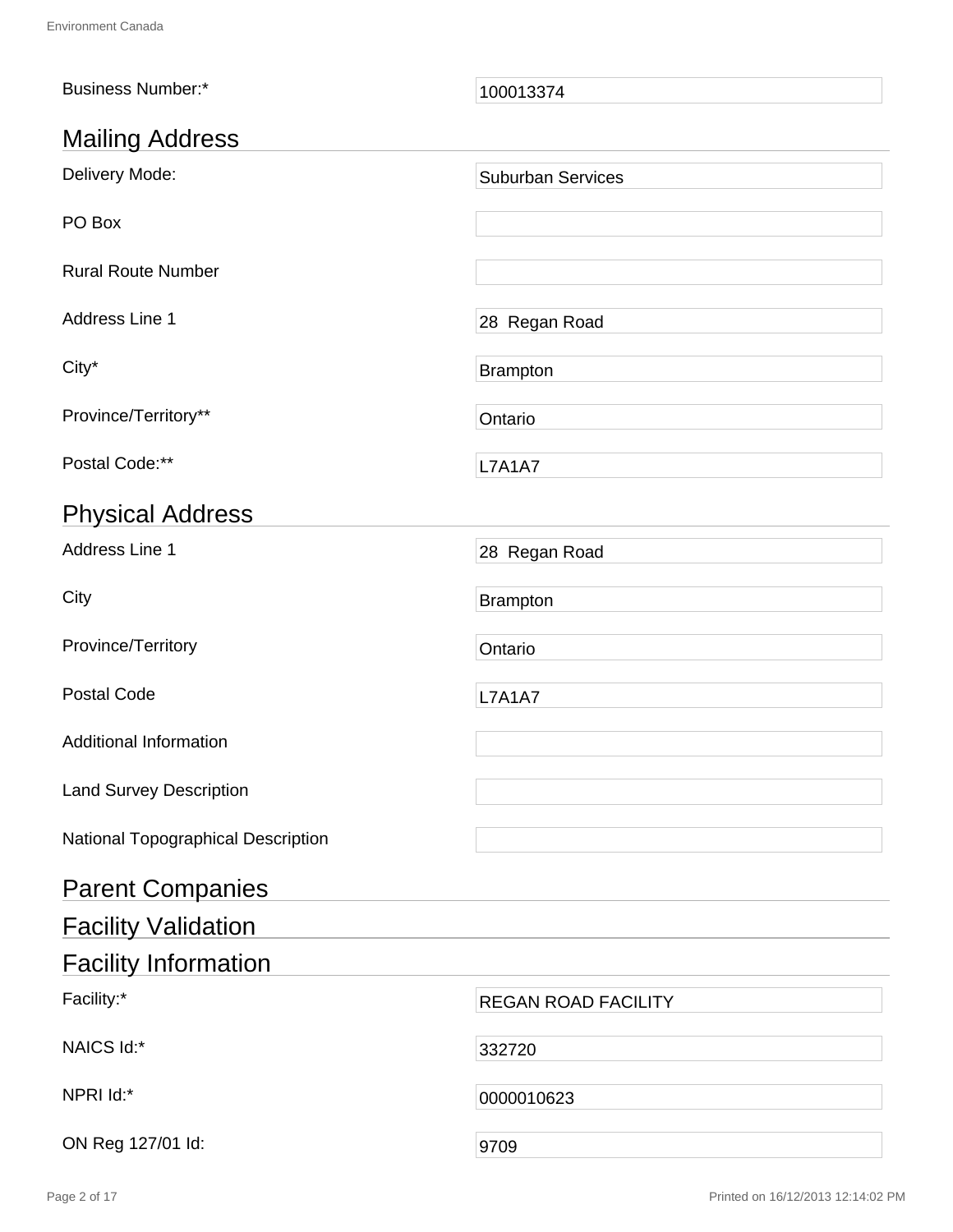| | |
|---|---|
| Business Number:* | 100013374 |

## Mailing Address

| | |
|---|---|
| Delivery Mode: | Suburban Services |
| PO Box | |
| Rural Route Number | |
| Address Line 1 | 28  Regan Road |
| City* | Brampton |
| Province/Territory** | Ontario |
| Postal Code:** | L7A1A7 |

## Physical Address

| | |
|---|---|
| Address Line 1 | 28  Regan Road |
| City | Brampton |
| Province/Territory | Ontario |
| Postal Code | L7A1A7 |
| Additional Information | |
| Land Survey Description | |
| National Topographical Description | |

## Parent Companies

## Facility Validation

## Facility Information

| | |
|---|---|
| Facility:* | REGAN ROAD FACILITY |
| NAICS Id:* | 332720 |
| NPRI Id:* | 0000010623 |
| ON Reg 127/01 Id: | 9709 |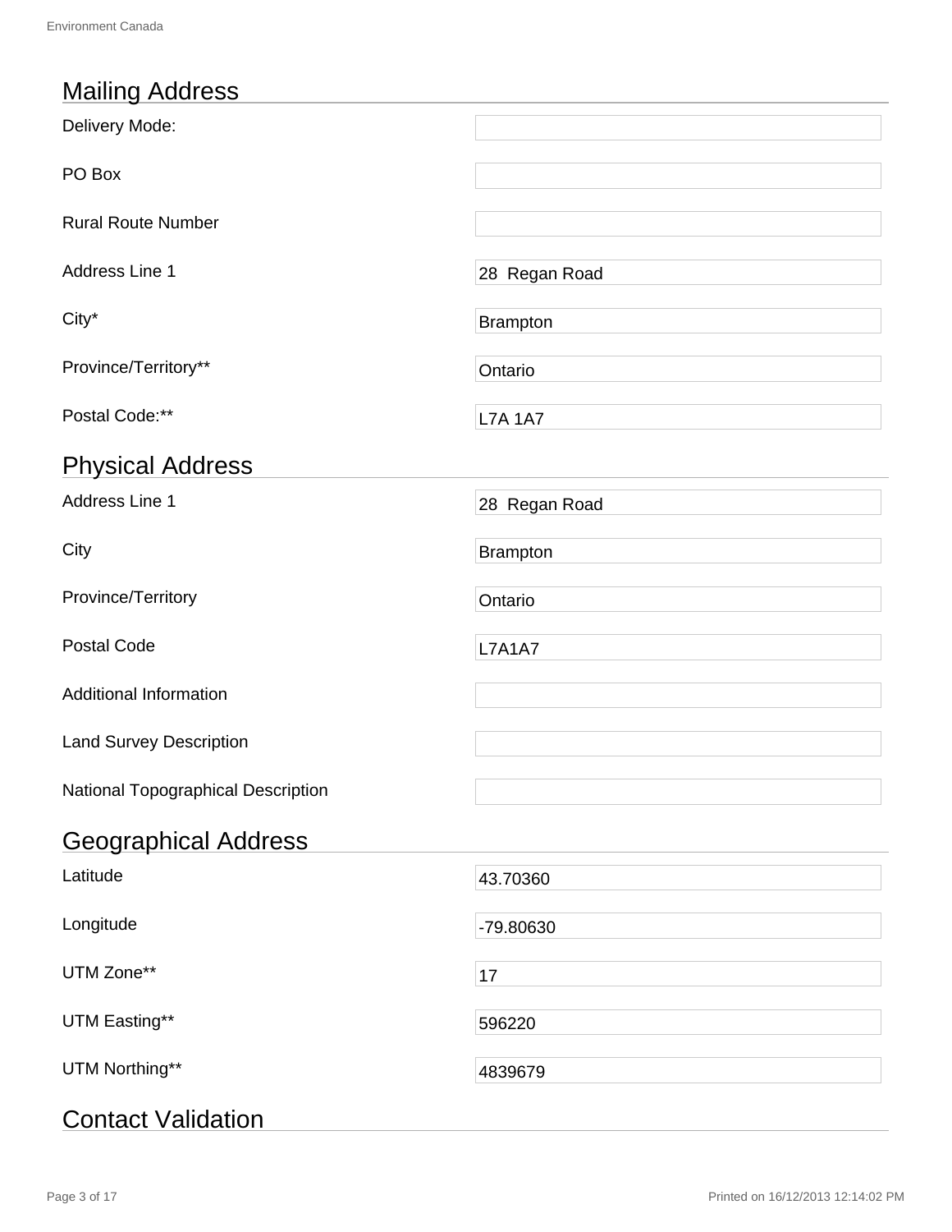## Mailing Address

| | |
|---|---|
| Delivery Mode: | |
| PO Box | |
| Rural Route Number | |
| Address Line 1 | 28  Regan Road |
| City* | Brampton |
| Province/Territory** | Ontario |
| Postal Code:** | L7A 1A7 |

## Physical Address

| | |
|---|---|
| Address Line 1 | 28  Regan Road |
| City | Brampton |
| Province/Territory | Ontario |
| Postal Code | L7A1A7 |
| Additional Information | |
| Land Survey Description | |
| National Topographical Description | |

## Geographical Address

| | |
|---|---|
| Latitude | 43.70360 |
| Longitude | -79.80630 |
| UTM Zone** | 17 |
| UTM Easting** | 596220 |
| UTM Northing** | 4839679 |

## Contact Validation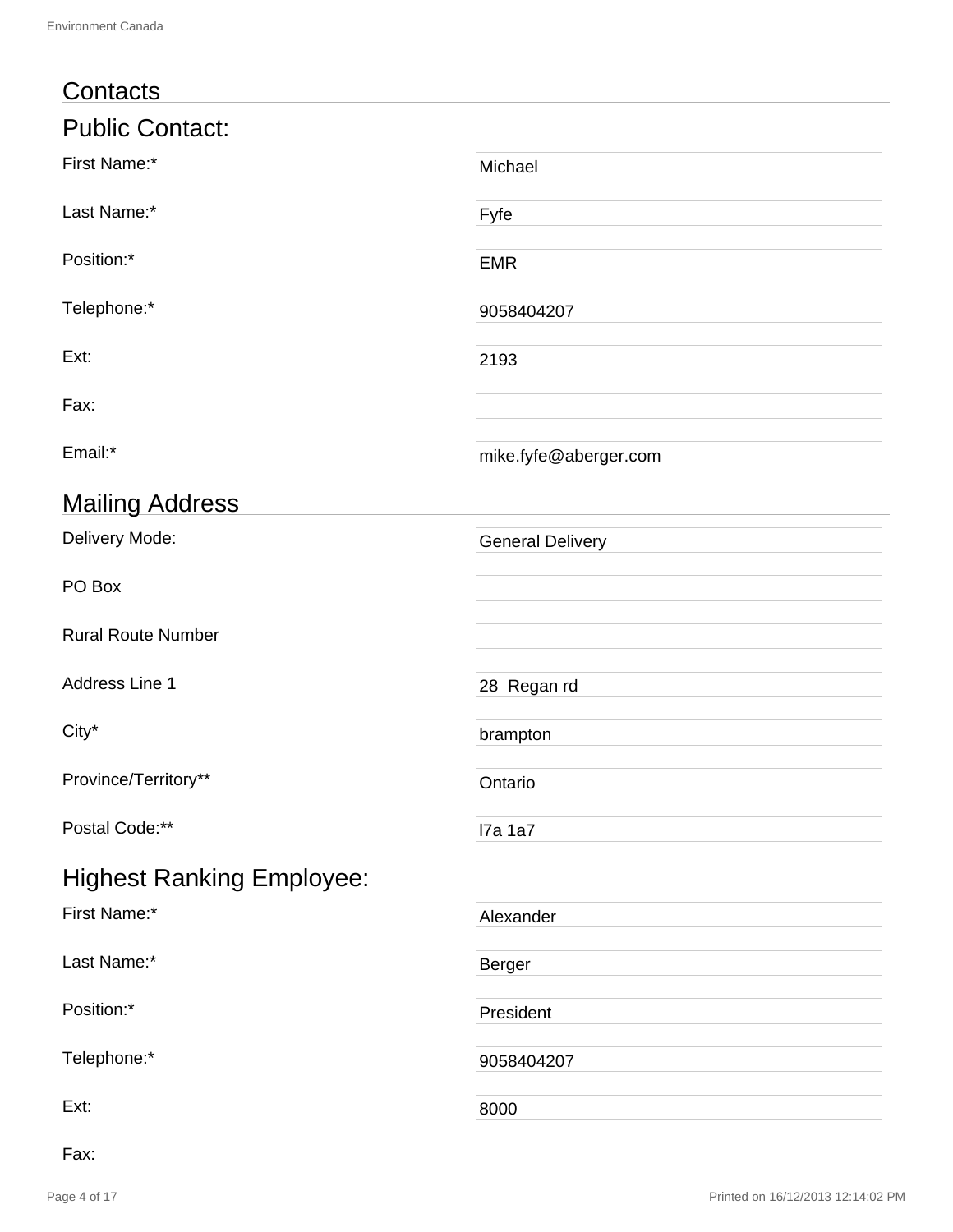# Contacts

## Public Contact:

| Field | Value |
|---|---|
| First Name:* | Michael |
| Last Name:* | Fyfe |
| Position:* | EMR |
| Telephone:* | 9058404207 |
| Ext: | 2193 |
| Fax: | |
| Email:* | mike.fyfe@aberger.com |

## Mailing Address

| Field | Value |
|---|---|
| Delivery Mode: | General Delivery |
| PO Box | |
| Rural Route Number | |
| Address Line 1 | 28  Regan rd |
| City* | brampton |
| Province/Territory** | Ontario |
| Postal Code:** | l7a 1a7 |

## Highest Ranking Employee:

| Field | Value |
|---|---|
| First Name:* | Alexander |
| Last Name:* | Berger |
| Position:* | President |
| Telephone:* | 9058404207 |
| Ext: | 8000 |
| Fax: | |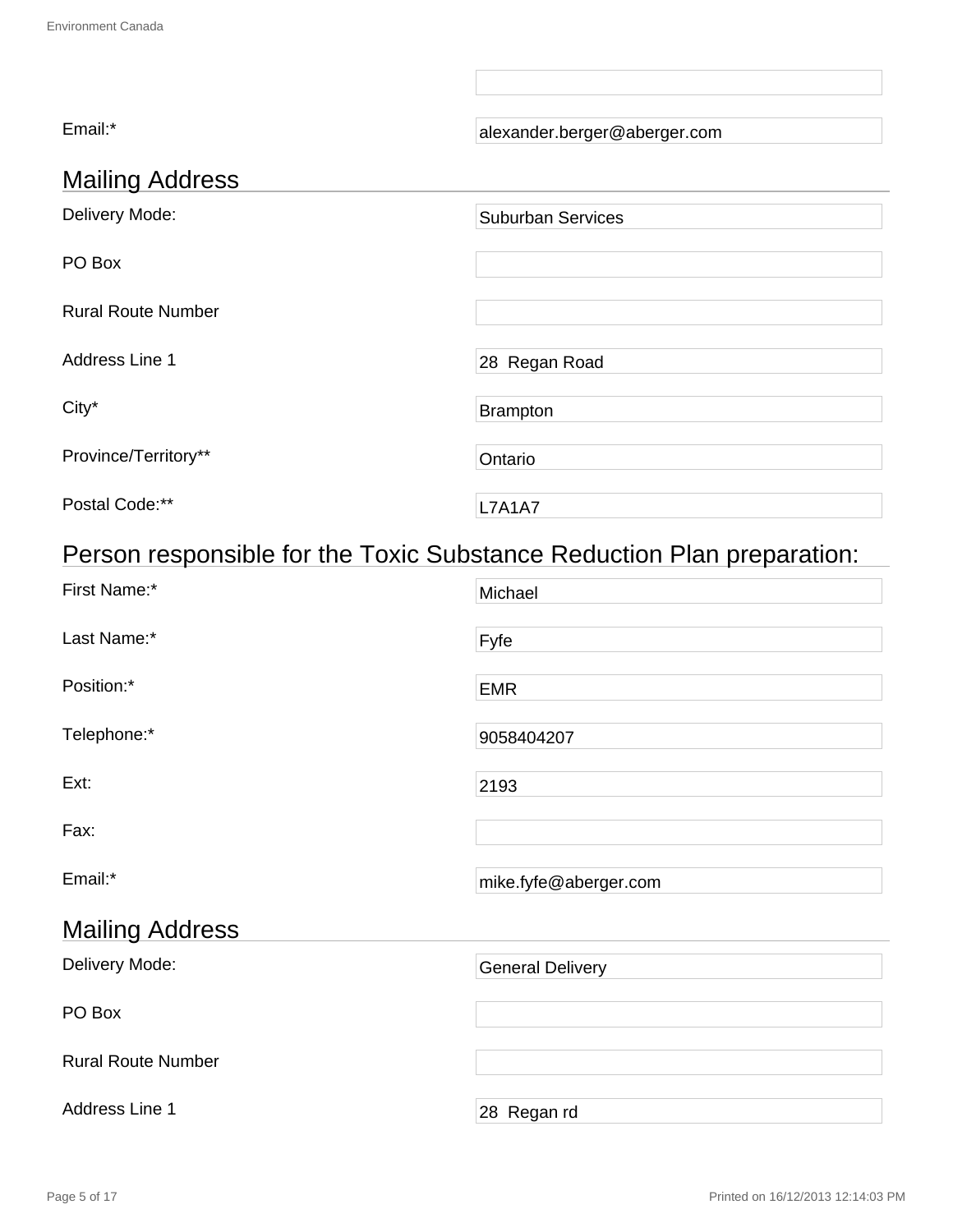| | |
|---|---|
| | |
| Email:* | alexander.berger@aberger.com |

## Mailing Address

| | |
|---|---|
| Delivery Mode: | Suburban Services |
| PO Box | |
| Rural Route Number | |
| Address Line 1 | 28 Regan Road |
| City* | Brampton |
| Province/Territory** | Ontario |
| Postal Code:** | L7A1A7 |

## Person responsible for the Toxic Substance Reduction Plan preparation:

| | |
|---|---|
| First Name:* | Michael |
| Last Name:* | Fyfe |
| Position:* | EMR |
| Telephone:* | 9058404207 |
| Ext: | 2193 |
| Fax: | |
| Email:* | mike.fyfe@aberger.com |

## Mailing Address

| | |
|---|---|
| Delivery Mode: | General Delivery |
| PO Box | |
| Rural Route Number | |
| Address Line 1 | 28 Regan rd |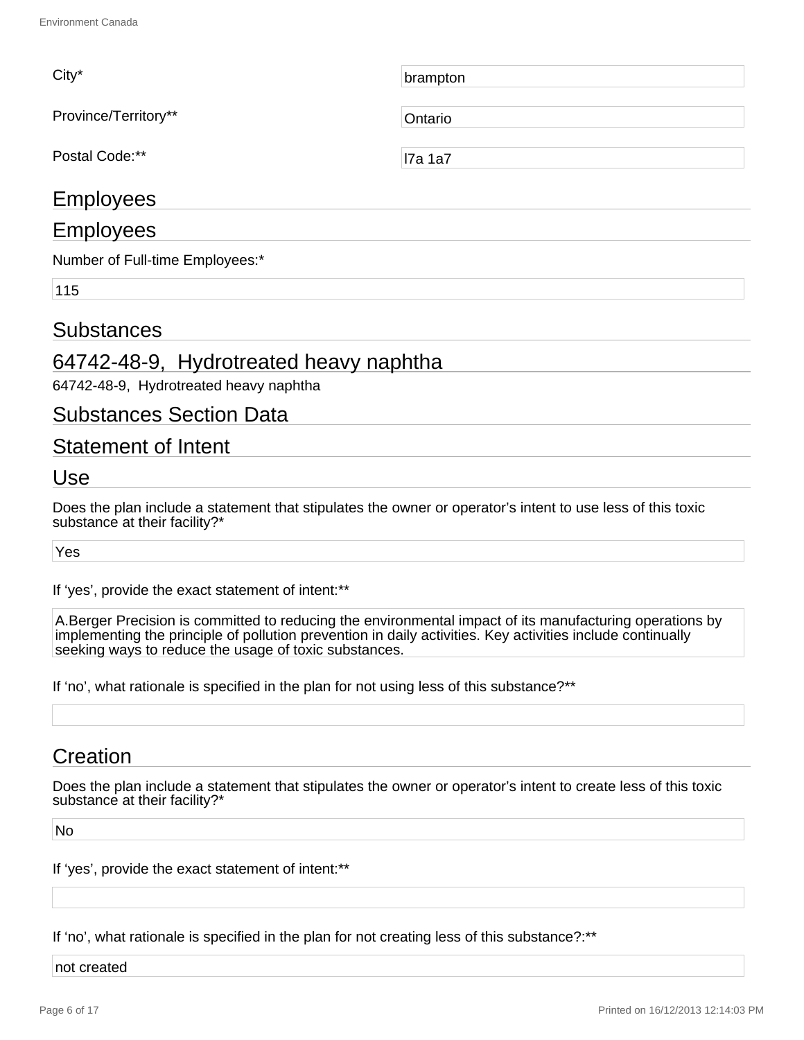City*

brampton

Province/Territory**

Ontario

Postal Code:**

l7a 1a7

## Employees

## Employees

Number of Full-time Employees:*

115

## Substances

## 64742-48-9, Hydrotreated heavy naphtha

64742-48-9, Hydrotreated heavy naphtha

## Substances Section Data

## Statement of Intent

## Use

Does the plan include a statement that stipulates the owner or operator’s intent to use less of this toxic substance at their facility?*

Yes

If ‘yes’, provide the exact statement of intent:**

A.Berger Precision is committed to reducing the environmental impact of its manufacturing operations by implementing the principle of pollution prevention in daily activities. Key activities include continually seeking ways to reduce the usage of toxic substances.

If ‘no’, what rationale is specified in the plan for not using less of this substance?**

## Creation

Does the plan include a statement that stipulates the owner or operator’s intent to create less of this toxic substance at their facility?*

No

If ‘yes’, provide the exact statement of intent:**

If ‘no’, what rationale is specified in the plan for not creating less of this substance?:**

not created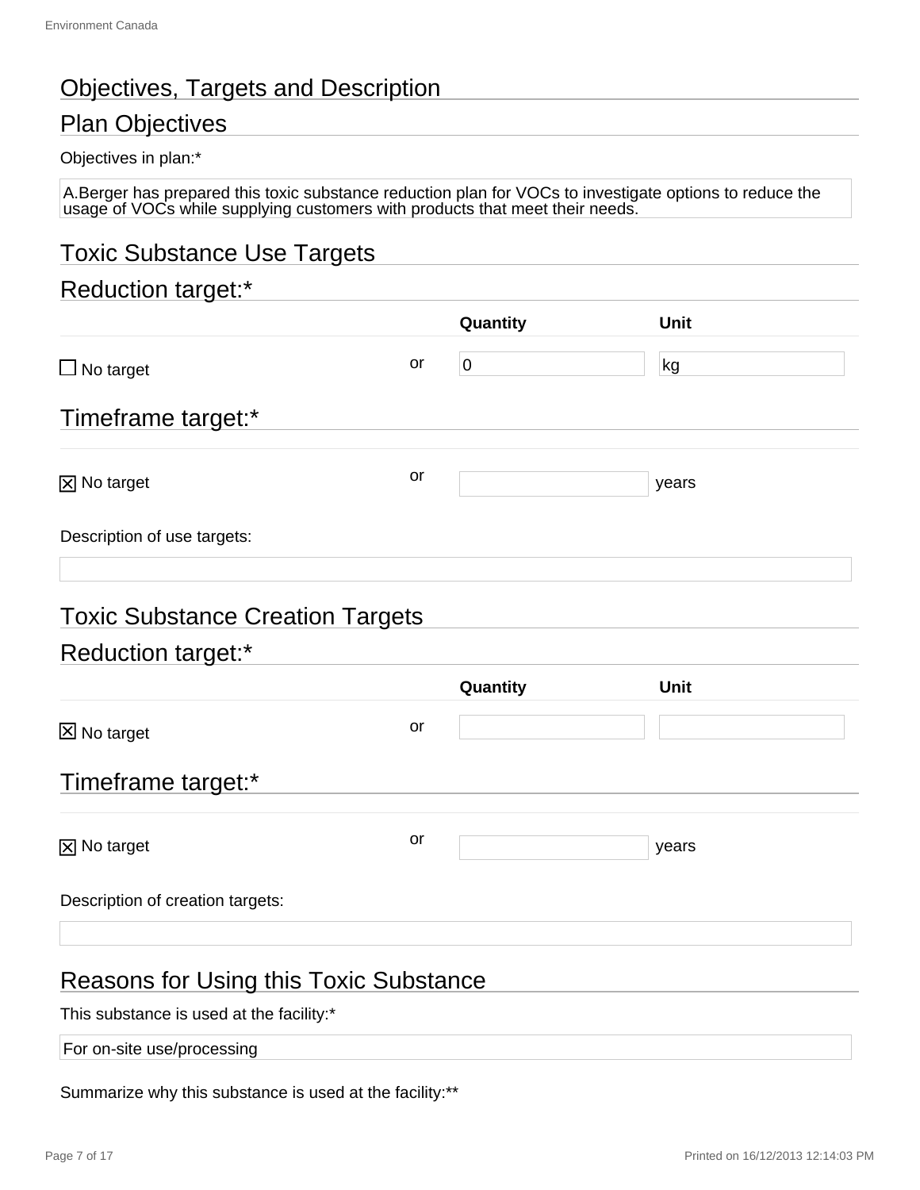## Objectives, Targets and Description

## Plan Objectives

Objectives in plan:*

A.Berger has prepared this toxic substance reduction plan for VOCs to investigate options to reduce the usage of VOCs while supplying customers with products that meet their needs.

## Toxic Substance Use Targets

### Reduction target:*

| | | Quantity | Unit |
|---|---|---|---|
| ☐ No target | or | 0 | kg |

### Timeframe target:*

| | | | |
|---|---|---|---|
| ☒ No target | or | | years |

Description of use targets:

## Toxic Substance Creation Targets

### Reduction target:*

| | | Quantity | Unit |
|---|---|---|---|
| ☒ No target | or | | |

### Timeframe target:*

| | | | |
|---|---|---|---|
| ☒ No target | or | | years |

Description of creation targets:

## Reasons for Using this Toxic Substance

This substance is used at the facility:*

For on-site use/processing

Summarize why this substance is used at the facility:**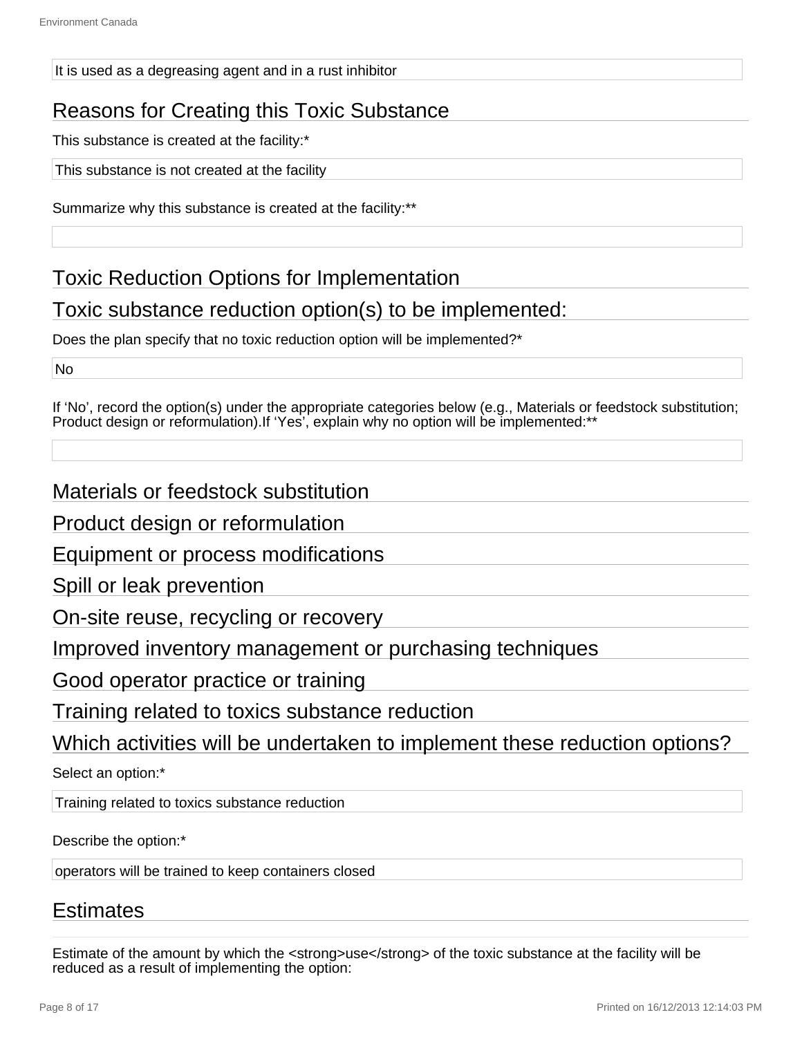It is used as a degreasing agent and in a rust inhibitor

## Reasons for Creating this Toxic Substance

This substance is created at the facility:*

This substance is not created at the facility

Summarize why this substance is created at the facility:**

## Toxic Reduction Options for Implementation

## Toxic substance reduction option(s) to be implemented:

Does the plan specify that no toxic reduction option will be implemented?*

No

If 'No', record the option(s) under the appropriate categories below (e.g., Materials or feedstock substitution; Product design or reformulation).If 'Yes', explain why no option will be implemented:**

## Materials or feedstock substitution

## Product design or reformulation

## Equipment or process modifications

## Spill or leak prevention

## On-site reuse, recycling or recovery

## Improved inventory management or purchasing techniques

## Good operator practice or training

## Training related to toxics substance reduction

## Which activities will be undertaken to implement these reduction options?

Select an option:*

Training related to toxics substance reduction

Describe the option:*

operators will be trained to keep containers closed

## Estimates

Estimate of the amount by which the <strong>use</strong> of the toxic substance at the facility will be reduced as a result of implementing the option: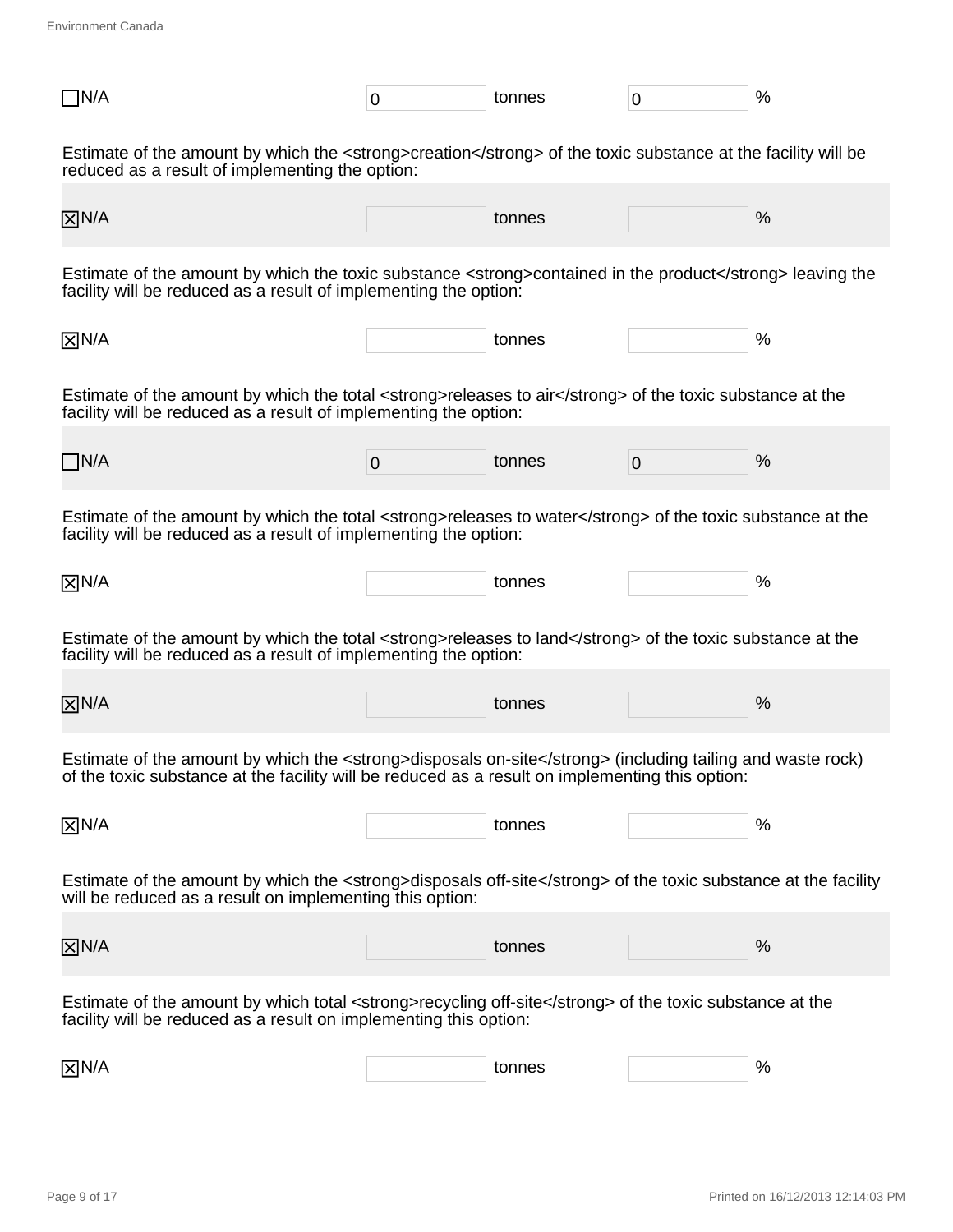| | | | | |
|---|---|---|---|---|
| ☐ N/A | 0 | tonnes | 0 | % |

Estimate of the amount by which the <strong>creation</strong> of the toxic substance at the facility will be reduced as a result of implementing the option:

| | | | | |
|---|---|---|---|---|
| ☒ N/A | | tonnes | | % |

Estimate of the amount by which the toxic substance <strong>contained in the product</strong> leaving the facility will be reduced as a result of implementing the option:

| | | | | |
|---|---|---|---|---|
| ☒ N/A | | tonnes | | % |

Estimate of the amount by which the total <strong>releases to air</strong> of the toxic substance at the facility will be reduced as a result of implementing the option:

| | | | | |
|---|---|---|---|---|
| ☐ N/A | 0 | tonnes | 0 | % |

Estimate of the amount by which the total <strong>releases to water</strong> of the toxic substance at the facility will be reduced as a result of implementing the option:

| | | | | |
|---|---|---|---|---|
| ☒ N/A | | tonnes | | % |

Estimate of the amount by which the total <strong>releases to land</strong> of the toxic substance at the facility will be reduced as a result of implementing the option:

| | | | | |
|---|---|---|---|---|
| ☒ N/A | | tonnes | | % |

Estimate of the amount by which the <strong>disposals on-site</strong> (including tailing and waste rock) of the toxic substance at the facility will be reduced as a result on implementing this option:

| | | | | |
|---|---|---|---|---|
| ☒ N/A | | tonnes | | % |

Estimate of the amount by which the <strong>disposals off-site</strong> of the toxic substance at the facility will be reduced as a result on implementing this option:

| | | | | |
|---|---|---|---|---|
| ☒ N/A | | tonnes | | % |

Estimate of the amount by which total <strong>recycling off-site</strong> of the toxic substance at the facility will be reduced as a result on implementing this option:

| | | | | |
|---|---|---|---|---|
| ☒ N/A | | tonnes | | % |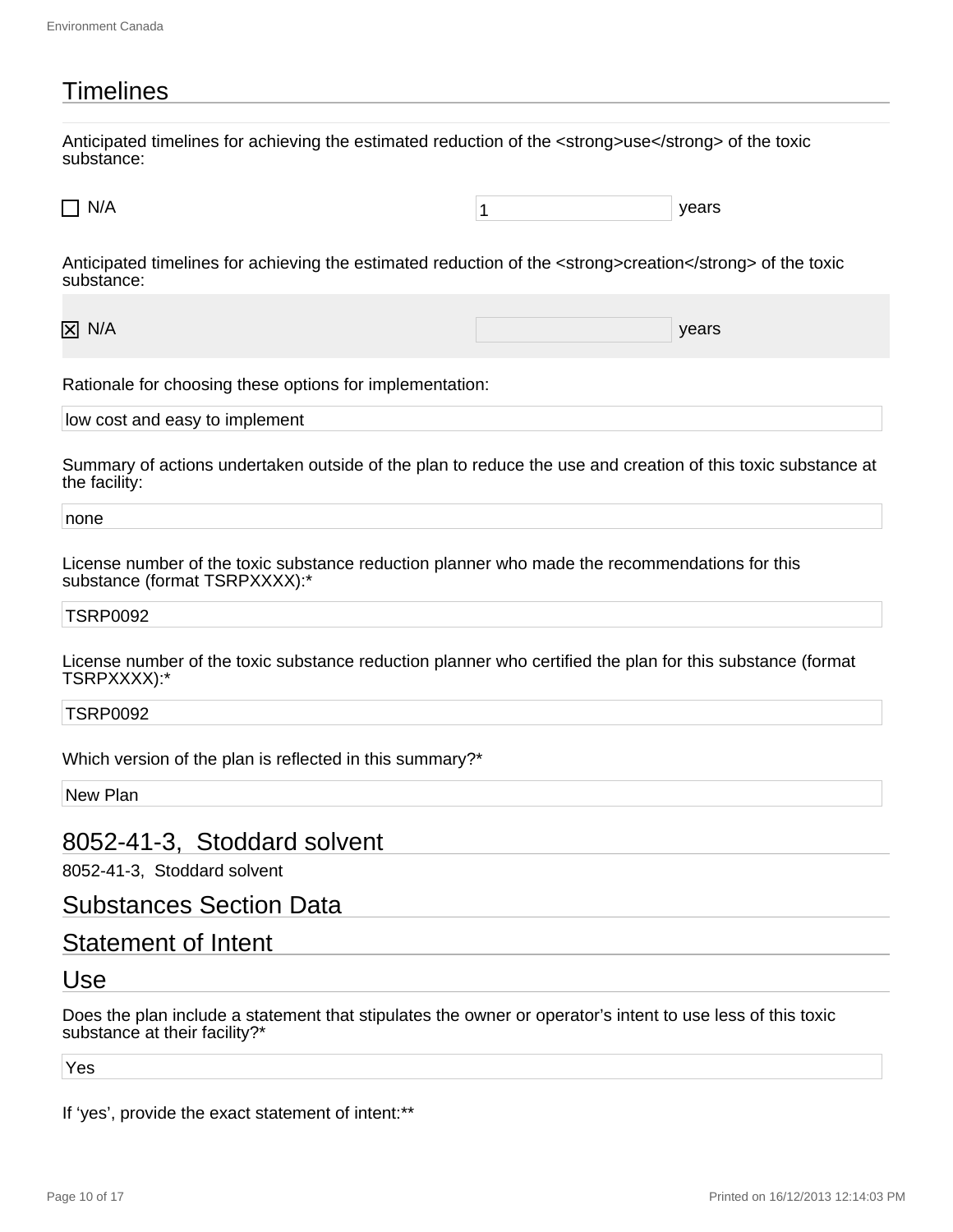## Timelines

Anticipated timelines for achieving the estimated reduction of the <strong>use</strong> of the toxic substance:

☐ N/A — 1 years

Anticipated timelines for achieving the estimated reduction of the <strong>creation</strong> of the toxic substance:

☒ N/A — years

Rationale for choosing these options for implementation:

low cost and easy to implement

Summary of actions undertaken outside of the plan to reduce the use and creation of this toxic substance at the facility:

none

License number of the toxic substance reduction planner who made the recommendations for this substance (format TSRPXXXX):*

TSRP0092

License number of the toxic substance reduction planner who certified the plan for this substance (format TSRPXXXX):*

TSRP0092

Which version of the plan is reflected in this summary?*

New Plan

## 8052-41-3, Stoddard solvent

8052-41-3, Stoddard solvent

## Substances Section Data

## Statement of Intent

## Use

Does the plan include a statement that stipulates the owner or operator's intent to use less of this toxic substance at their facility?*

Yes

If 'yes', provide the exact statement of intent:**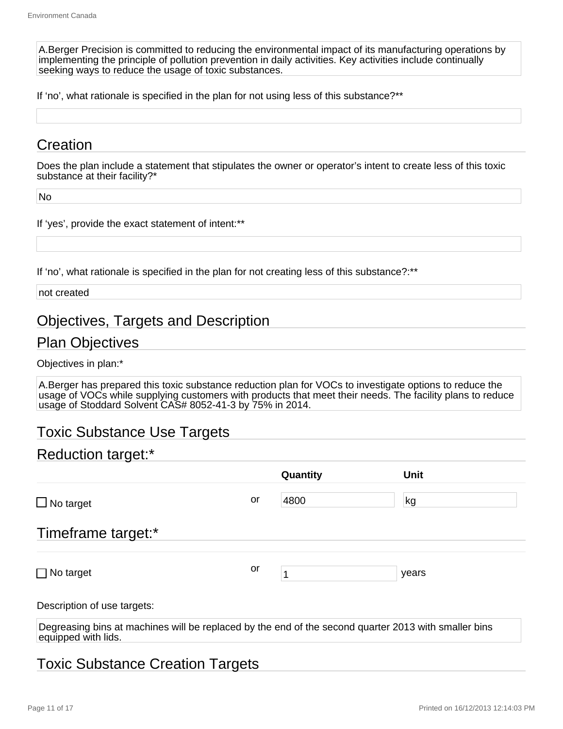A.Berger Precision is committed to reducing the environmental impact of its manufacturing operations by implementing the principle of pollution prevention in daily activities. Key activities include continually seeking ways to reduce the usage of toxic substances.

If 'no', what rationale is specified in the plan for not using less of this substance?**

## Creation

Does the plan include a statement that stipulates the owner or operator's intent to create less of this toxic substance at their facility?*

No

If 'yes', provide the exact statement of intent:**

If 'no', what rationale is specified in the plan for not creating less of this substance?:**

not created

## Objectives, Targets and Description

## Plan Objectives

Objectives in plan:*

A.Berger has prepared this toxic substance reduction plan for VOCs to investigate options to reduce the usage of VOCs while supplying customers with products that meet their needs. The facility plans to reduce usage of Stoddard Solvent CAS# 8052-41-3 by 75% in 2014.

## Toxic Substance Use Targets

## Reduction target:*

| | | Quantity | Unit |
|---|---|---|---|
| ☐ No target | or | 4800 | kg |

## Timeframe target:*

| | | | |
|---|---|---|---|
| ☐ No target | or | 1 | years |

Description of use targets:

Degreasing bins at machines will be replaced by the end of the second quarter 2013 with smaller bins equipped with lids.

## Toxic Substance Creation Targets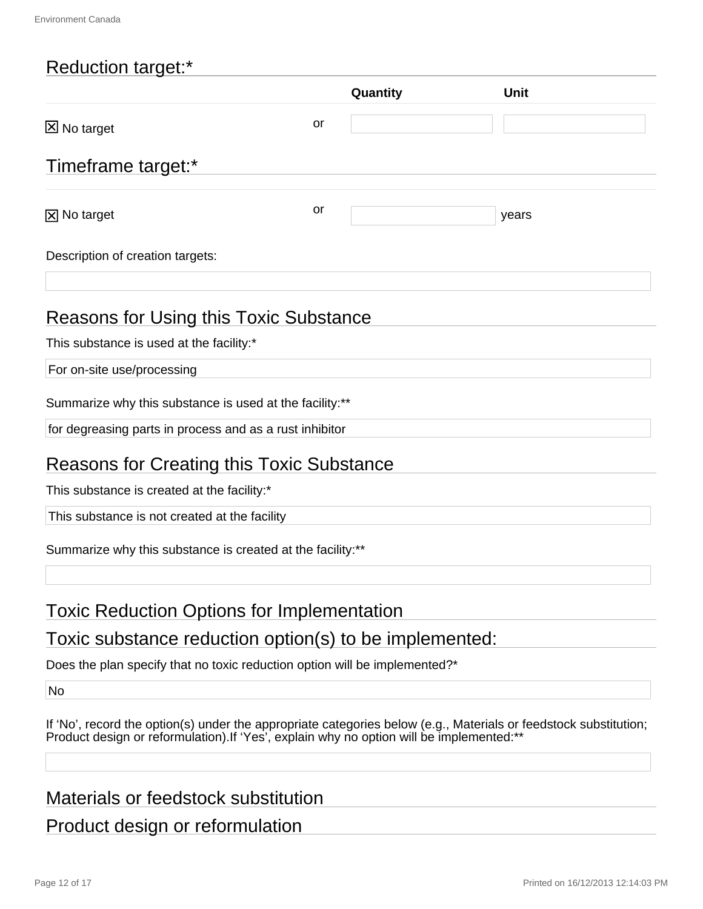## Reduction target:*

| | | Quantity | Unit |
|---|---|---|---|
| ☒ No target | or | | |

## Timeframe target:*

| | | | |
|---|---|---|---|
| ☒ No target | or | | years |

Description of creation targets:

## Reasons for Using this Toxic Substance

This substance is used at the facility:*

For on-site use/processing

Summarize why this substance is used at the facility:**

for degreasing parts in process and as a rust inhibitor

## Reasons for Creating this Toxic Substance

This substance is created at the facility:*

This substance is not created at the facility

Summarize why this substance is created at the facility:**

## Toxic Reduction Options for Implementation

## Toxic substance reduction option(s) to be implemented:

Does the plan specify that no toxic reduction option will be implemented?*

No

If 'No', record the option(s) under the appropriate categories below (e.g., Materials or feedstock substitution; Product design or reformulation).If 'Yes', explain why no option will be implemented:**

## Materials or feedstock substitution

## Product design or reformulation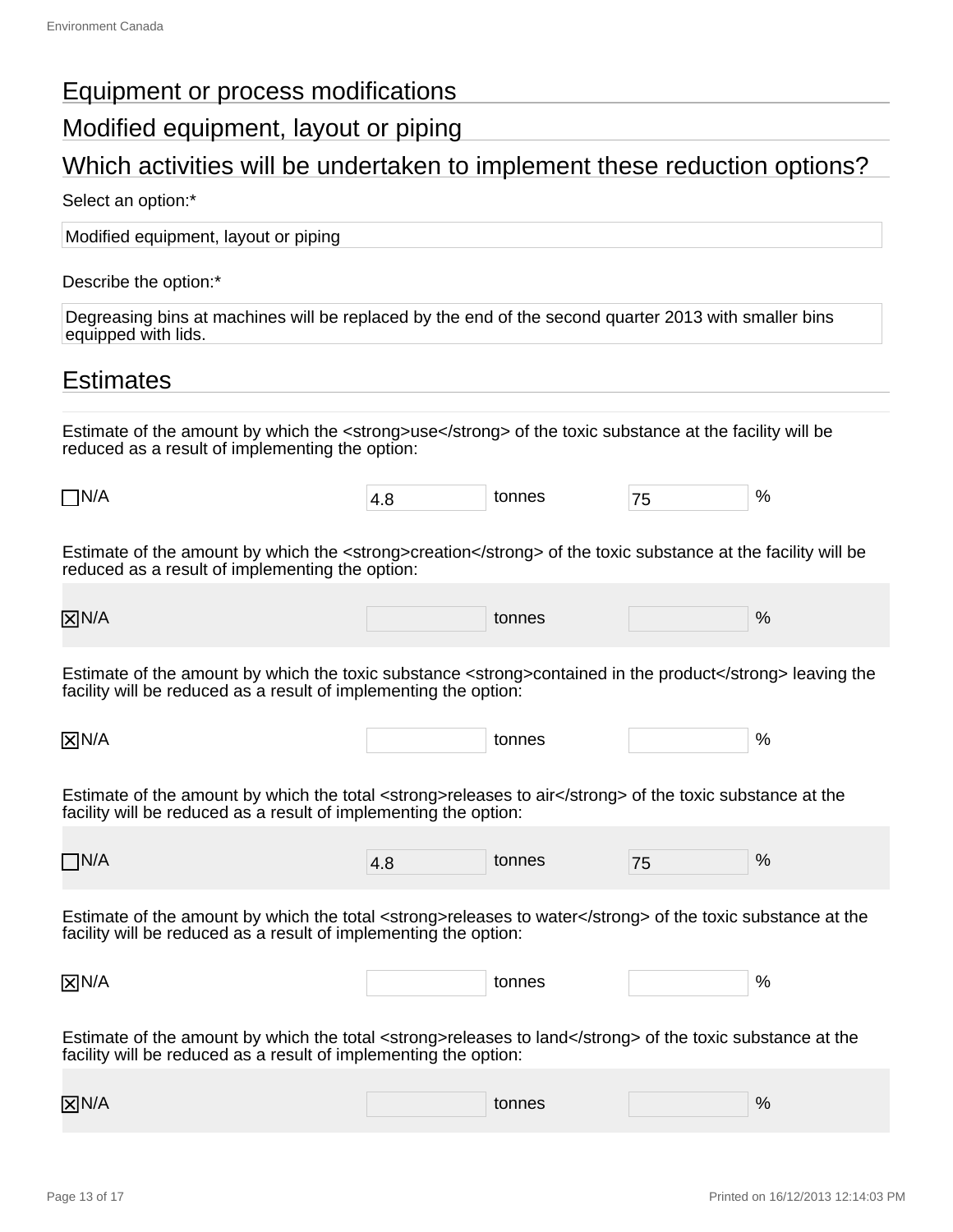## Equipment or process modifications

## Modified equipment, layout or piping

## Which activities will be undertaken to implement these reduction options?

Select an option:*

Modified equipment, layout or piping

Describe the option:*

Degreasing bins at machines will be replaced by the end of the second quarter 2013 with smaller bins equipped with lids.

## Estimates

Estimate of the amount by which the <strong>use</strong> of the toxic substance at the facility will be reduced as a result of implementing the option:

| N/A | tonnes | % |
|---|---|---|
| ☐ N/A | 4.8 | 75 |

Estimate of the amount by which the <strong>creation</strong> of the toxic substance at the facility will be reduced as a result of implementing the option:

| N/A | tonnes | % |
|---|---|---|
| ☒ N/A | | |

Estimate of the amount by which the toxic substance <strong>contained in the product</strong> leaving the facility will be reduced as a result of implementing the option:

| N/A | tonnes | % |
|---|---|---|
| ☒ N/A | | |

Estimate of the amount by which the total <strong>releases to air</strong> of the toxic substance at the facility will be reduced as a result of implementing the option:

| N/A | tonnes | % |
|---|---|---|
| ☐ N/A | 4.8 | 75 |

Estimate of the amount by which the total <strong>releases to water</strong> of the toxic substance at the facility will be reduced as a result of implementing the option:

| N/A | tonnes | % |
|---|---|---|
| ☒ N/A | | |

Estimate of the amount by which the total <strong>releases to land</strong> of the toxic substance at the facility will be reduced as a result of implementing the option:

| N/A | tonnes | % |
|---|---|---|
| ☒ N/A | | |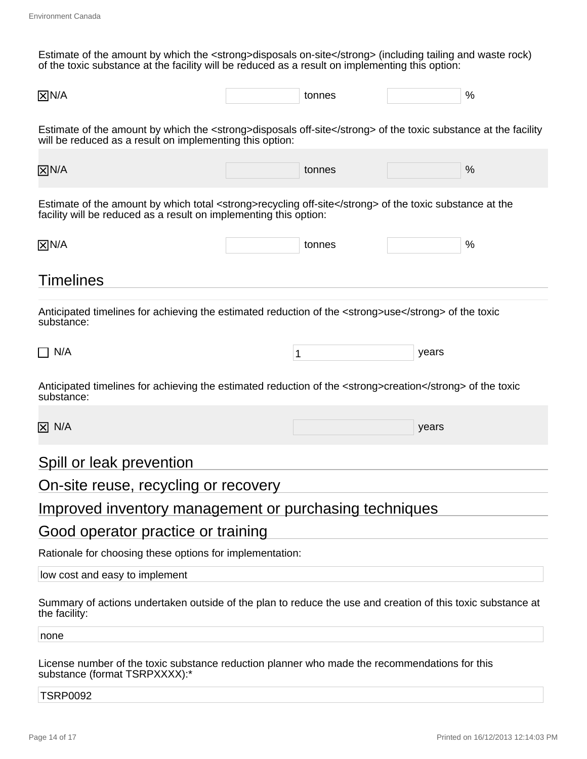Estimate of the amount by which the <strong>disposals on-site</strong> (including tailing and waste rock) of the toxic substance at the facility will be reduced as a result on implementing this option:

☒ N/A | tonnes | %

Estimate of the amount by which the <strong>disposals off-site</strong> of the toxic substance at the facility will be reduced as a result on implementing this option:

☒ N/A | tonnes | %

Estimate of the amount by which total <strong>recycling off-site</strong> of the toxic substance at the facility will be reduced as a result on implementing this option:

☒ N/A | tonnes | %

## Timelines

Anticipated timelines for achieving the estimated reduction of the <strong>use</strong> of the toxic substance:

☐ N/A | 1 years

Anticipated timelines for achieving the estimated reduction of the <strong>creation</strong> of the toxic substance:

☒ N/A | years

## Spill or leak prevention

## On-site reuse, recycling or recovery

## Improved inventory management or purchasing techniques

## Good operator practice or training

Rationale for choosing these options for implementation:

low cost and easy to implement

Summary of actions undertaken outside of the plan to reduce the use and creation of this toxic substance at the facility:

none

License number of the toxic substance reduction planner who made the recommendations for this substance (format TSRPXXXX):*

TSRP0092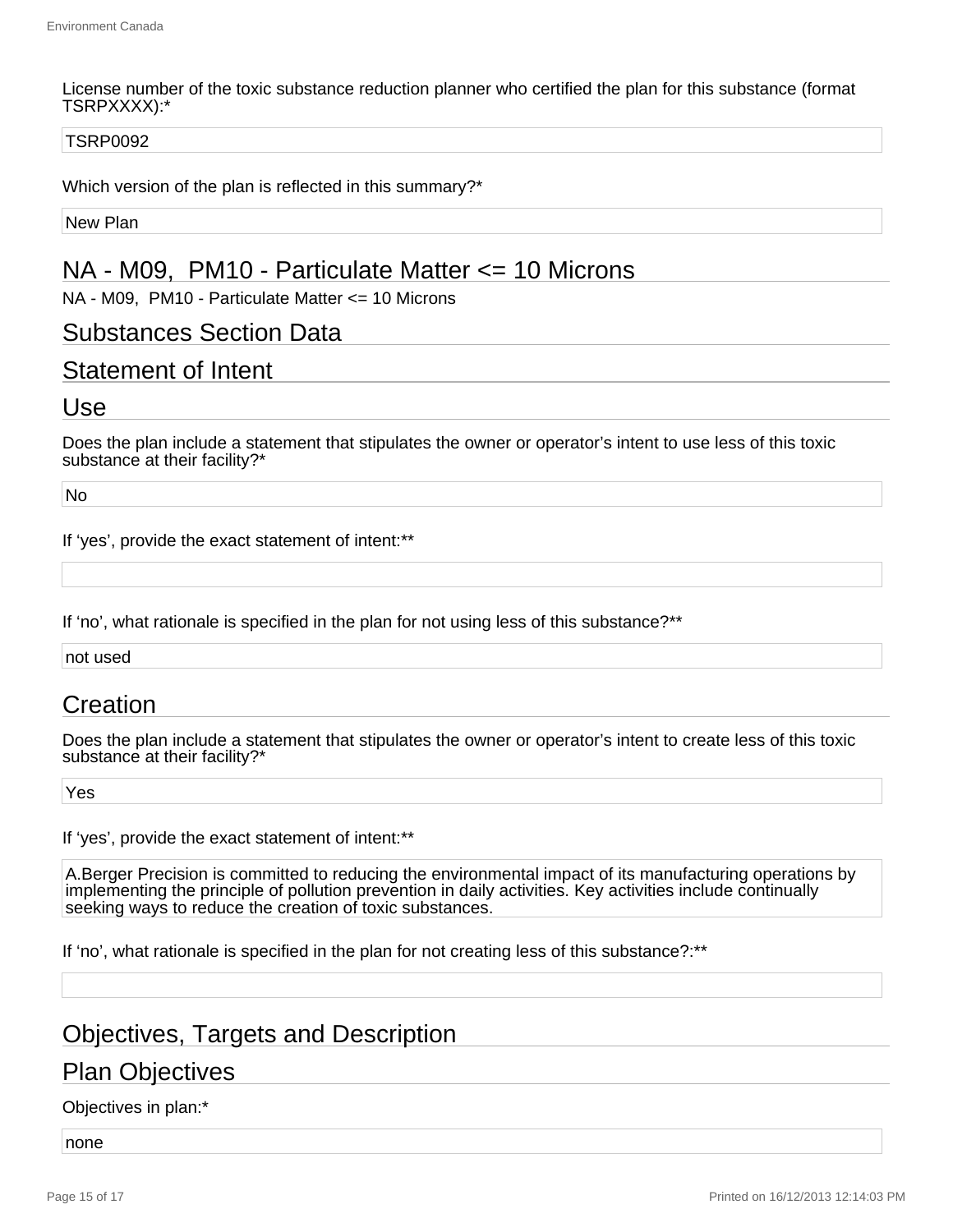License number of the toxic substance reduction planner who certified the plan for this substance (format TSRPXXXX):*

TSRP0092

Which version of the plan is reflected in this summary?*

New Plan

## NA - M09, PM10 - Particulate Matter <= 10 Microns

NA - M09, PM10 - Particulate Matter <= 10 Microns

## Substances Section Data

## Statement of Intent

## Use

Does the plan include a statement that stipulates the owner or operator's intent to use less of this toxic substance at their facility?*

No

If 'yes', provide the exact statement of intent:**

If 'no', what rationale is specified in the plan for not using less of this substance?**

not used

## Creation

Does the plan include a statement that stipulates the owner or operator's intent to create less of this toxic substance at their facility?*

Yes

If 'yes', provide the exact statement of intent:**

A.Berger Precision is committed to reducing the environmental impact of its manufacturing operations by implementing the principle of pollution prevention in daily activities. Key activities include continually seeking ways to reduce the creation of toxic substances.

If 'no', what rationale is specified in the plan for not creating less of this substance?:**

## Objectives, Targets and Description

## Plan Objectives

Objectives in plan:*

none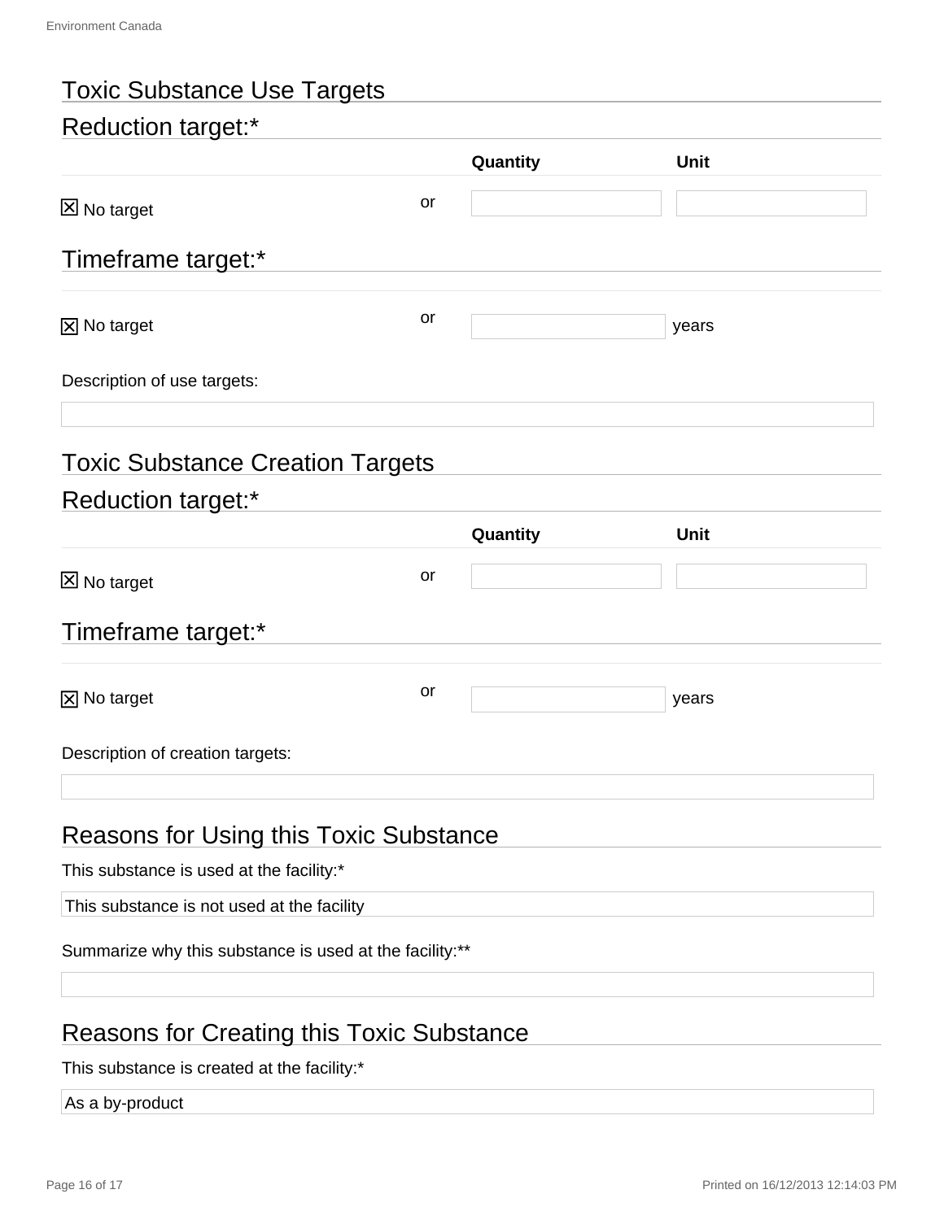## Toxic Substance Use Targets

### Reduction target:*

| | | Quantity | Unit |
|---|---|---|---|
| ☒ No target | or | | |

### Timeframe target:*

| | | | |
|---|---|---|---|
| ☒ No target | or | | years |

Description of use targets:

## Toxic Substance Creation Targets

### Reduction target:*

| | | Quantity | Unit |
|---|---|---|---|
| ☒ No target | or | | |

### Timeframe target:*

| | | | |
|---|---|---|---|
| ☒ No target | or | | years |

Description of creation targets:

## Reasons for Using this Toxic Substance

This substance is used at the facility:*

This substance is not used at the facility

Summarize why this substance is used at the facility:**

## Reasons for Creating this Toxic Substance

This substance is created at the facility:*

As a by-product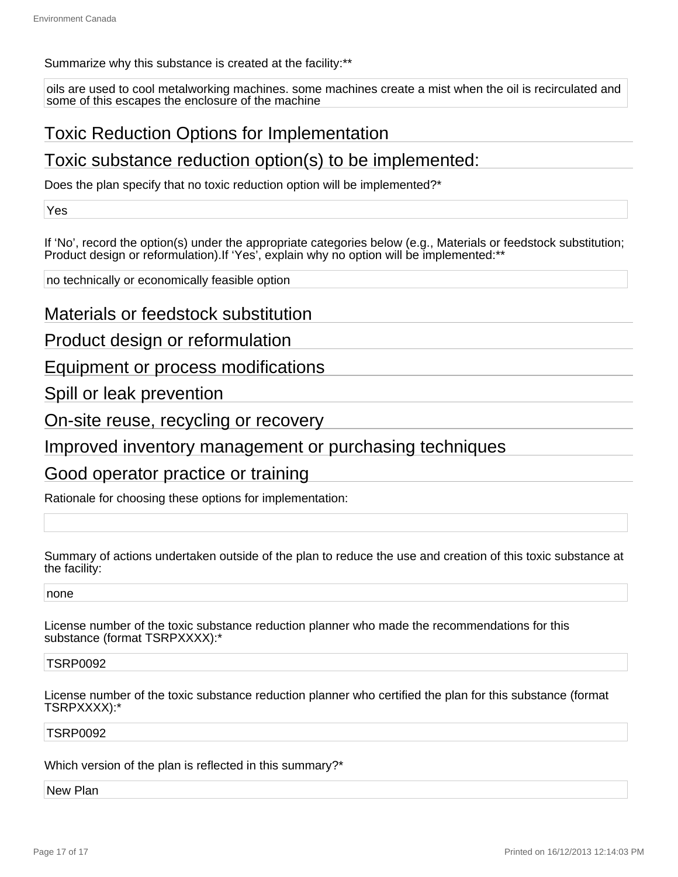Summarize why this substance is created at the facility:**

oils are used to cool metalworking machines. some machines create a mist when the oil is recirculated and some of this escapes the enclosure of the machine

## Toxic Reduction Options for Implementation

## Toxic substance reduction option(s) to be implemented:

Does the plan specify that no toxic reduction option will be implemented?*

Yes

If ‘No’, record the option(s) under the appropriate categories below (e.g., Materials or feedstock substitution; Product design or reformulation).If ‘Yes’, explain why no option will be implemented:**

no technically or economically feasible option

## Materials or feedstock substitution

## Product design or reformulation

## Equipment or process modifications

## Spill or leak prevention

## On-site reuse, recycling or recovery

## Improved inventory management or purchasing techniques

## Good operator practice or training

Rationale for choosing these options for implementation:

Summary of actions undertaken outside of the plan to reduce the use and creation of this toxic substance at the facility:

none

License number of the toxic substance reduction planner who made the recommendations for this substance (format TSRPXXXX):*

TSRP0092

License number of the toxic substance reduction planner who certified the plan for this substance (format TSRPXXXX):*

TSRP0092

Which version of the plan is reflected in this summary?*

New Plan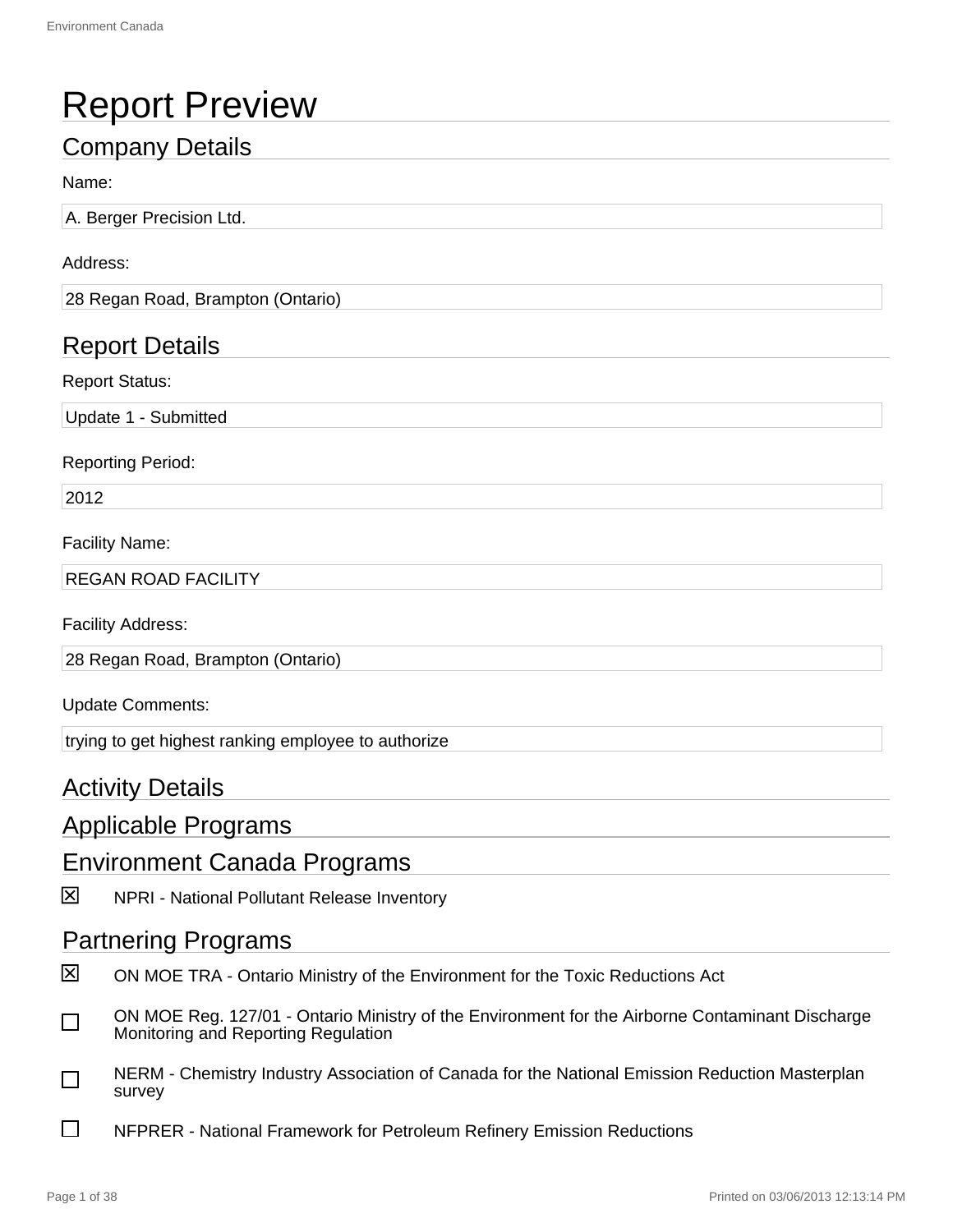# Report Preview

## Company Details

Name:

A. Berger Precision Ltd.

Address:

28 Regan Road, Brampton (Ontario)

## Report Details

Report Status:

Update 1 - Submitted

Reporting Period:

2012

Facility Name:

REGAN ROAD FACILITY

Facility Address:

28 Regan Road, Brampton (Ontario)

Update Comments:

trying to get highest ranking employee to authorize

## Activity Details

## Applicable Programs

## Environment Canada Programs

- [x] NPRI - National Pollutant Release Inventory

## Partnering Programs

- [x] ON MOE TRA - Ontario Ministry of the Environment for the Toxic Reductions Act
- [ ] ON MOE Reg. 127/01 - Ontario Ministry of the Environment for the Airborne Contaminant Discharge Monitoring and Reporting Regulation
- [ ] NERM - Chemistry Industry Association of Canada for the National Emission Reduction Masterplan survey
- [ ] NFPRER - National Framework for Petroleum Refinery Emission Reductions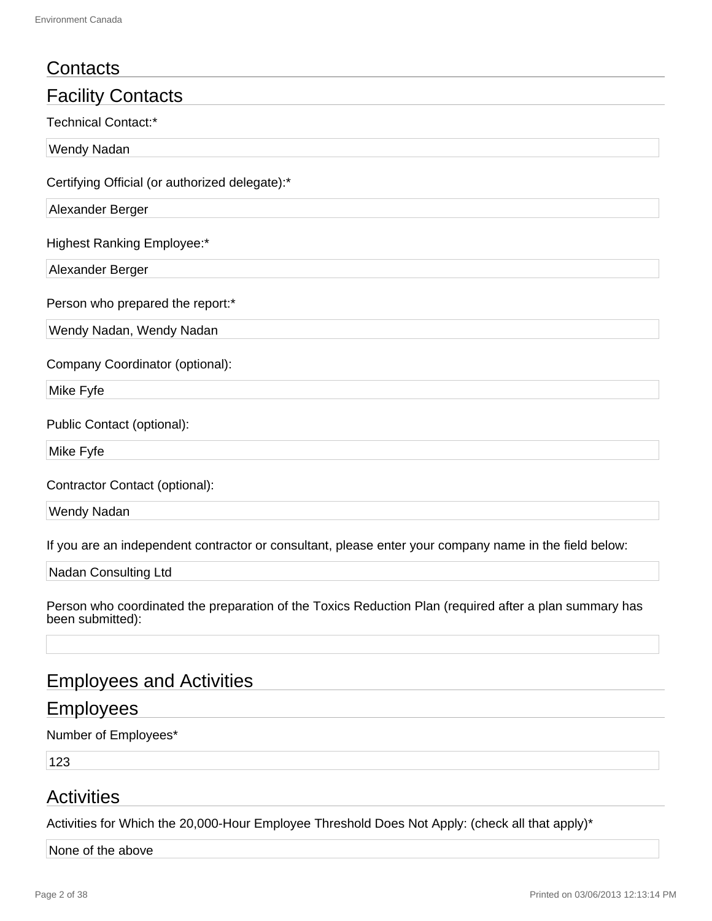# Contacts

## Facility Contacts

Technical Contact:*

Wendy Nadan

Certifying Official (or authorized delegate):*

Alexander Berger

Highest Ranking Employee:*

Alexander Berger

Person who prepared the report:*

Wendy Nadan, Wendy Nadan

Company Coordinator (optional):

Mike Fyfe

Public Contact (optional):

Mike Fyfe

Contractor Contact (optional):

Wendy Nadan

If you are an independent contractor or consultant, please enter your company name in the field below:

Nadan Consulting Ltd

Person who coordinated the preparation of the Toxics Reduction Plan (required after a plan summary has been submitted):

# Employees and Activities

## Employees

Number of Employees*

123

## Activities

Activities for Which the 20,000-Hour Employee Threshold Does Not Apply: (check all that apply)*

None of the above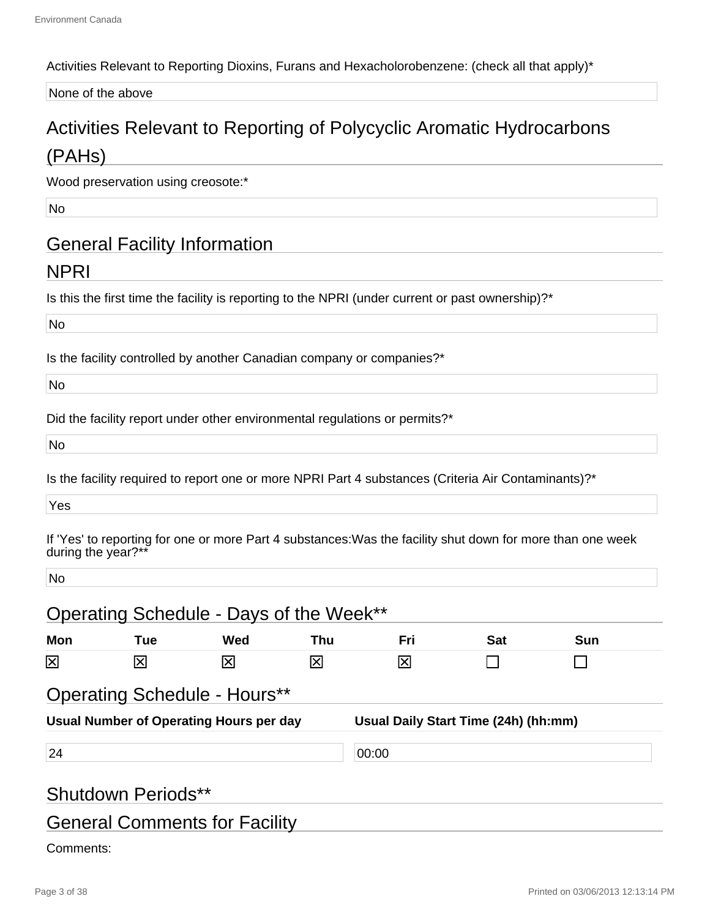Activities Relevant to Reporting Dioxins, Furans and Hexacholorobenzene: (check all that apply)*

None of the above

## Activities Relevant to Reporting of Polycyclic Aromatic Hydrocarbons (PAHs)

Wood preservation using creosote:*

No

## General Facility Information

## NPRI

Is this the first time the facility is reporting to the NPRI (under current or past ownership)?*

No

Is the facility controlled by another Canadian company or companies?*

No

Did the facility report under other environmental regulations or permits?*

No

Is the facility required to report one or more NPRI Part 4 substances (Criteria Air Contaminants)?*

Yes

If 'Yes' to reporting for one or more Part 4 substances:Was the facility shut down for more than one week during the year?**

No

## Operating Schedule - Days of the Week**

| Mon | Tue | Wed | Thu | Fri | Sat | Sun |
|---|---|---|---|---|---|---|
| ☒ | ☒ | ☒ | ☒ | ☒ | ☐ | ☐ |

## Operating Schedule - Hours**

| Usual Number of Operating Hours per day | Usual Daily Start Time (24h) (hh:mm) |
|---|---|
| 24 | 00:00 |

## Shutdown Periods**

## General Comments for Facility

Comments: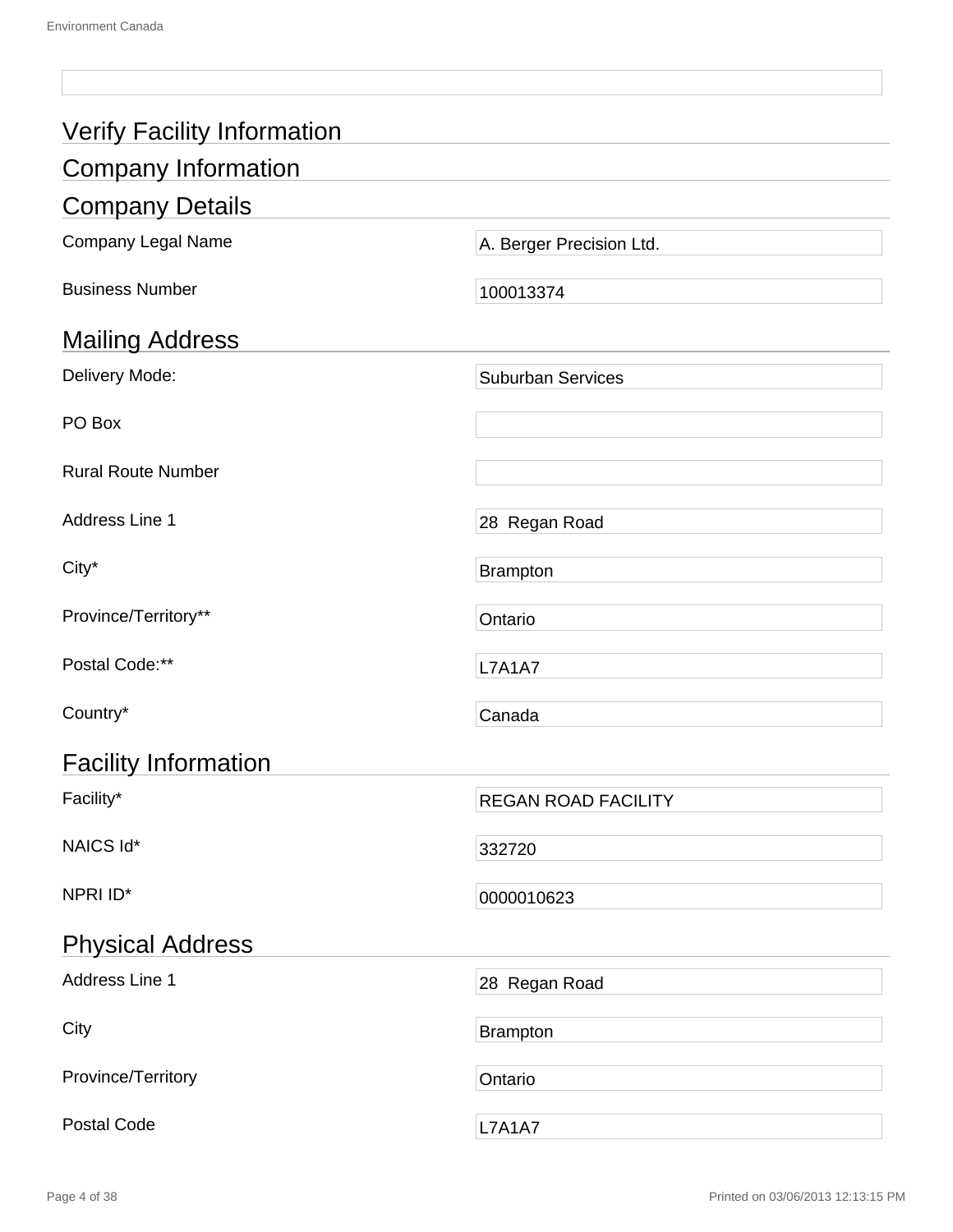## Verify Facility Information

## Company Information

### Company Details

| | |
|---|---|
| Company Legal Name | A. Berger Precision Ltd. |
| Business Number | 100013374 |

### Mailing Address

| | |
|---|---|
| Delivery Mode: | Suburban Services |
| PO Box | |
| Rural Route Number | |
| Address Line 1 | 28  Regan Road |
| City* | Brampton |
| Province/Territory** | Ontario |
| Postal Code:** | L7A1A7 |
| Country* | Canada |

### Facility Information

| | |
|---|---|
| Facility* | REGAN ROAD FACILITY |
| NAICS Id* | 332720 |
| NPRI ID* | 0000010623 |

### Physical Address

| | |
|---|---|
| Address Line 1 | 28  Regan Road |
| City | Brampton |
| Province/Territory | Ontario |
| Postal Code | L7A1A7 |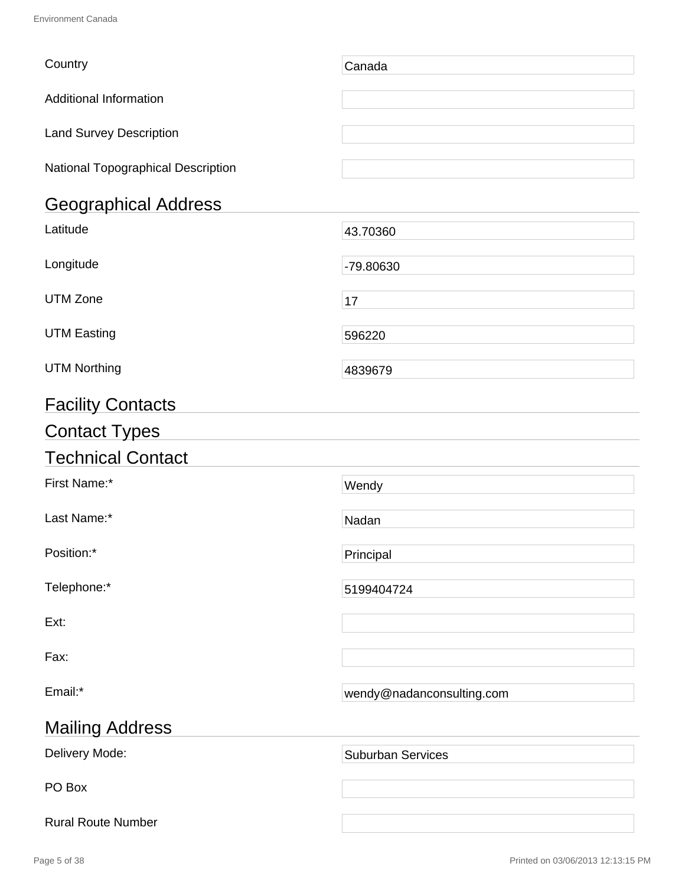| | |
|---|---|
| Country | Canada |
| Additional Information | |
| Land Survey Description | |
| National Topographical Description | |

## Geographical Address

| | |
|---|---|
| Latitude | 43.70360 |
| Longitude | -79.80630 |
| UTM Zone | 17 |
| UTM Easting | 596220 |
| UTM Northing | 4839679 |

## Facility Contacts

## Contact Types

## Technical Contact

| | |
|---|---|
| First Name:* | Wendy |
| Last Name:* | Nadan |
| Position:* | Principal |
| Telephone:* | 5199404724 |
| Ext: | |
| Fax: | |
| Email:* | wendy@nadanconsulting.com |

## Mailing Address

| | |
|---|---|
| Delivery Mode: | Suburban Services |
| PO Box | |
| Rural Route Number | |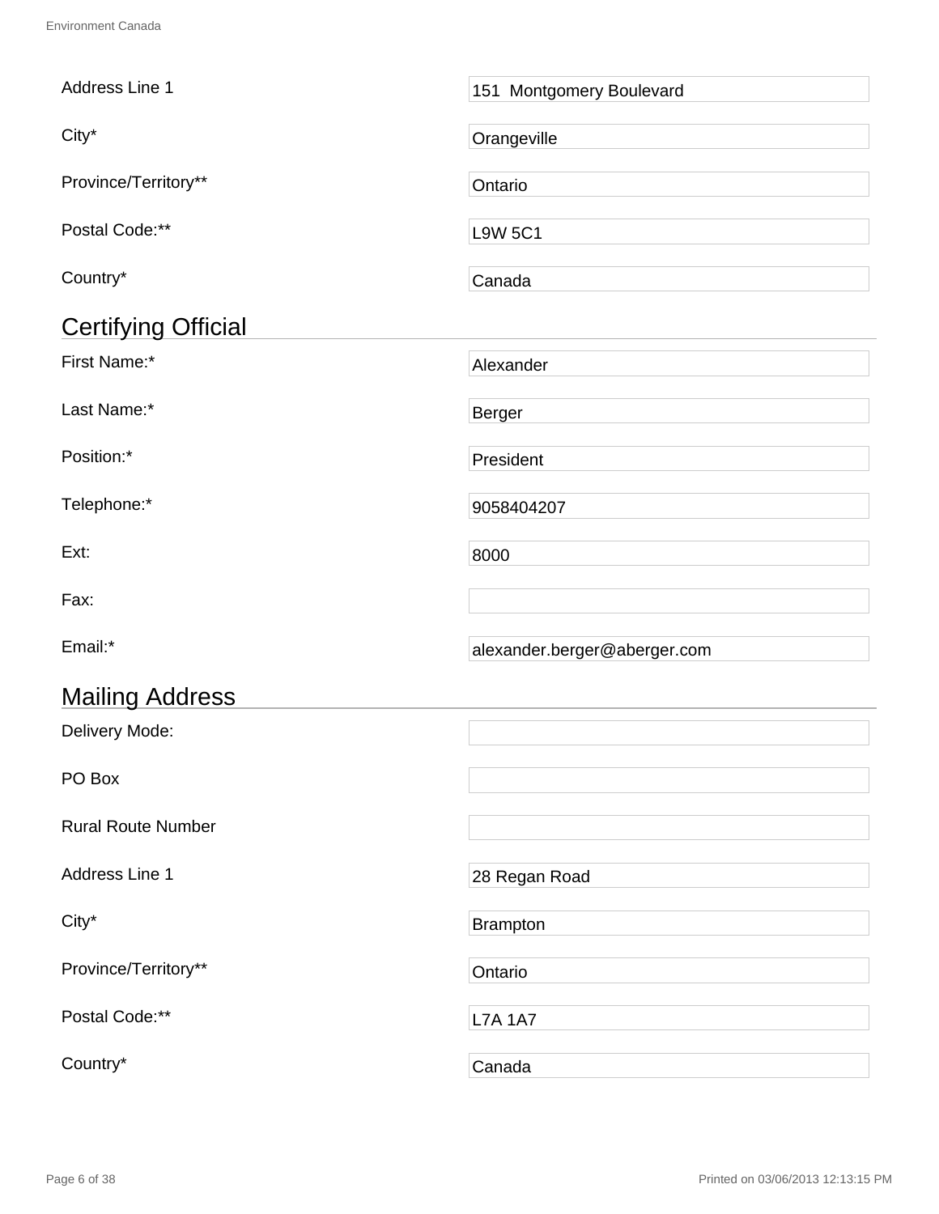| | |
|---|---|
| Address Line 1 | 151  Montgomery Boulevard |
| City* | Orangeville |
| Province/Territory** | Ontario |
| Postal Code:** | L9W 5C1 |
| Country* | Canada |

## Certifying Official

| | |
|---|---|
| First Name:* | Alexander |
| Last Name:* | Berger |
| Position:* | President |
| Telephone:* | 9058404207 |
| Ext: | 8000 |
| Fax: | |
| Email:* | alexander.berger@aberger.com |

## Mailing Address

| | |
|---|---|
| Delivery Mode: | |
| PO Box | |
| Rural Route Number | |
| Address Line 1 | 28 Regan Road |
| City* | Brampton |
| Province/Territory** | Ontario |
| Postal Code:** | L7A 1A7 |
| Country* | Canada |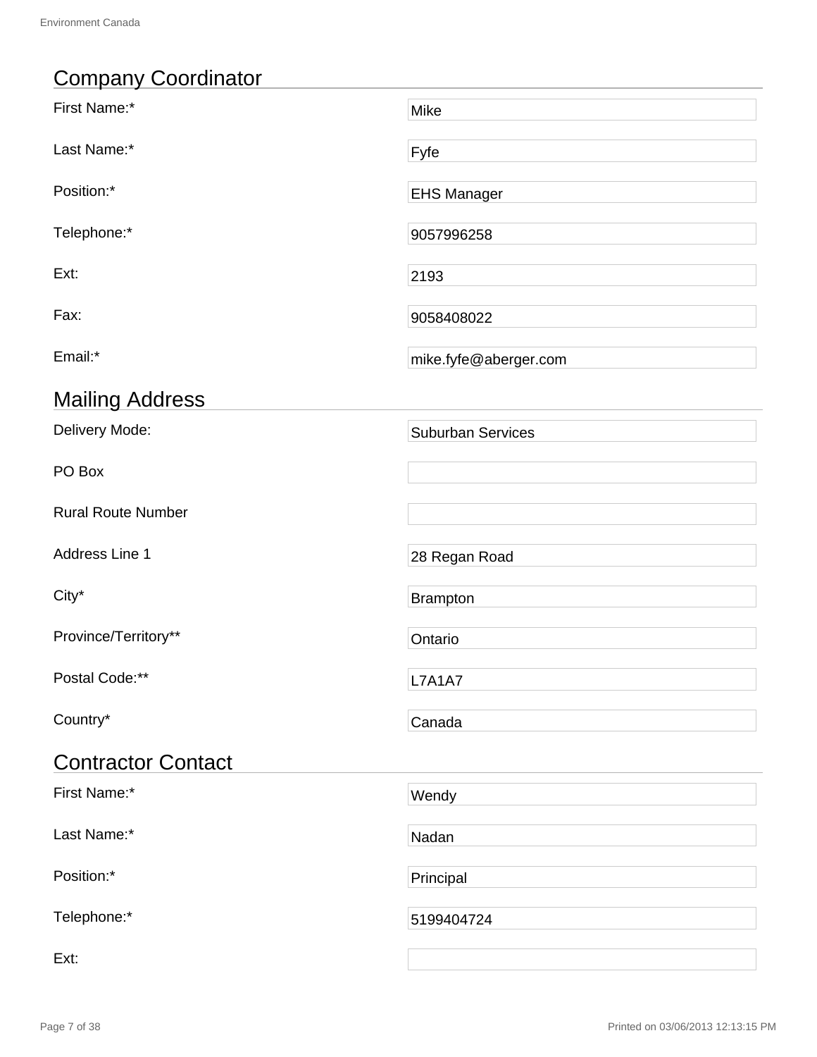## Company Coordinator

| | |
|---|---|
| First Name:* | Mike |
| Last Name:* | Fyfe |
| Position:* | EHS Manager |
| Telephone:* | 9057996258 |
| Ext: | 2193 |
| Fax: | 9058408022 |
| Email:* | mike.fyfe@aberger.com |

## Mailing Address

| | |
|---|---|
| Delivery Mode: | Suburban Services |
| PO Box | |
| Rural Route Number | |
| Address Line 1 | 28 Regan Road |
| City* | Brampton |
| Province/Territory** | Ontario |
| Postal Code:** | L7A1A7 |
| Country* | Canada |

## Contractor Contact

| | |
|---|---|
| First Name:* | Wendy |
| Last Name:* | Nadan |
| Position:* | Principal |
| Telephone:* | 5199404724 |
| Ext: | |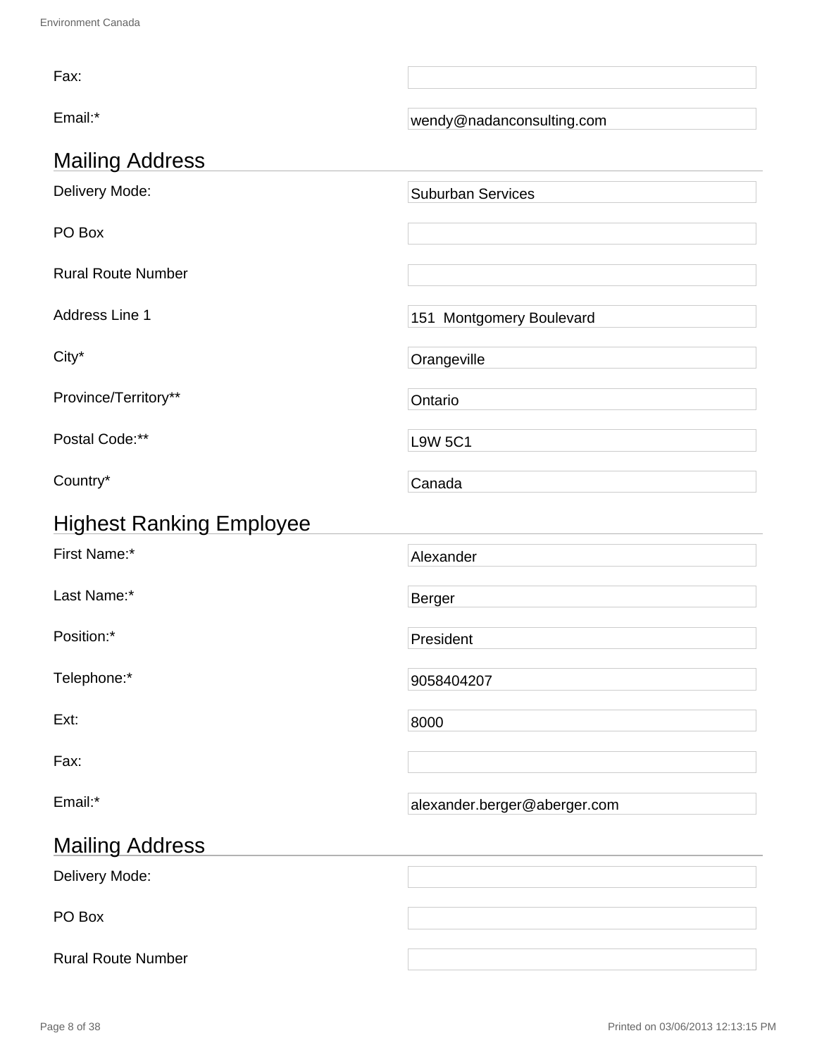| | |
|---|---|
| Fax: | |
| Email:* | wendy@nadanconsulting.com |

## Mailing Address

| | |
|---|---|
| Delivery Mode: | Suburban Services |
| PO Box | |
| Rural Route Number | |
| Address Line 1 | 151  Montgomery Boulevard |
| City* | Orangeville |
| Province/Territory** | Ontario |
| Postal Code:** | L9W 5C1 |
| Country* | Canada |

## Highest Ranking Employee

| | |
|---|---|
| First Name:* | Alexander |
| Last Name:* | Berger |
| Position:* | President |
| Telephone:* | 9058404207 |
| Ext: | 8000 |
| Fax: | |
| Email:* | alexander.berger@aberger.com |

## Mailing Address

| | |
|---|---|
| Delivery Mode: | |
| PO Box | |
| Rural Route Number | |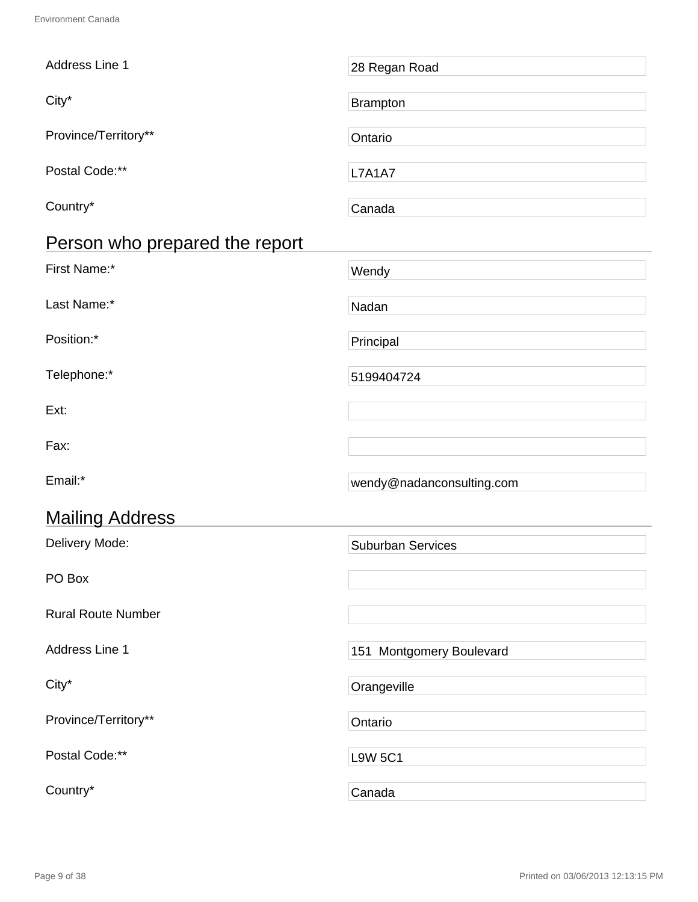| | |
|---|---|
| Address Line 1 | 28 Regan Road |
| City* | Brampton |
| Province/Territory** | Ontario |
| Postal Code:** | L7A1A7 |
| Country* | Canada |

## Person who prepared the report

| | |
|---|---|
| First Name:* | Wendy |
| Last Name:* | Nadan |
| Position:* | Principal |
| Telephone:* | 5199404724 |
| Ext: | |
| Fax: | |
| Email:* | wendy@nadanconsulting.com |

## Mailing Address

| | |
|---|---|
| Delivery Mode: | Suburban Services |
| PO Box | |
| Rural Route Number | |
| Address Line 1 | 151 Montgomery Boulevard |
| City* | Orangeville |
| Province/Territory** | Ontario |
| Postal Code:** | L9W 5C1 |
| Country* | Canada |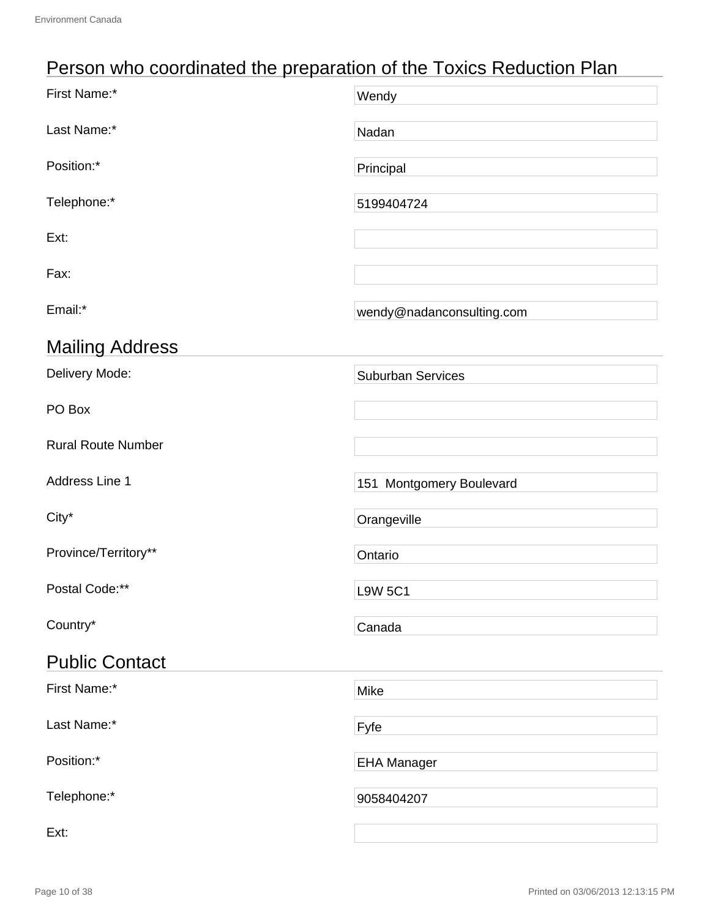## Person who coordinated the preparation of the Toxics Reduction Plan

| | |
|---|---|
| First Name:* | Wendy |
| Last Name:* | Nadan |
| Position:* | Principal |
| Telephone:* | 5199404724 |
| Ext: | |
| Fax: | |
| Email:* | wendy@nadanconsulting.com |

## Mailing Address

| | |
|---|---|
| Delivery Mode: | Suburban Services |
| PO Box | |
| Rural Route Number | |
| Address Line 1 | 151  Montgomery Boulevard |
| City* | Orangeville |
| Province/Territory** | Ontario |
| Postal Code:** | L9W 5C1 |
| Country* | Canada |

## Public Contact

| | |
|---|---|
| First Name:* | Mike |
| Last Name:* | Fyfe |
| Position:* | EHA Manager |
| Telephone:* | 9058404207 |
| Ext: | |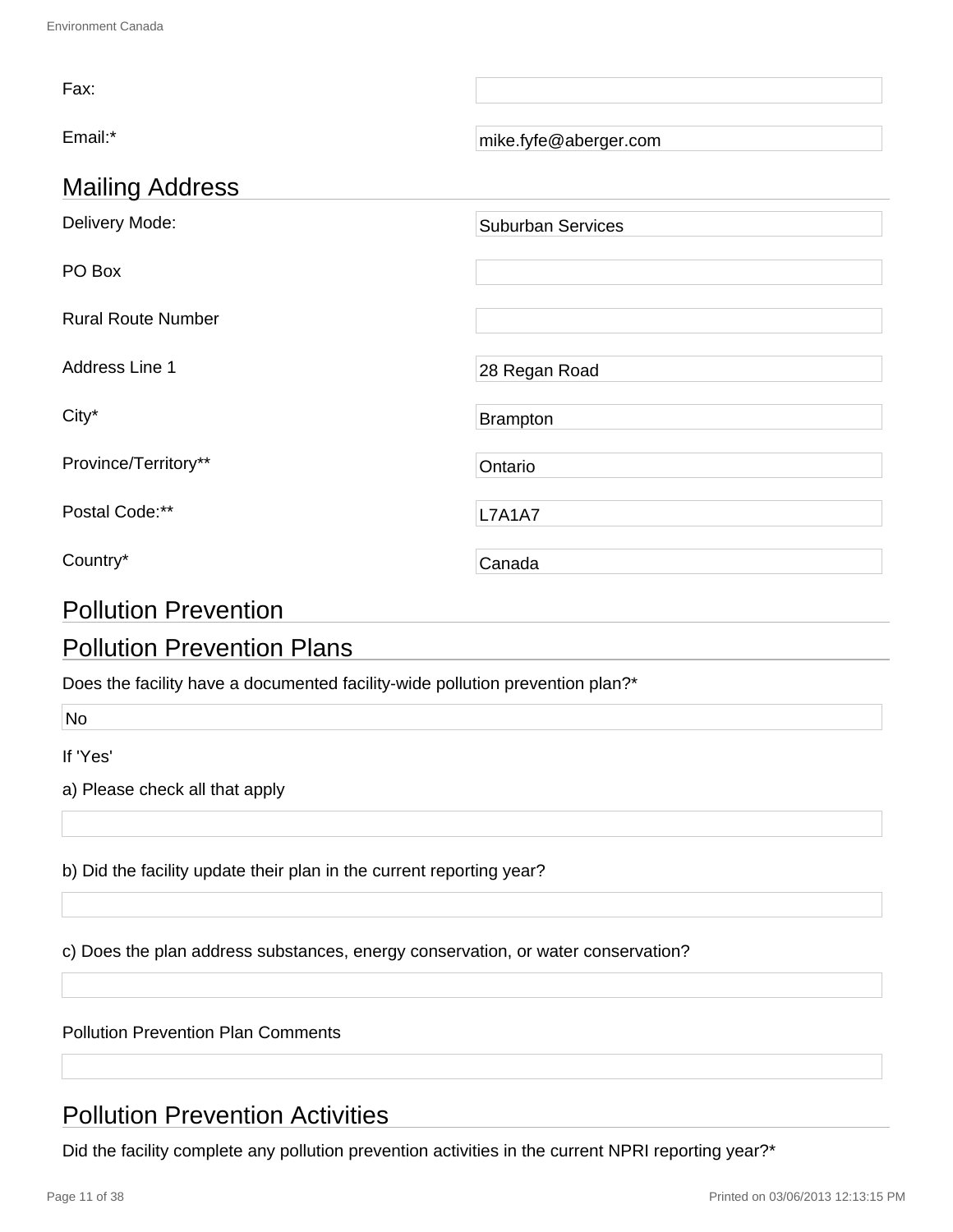| | |
|---|---|
| Fax: | |
| Email:* | mike.fyfe@aberger.com |

## Mailing Address

| | |
|---|---|
| Delivery Mode: | Suburban Services |
| PO Box | |
| Rural Route Number | |
| Address Line 1 | 28 Regan Road |
| City* | Brampton |
| Province/Territory** | Ontario |
| Postal Code:** | L7A1A7 |
| Country* | Canada |

## Pollution Prevention

## Pollution Prevention Plans

Does the facility have a documented facility-wide pollution prevention plan?*

No

If 'Yes'

a) Please check all that apply

b) Did the facility update their plan in the current reporting year?

c) Does the plan address substances, energy conservation, or water conservation?

Pollution Prevention Plan Comments

## Pollution Prevention Activities

Did the facility complete any pollution prevention activities in the current NPRI reporting year?*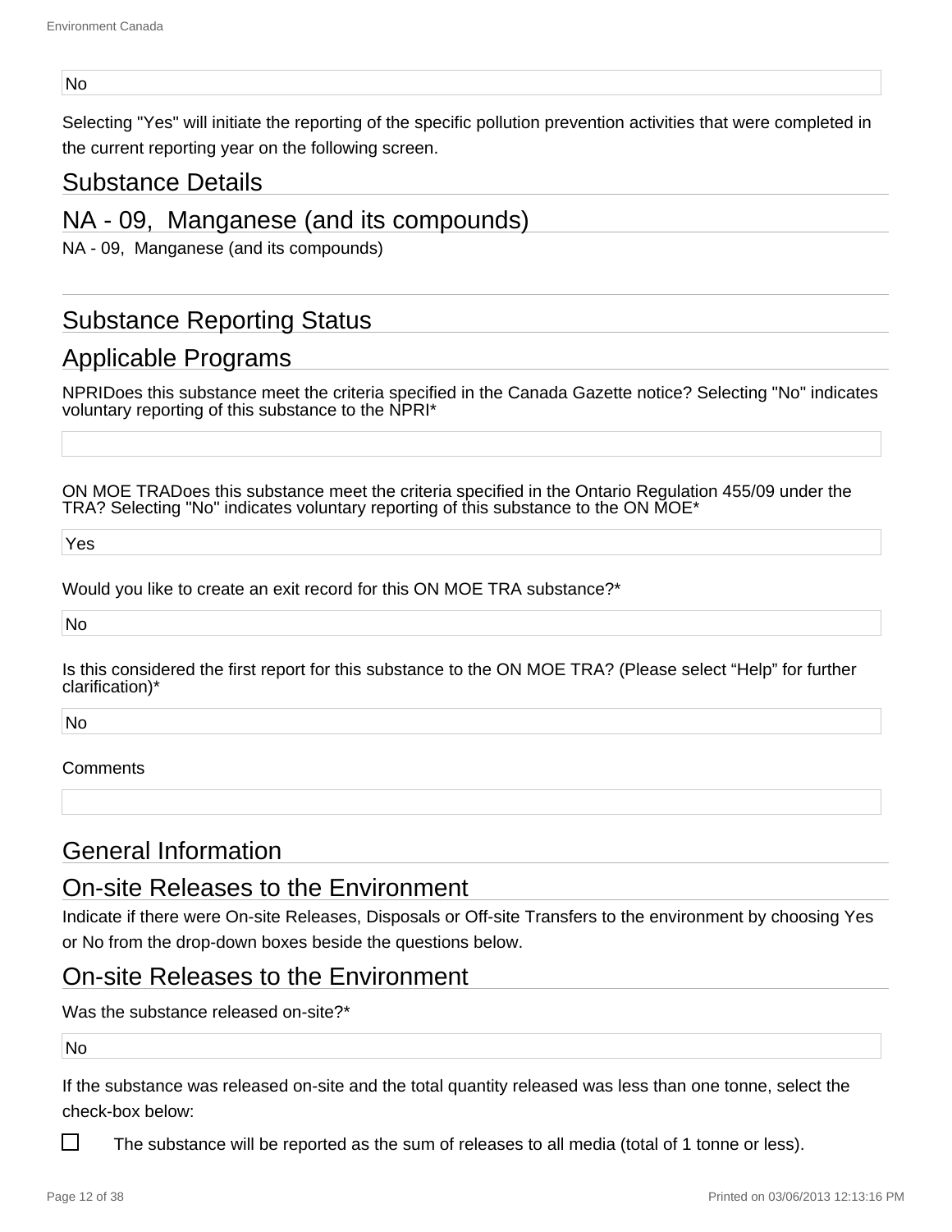No

Selecting "Yes" will initiate the reporting of the specific pollution prevention activities that were completed in the current reporting year on the following screen.

## Substance Details

## NA - 09, Manganese (and its compounds)

NA - 09, Manganese (and its compounds)

## Substance Reporting Status

## Applicable Programs

NPRIDoes this substance meet the criteria specified in the Canada Gazette notice? Selecting "No" indicates voluntary reporting of this substance to the NPRI*

ON MOE TRADoes this substance meet the criteria specified in the Ontario Regulation 455/09 under the TRA? Selecting "No" indicates voluntary reporting of this substance to the ON MOE*

Yes

Would you like to create an exit record for this ON MOE TRA substance?*

No

Is this considered the first report for this substance to the ON MOE TRA? (Please select “Help” for further clarification)*

No

Comments

## General Information

## On-site Releases to the Environment

Indicate if there were On-site Releases, Disposals or Off-site Transfers to the environment by choosing Yes or No from the drop-down boxes beside the questions below.

## On-site Releases to the Environment

Was the substance released on-site?*

No

If the substance was released on-site and the total quantity released was less than one tonne, select the check-box below:

☐ The substance will be reported as the sum of releases to all media (total of 1 tonne or less).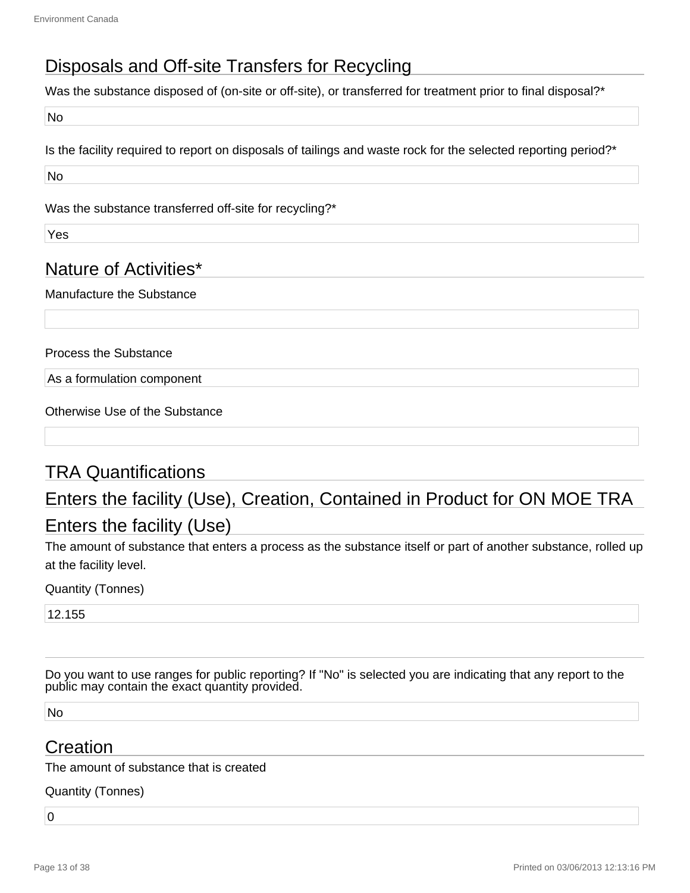## Disposals and Off-site Transfers for Recycling

Was the substance disposed of (on-site or off-site), or transferred for treatment prior to final disposal?*

No

Is the facility required to report on disposals of tailings and waste rock for the selected reporting period?*

No

Was the substance transferred off-site for recycling?*

Yes

## Nature of Activities*

Manufacture the Substance

Process the Substance

As a formulation component

Otherwise Use of the Substance

## TRA Quantifications

## Enters the facility (Use), Creation, Contained in Product for ON MOE TRA

## Enters the facility (Use)

The amount of substance that enters a process as the substance itself or part of another substance, rolled up at the facility level.

Quantity (Tonnes)

12.155

Do you want to use ranges for public reporting? If "No" is selected you are indicating that any report to the public may contain the exact quantity provided.

No

## Creation

The amount of substance that is created

Quantity (Tonnes)

0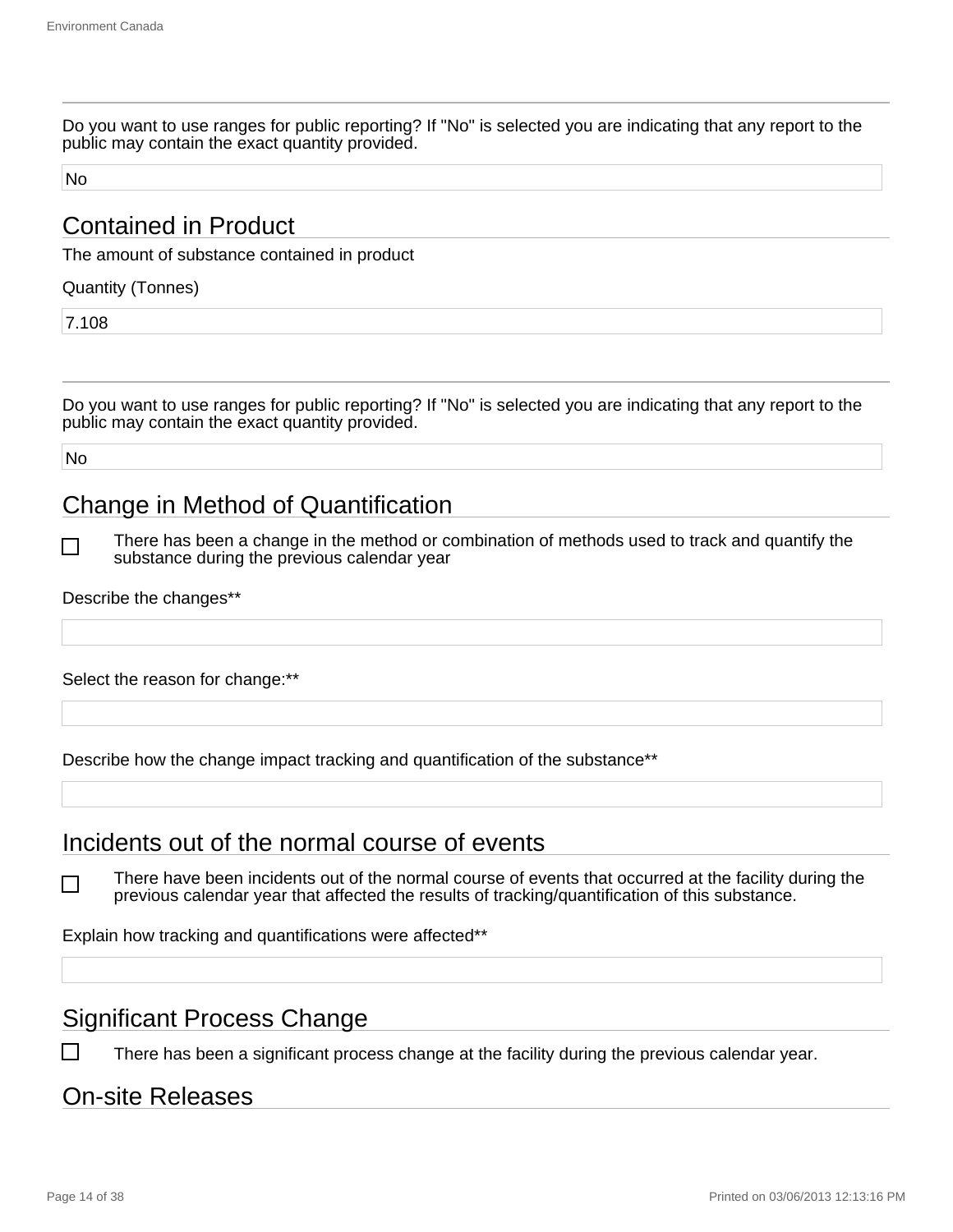Do you want to use ranges for public reporting? If "No" is selected you are indicating that any report to the public may contain the exact quantity provided.

No

## Contained in Product

The amount of substance contained in product

Quantity (Tonnes)

7.108

---

Do you want to use ranges for public reporting? If "No" is selected you are indicating that any report to the public may contain the exact quantity provided.

No

## Change in Method of Quantification

☐ There has been a change in the method or combination of methods used to track and quantify the substance during the previous calendar year

Describe the changes**

Select the reason for change:**

Describe how the change impact tracking and quantification of the substance**

## Incidents out of the normal course of events

☐ There have been incidents out of the normal course of events that occurred at the facility during the previous calendar year that affected the results of tracking/quantification of this substance.

Explain how tracking and quantifications were affected**

## Significant Process Change

☐ There has been a significant process change at the facility during the previous calendar year.

## On-site Releases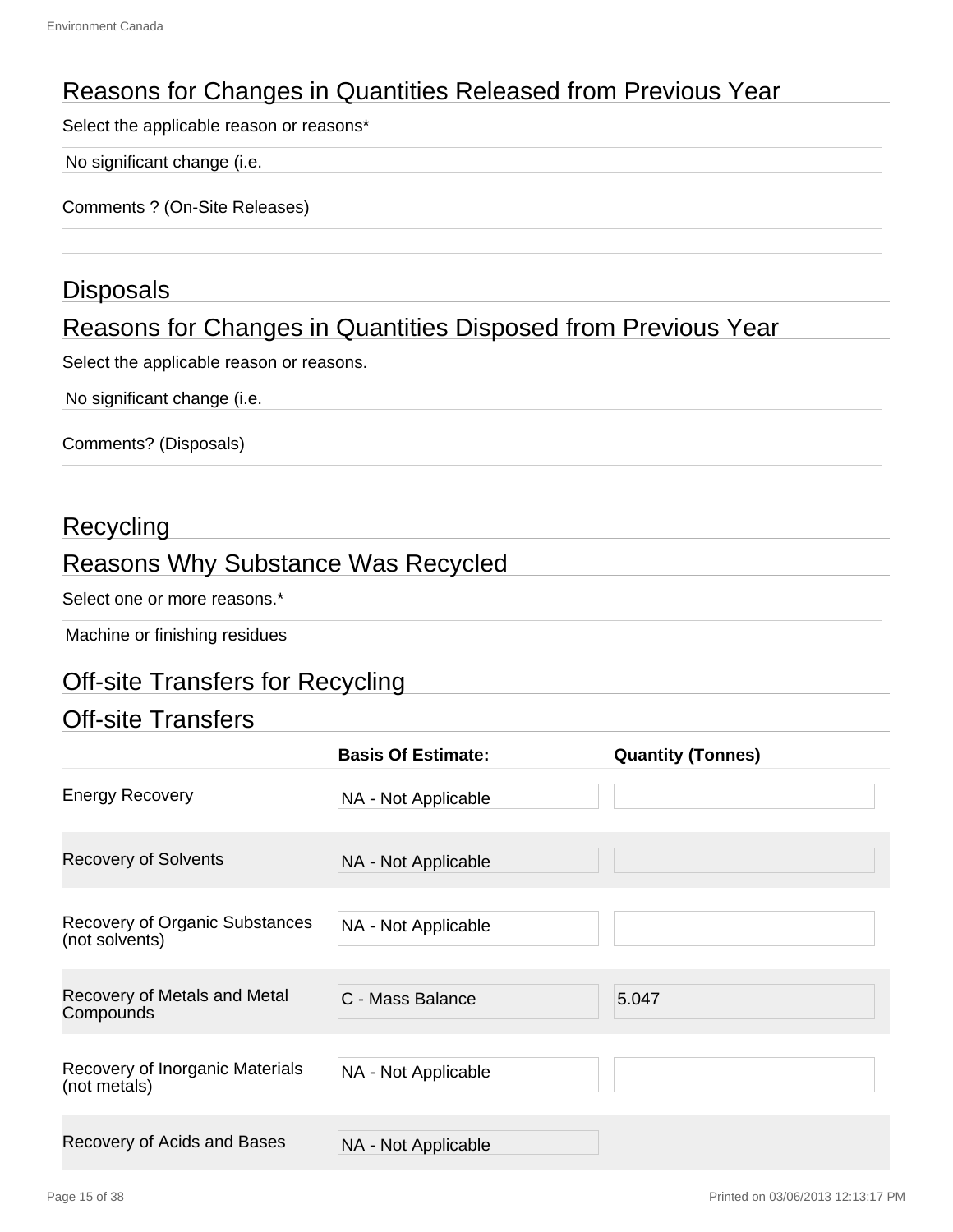## Reasons for Changes in Quantities Released from Previous Year

Select the applicable reason or reasons*

No significant change (i.e.

Comments ? (On-Site Releases)

## Disposals

## Reasons for Changes in Quantities Disposed from Previous Year

Select the applicable reason or reasons.

No significant change (i.e.

Comments? (Disposals)

## Recycling

## Reasons Why Substance Was Recycled

Select one or more reasons.*

Machine or finishing residues

## Off-site Transfers for Recycling

## Off-site Transfers

| | **Basis Of Estimate:** | **Quantity (Tonnes)** |
|---|---|---|
| Energy Recovery | NA - Not Applicable | |
| Recovery of Solvents | NA - Not Applicable | |
| Recovery of Organic Substances (not solvents) | NA - Not Applicable | |
| Recovery of Metals and Metal Compounds | C - Mass Balance | 5.047 |
| Recovery of Inorganic Materials (not metals) | NA - Not Applicable | |
| Recovery of Acids and Bases | NA - Not Applicable | |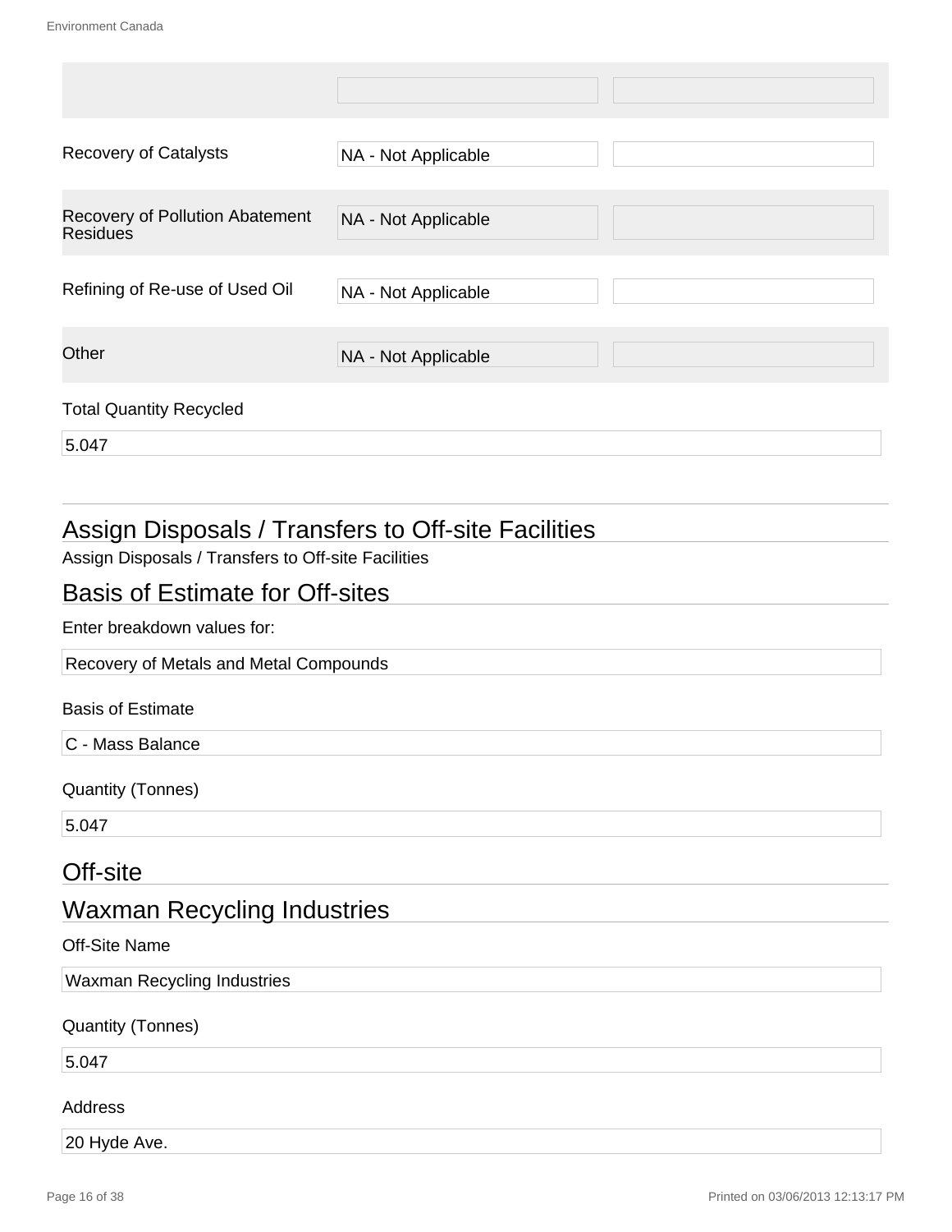| | | |
|---|---|---|
| | | |
| Recovery of Catalysts | NA - Not Applicable | |
| Recovery of Pollution Abatement Residues | NA - Not Applicable | |
| Refining of Re-use of Used Oil | NA - Not Applicable | |
| Other | NA - Not Applicable | |

Total Quantity Recycled

5.047

## Assign Disposals / Transfers to Off-site Facilities

Assign Disposals / Transfers to Off-site Facilities

## Basis of Estimate for Off-sites

Enter breakdown values for:

Recovery of Metals and Metal Compounds

Basis of Estimate

C - Mass Balance

Quantity (Tonnes)

5.047

## Off-site

## Waxman Recycling Industries

Off-Site Name

Waxman Recycling Industries

Quantity (Tonnes)

5.047

Address

20 Hyde Ave.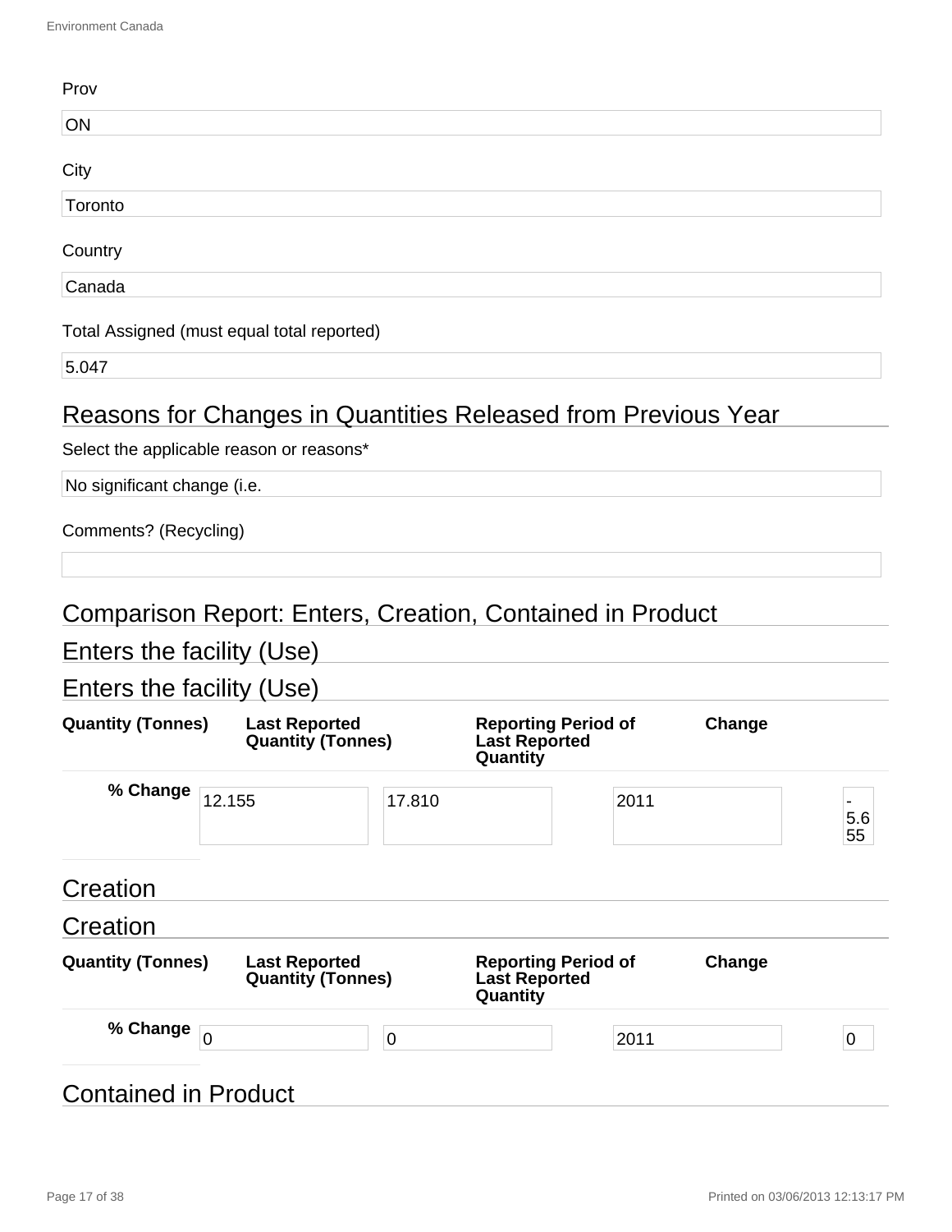Prov

ON

City

Toronto

Country

Canada

Total Assigned (must equal total reported)

5.047

## Reasons for Changes in Quantities Released from Previous Year

Select the applicable reason or reasons*

No significant change (i.e.

Comments? (Recycling)

## Comparison Report: Enters, Creation, Contained in Product

## Enters the facility (Use)

## Enters the facility (Use)

| Quantity (Tonnes) | Last Reported Quantity (Tonnes) | Reporting Period of Last Reported Quantity | Change | % Change |
|---|---|---|---|---|
| 12.155 | 17.810 | 2011 | -5.655 | |

## Creation

## Creation

| Quantity (Tonnes) | Last Reported Quantity (Tonnes) | Reporting Period of Last Reported Quantity | Change | % Change |
|---|---|---|---|---|
| 0 | 0 | 2011 | 0 | |

## Contained in Product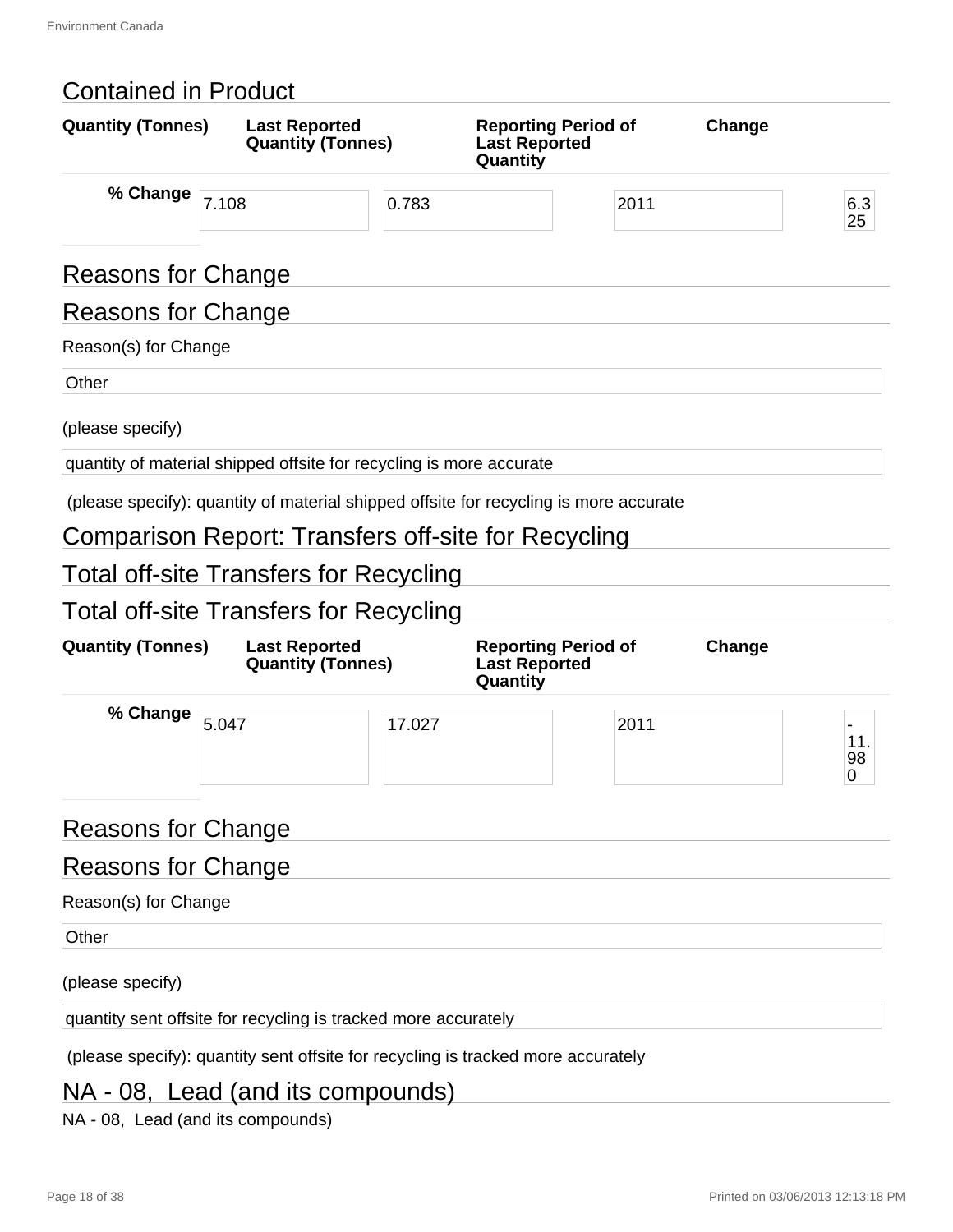## Contained in Product

| Quantity (Tonnes) | Last Reported Quantity (Tonnes) | Reporting Period of Last Reported Quantity | Change | % Change |
|---|---|---|---|---|
| 7.108 | 0.783 | 2011 | 6.325 | |

## Reasons for Change

## Reasons for Change

Reason(s) for Change

Other

(please specify)

quantity of material shipped offsite for recycling is more accurate

(please specify): quantity of material shipped offsite for recycling is more accurate

## Comparison Report: Transfers off-site for Recycling

## Total off-site Transfers for Recycling

## Total off-site Transfers for Recycling

| Quantity (Tonnes) | Last Reported Quantity (Tonnes) | Reporting Period of Last Reported Quantity | Change | % Change |
|---|---|---|---|---|
| 5.047 | 17.027 | 2011 | -11.980 | |

## Reasons for Change

## Reasons for Change

Reason(s) for Change

Other

(please specify)

quantity sent offsite for recycling is tracked more accurately

(please specify): quantity sent offsite for recycling is tracked more accurately

## NA - 08, Lead (and its compounds)

NA - 08, Lead (and its compounds)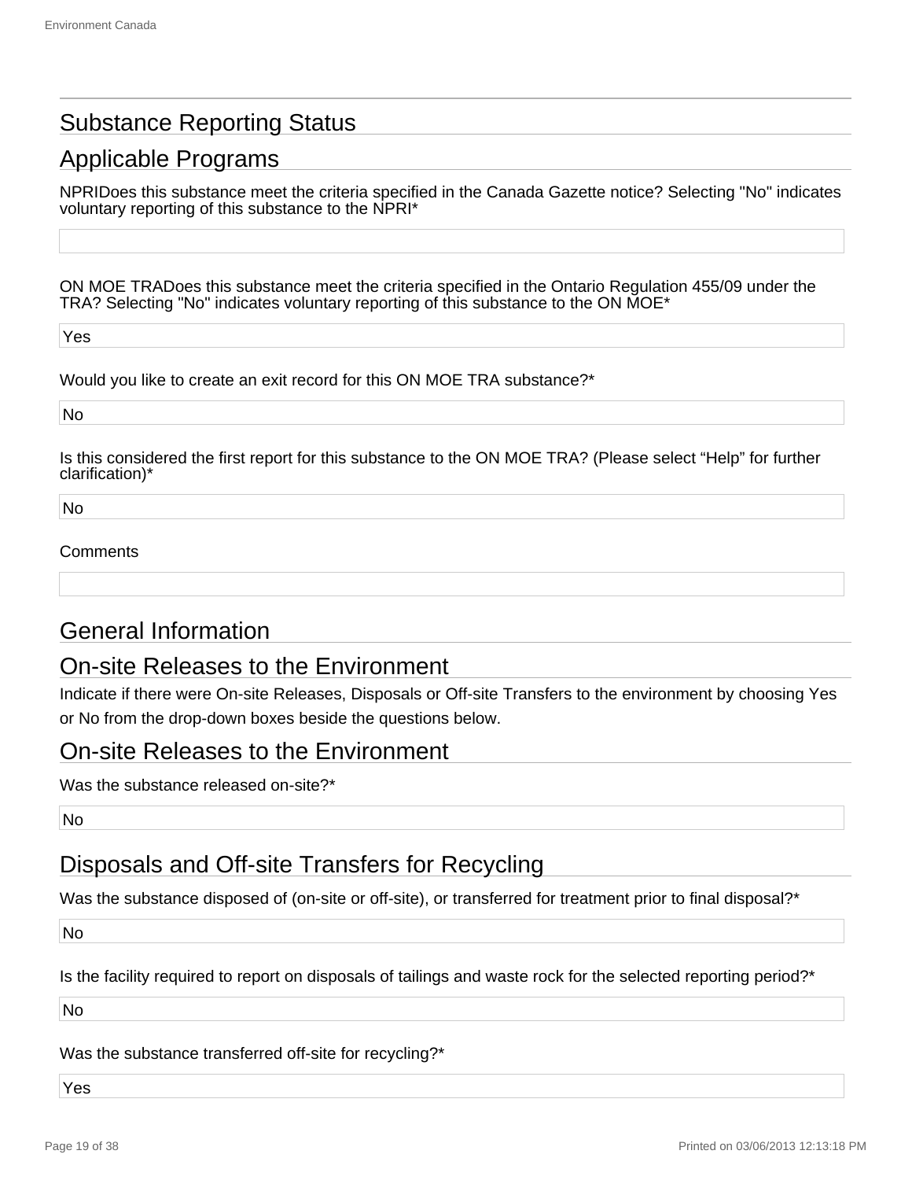## Substance Reporting Status

## Applicable Programs

NPRIDoes this substance meet the criteria specified in the Canada Gazette notice? Selecting "No" indicates voluntary reporting of this substance to the NPRI*

ON MOE TRADoes this substance meet the criteria specified in the Ontario Regulation 455/09 under the TRA? Selecting "No" indicates voluntary reporting of this substance to the ON MOE*

Yes

Would you like to create an exit record for this ON MOE TRA substance?*

No

Is this considered the first report for this substance to the ON MOE TRA? (Please select “Help” for further clarification)*

No

Comments

## General Information

## On-site Releases to the Environment

Indicate if there were On-site Releases, Disposals or Off-site Transfers to the environment by choosing Yes or No from the drop-down boxes beside the questions below.

## On-site Releases to the Environment

Was the substance released on-site?*

No

## Disposals and Off-site Transfers for Recycling

Was the substance disposed of (on-site or off-site), or transferred for treatment prior to final disposal?*

No

Is the facility required to report on disposals of tailings and waste rock for the selected reporting period?*

No

Was the substance transferred off-site for recycling?*

Yes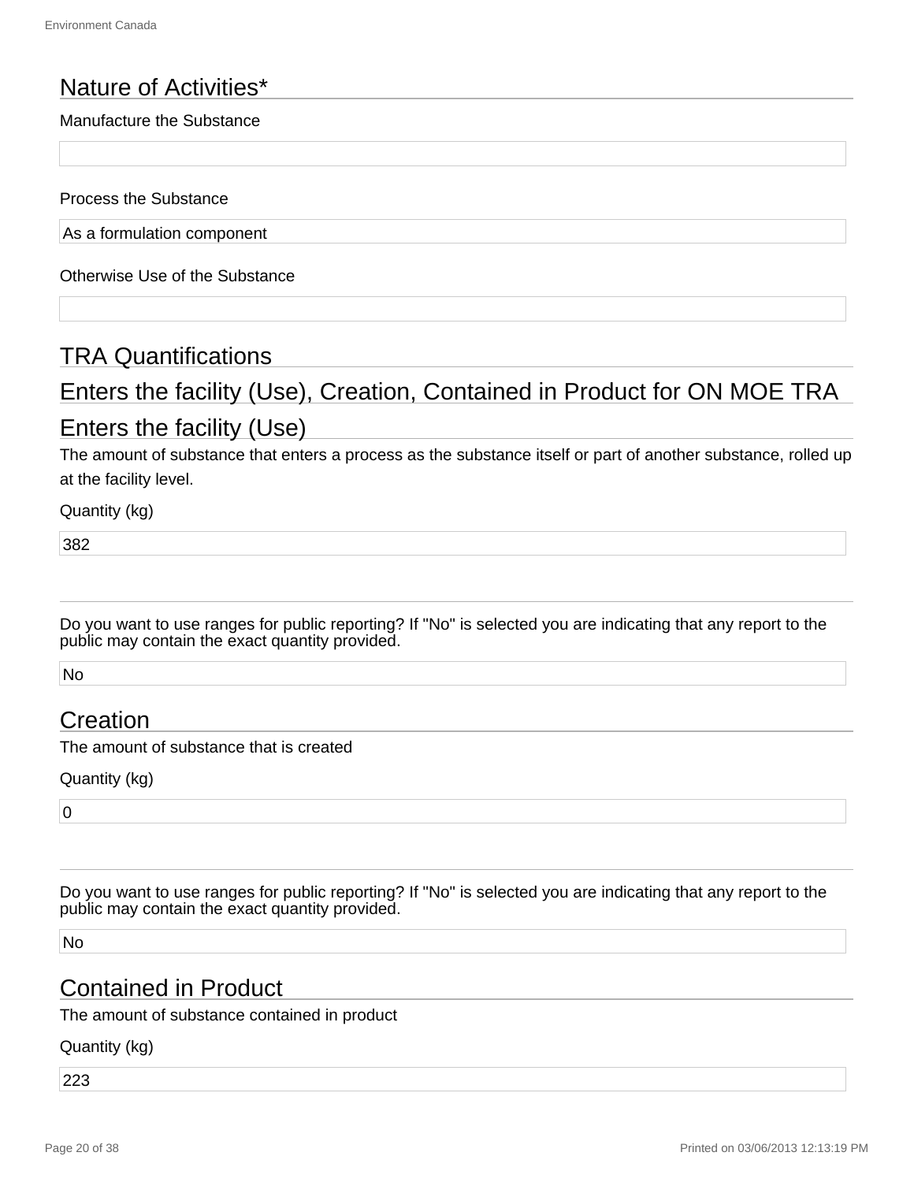## Nature of Activities*

Manufacture the Substance

Process the Substance

As a formulation component

Otherwise Use of the Substance

## TRA Quantifications

## Enters the facility (Use), Creation, Contained in Product for ON MOE TRA

## Enters the facility (Use)

The amount of substance that enters a process as the substance itself or part of another substance, rolled up at the facility level.

Quantity (kg)

382

---

Do you want to use ranges for public reporting? If "No" is selected you are indicating that any report to the public may contain the exact quantity provided.

No

## Creation

The amount of substance that is created

Quantity (kg)

0

---

Do you want to use ranges for public reporting? If "No" is selected you are indicating that any report to the public may contain the exact quantity provided.

No

## Contained in Product

The amount of substance contained in product

Quantity (kg)

223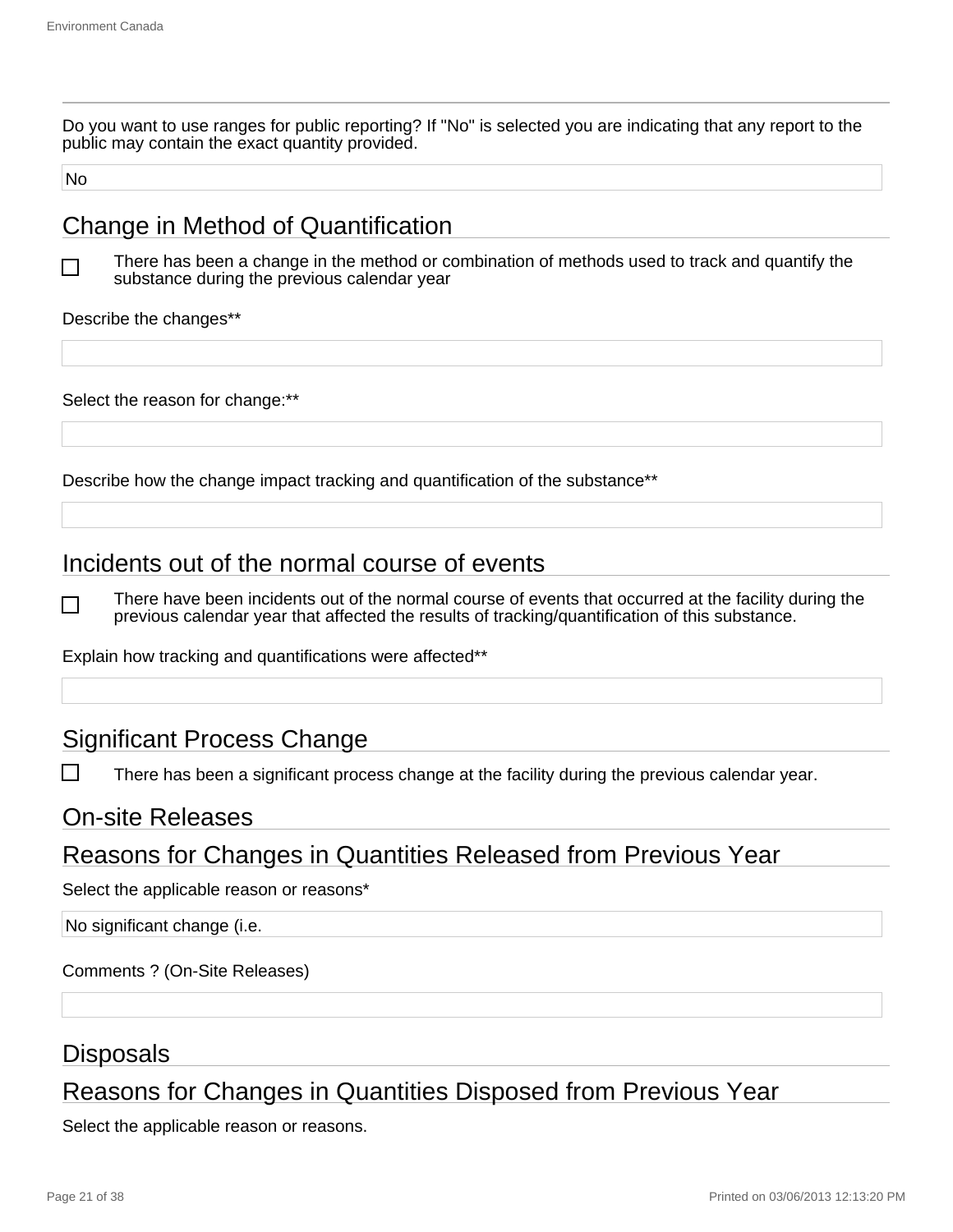Do you want to use ranges for public reporting? If "No" is selected you are indicating that any report to the public may contain the exact quantity provided.

No

## Change in Method of Quantification

☐ There has been a change in the method or combination of methods used to track and quantify the substance during the previous calendar year

Describe the changes**

Select the reason for change:**

Describe how the change impact tracking and quantification of the substance**

## Incidents out of the normal course of events

☐ There have been incidents out of the normal course of events that occurred at the facility during the previous calendar year that affected the results of tracking/quantification of this substance.

Explain how tracking and quantifications were affected**

## Significant Process Change

☐ There has been a significant process change at the facility during the previous calendar year.

## On-site Releases

## Reasons for Changes in Quantities Released from Previous Year

Select the applicable reason or reasons*

No significant change (i.e.

Comments ? (On-Site Releases)

## Disposals

## Reasons for Changes in Quantities Disposed from Previous Year

Select the applicable reason or reasons.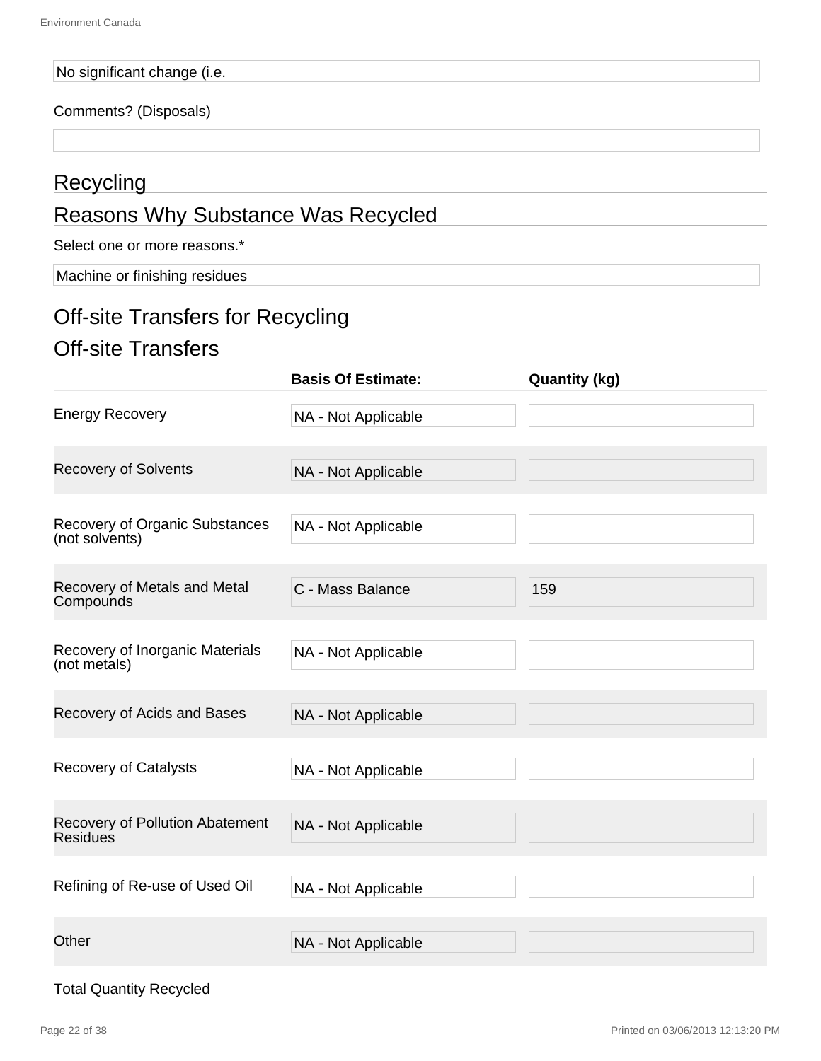No significant change (i.e.

Comments? (Disposals)

## Recycling

## Reasons Why Substance Was Recycled

Select one or more reasons.*

Machine or finishing residues

## Off-site Transfers for Recycling

## Off-site Transfers

| | Basis Of Estimate: | Quantity (kg) |
|---|---|---|
| Energy Recovery | NA - Not Applicable | |
| Recovery of Solvents | NA - Not Applicable | |
| Recovery of Organic Substances (not solvents) | NA - Not Applicable | |
| Recovery of Metals and Metal Compounds | C - Mass Balance | 159 |
| Recovery of Inorganic Materials (not metals) | NA - Not Applicable | |
| Recovery of Acids and Bases | NA - Not Applicable | |
| Recovery of Catalysts | NA - Not Applicable | |
| Recovery of Pollution Abatement Residues | NA - Not Applicable | |
| Refining of Re-use of Used Oil | NA - Not Applicable | |
| Other | NA - Not Applicable | |

Total Quantity Recycled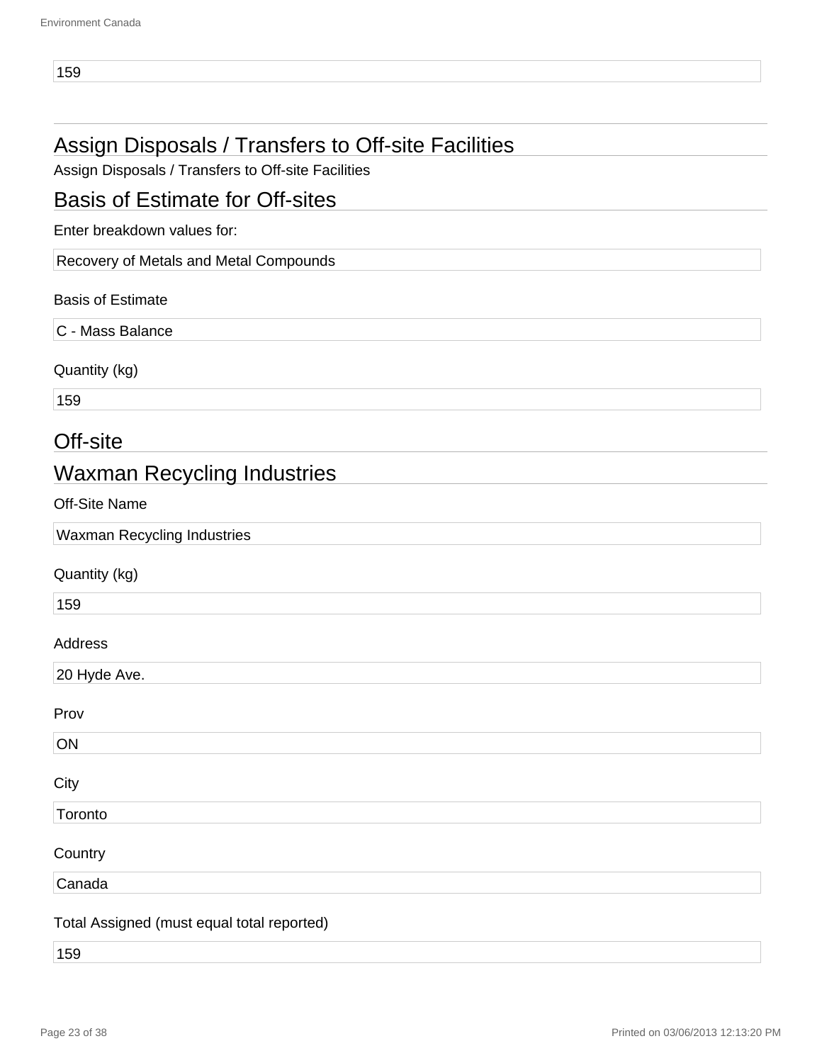159

## Assign Disposals / Transfers to Off-site Facilities

Assign Disposals / Transfers to Off-site Facilities

## Basis of Estimate for Off-sites

Enter breakdown values for:

Recovery of Metals and Metal Compounds

Basis of Estimate

C - Mass Balance

Quantity (kg)

159

## Off-site

## Waxman Recycling Industries

Off-Site Name

Waxman Recycling Industries

Quantity (kg)

159

Address

20 Hyde Ave.

Prov

ON

City

Toronto

Country

Canada

Total Assigned (must equal total reported)

159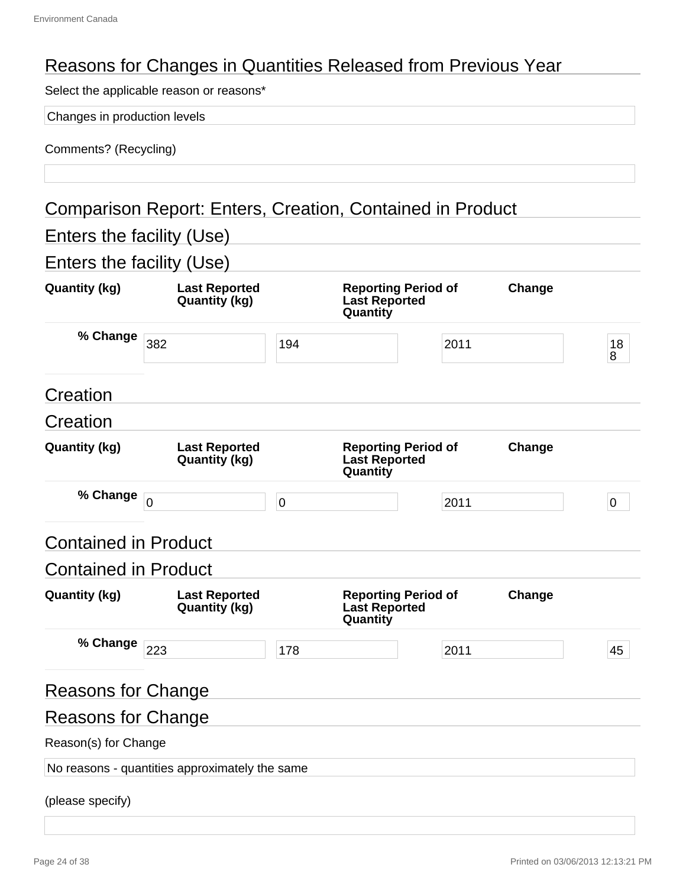## Reasons for Changes in Quantities Released from Previous Year

Select the applicable reason or reasons*

Changes in production levels

Comments? (Recycling)

## Comparison Report: Enters, Creation, Contained in Product

## Enters the facility (Use)

## Enters the facility (Use)

| Quantity (kg) | Last Reported Quantity (kg) | Reporting Period of Last Reported Quantity | Change | % Change |
|---|---|---|---|---|
| 382 | 194 | 2011 | 188 | |

## Creation

## Creation

| Quantity (kg) | Last Reported Quantity (kg) | Reporting Period of Last Reported Quantity | Change | % Change |
|---|---|---|---|---|
| 0 | 0 | 2011 | 0 | |

## Contained in Product

## Contained in Product

| Quantity (kg) | Last Reported Quantity (kg) | Reporting Period of Last Reported Quantity | Change | % Change |
|---|---|---|---|---|
| 223 | 178 | 2011 | 45 | |

## Reasons for Change

## Reasons for Change

Reason(s) for Change

No reasons - quantities approximately the same

(please specify)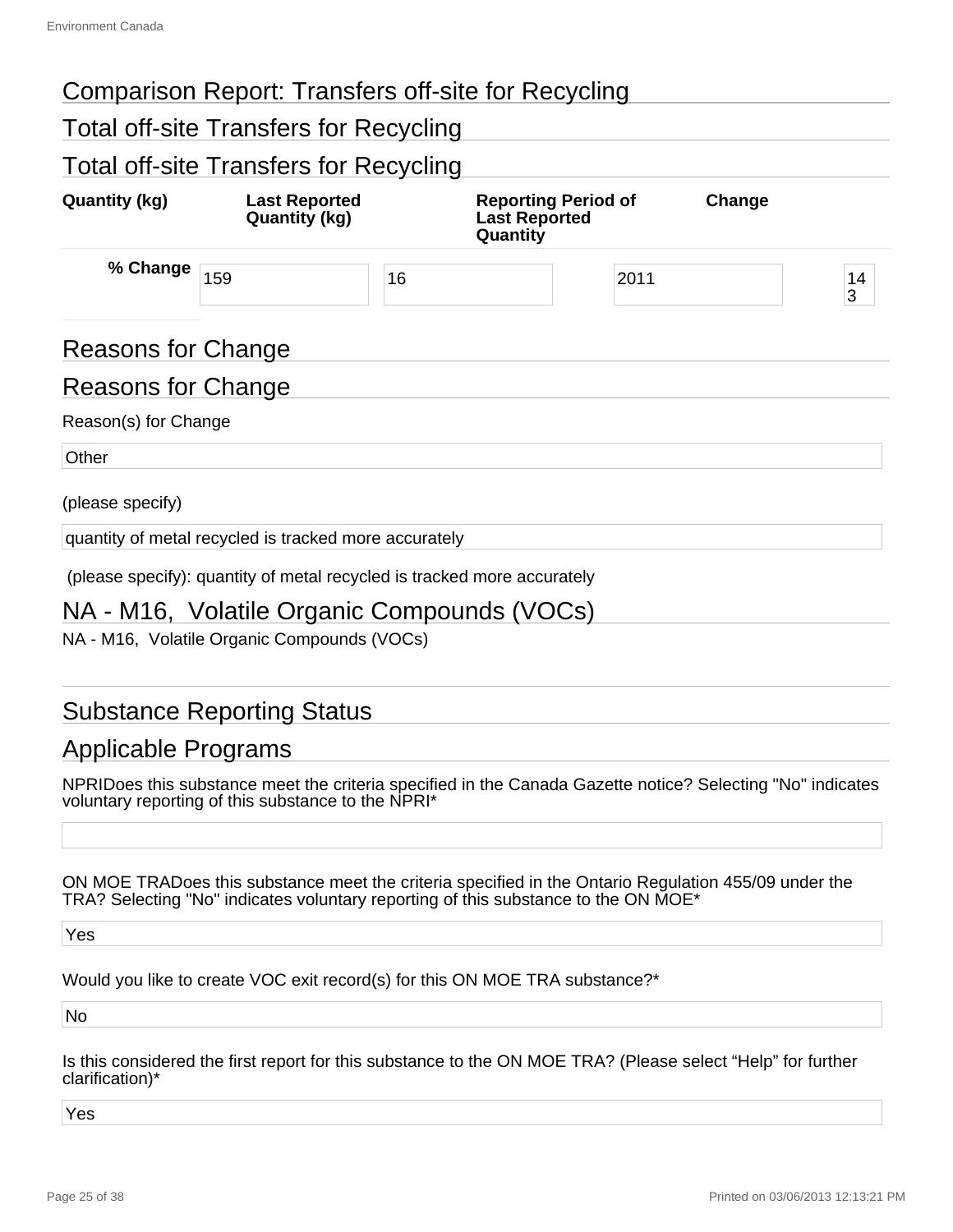## Comparison Report: Transfers off-site for Recycling

## Total off-site Transfers for Recycling

## Total off-site Transfers for Recycling

| Quantity (kg) | Last Reported Quantity (kg) | Reporting Period of Last Reported Quantity | Change | % Change |
|---|---|---|---|---|
| 159 | 16 | 2011 | 143 | |

## Reasons for Change

## Reasons for Change

Reason(s) for Change

Other

(please specify)

quantity of metal recycled is tracked more accurately

(please specify): quantity of metal recycled is tracked more accurately

## NA - M16, Volatile Organic Compounds (VOCs)

NA - M16, Volatile Organic Compounds (VOCs)

## Substance Reporting Status

## Applicable Programs

NPRIDoes this substance meet the criteria specified in the Canada Gazette notice? Selecting "No" indicates voluntary reporting of this substance to the NPRI*

ON MOE TRADoes this substance meet the criteria specified in the Ontario Regulation 455/09 under the TRA? Selecting "No" indicates voluntary reporting of this substance to the ON MOE*

Yes

Would you like to create VOC exit record(s) for this ON MOE TRA substance?*

No

Is this considered the first report for this substance to the ON MOE TRA? (Please select "Help" for further clarification)*

Yes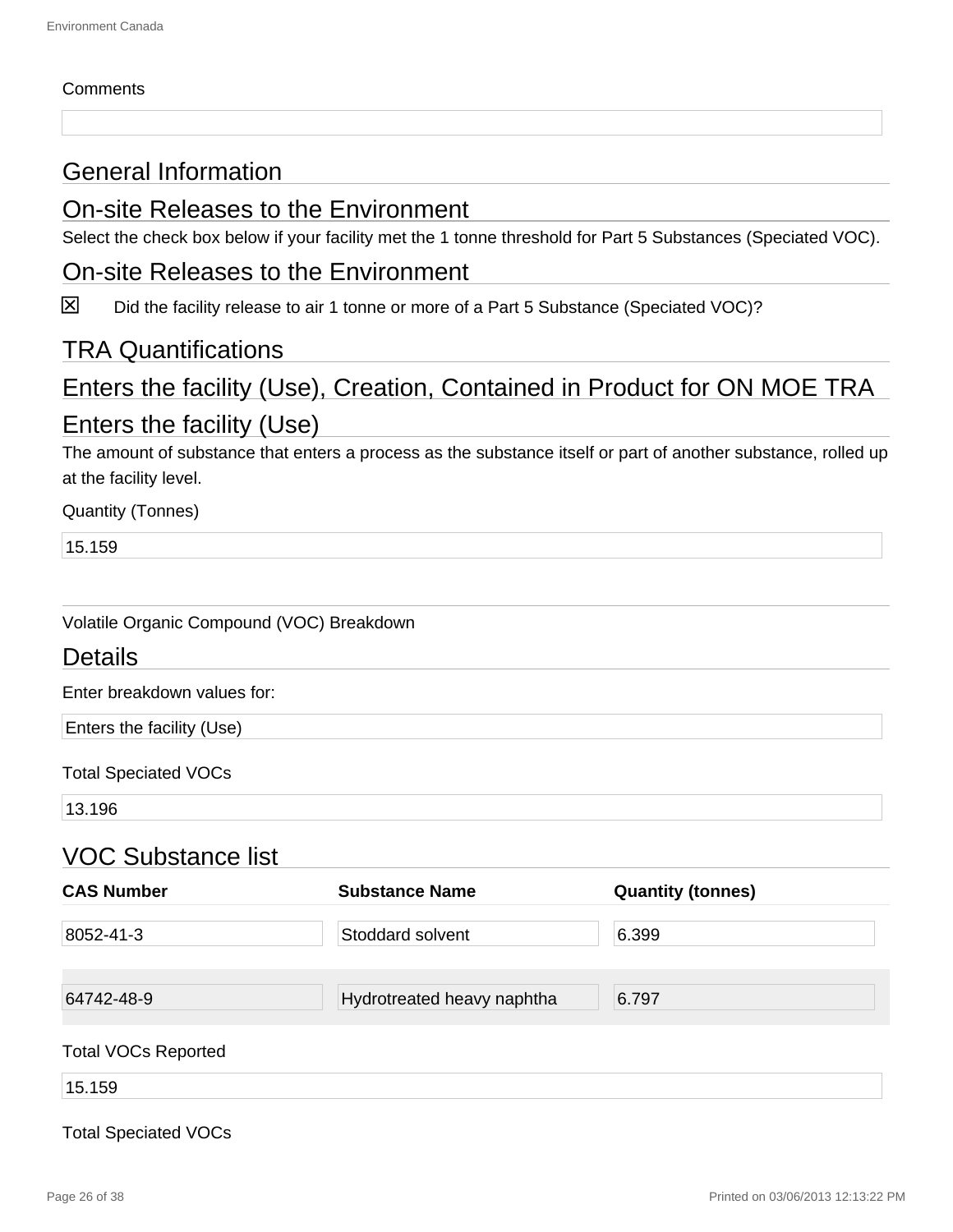Comments

## General Information

## On-site Releases to the Environment

Select the check box below if your facility met the 1 tonne threshold for Part 5 Substances (Speciated VOC).

## On-site Releases to the Environment

☒ Did the facility release to air 1 tonne or more of a Part 5 Substance (Speciated VOC)?

## TRA Quantifications

## Enters the facility (Use), Creation, Contained in Product for ON MOE TRA

## Enters the facility (Use)

The amount of substance that enters a process as the substance itself or part of another substance, rolled up at the facility level.

Quantity (Tonnes)

15.159

Volatile Organic Compound (VOC) Breakdown

## Details

Enter breakdown values for:

Enters the facility (Use)

Total Speciated VOCs

13.196

## VOC Substance list

| CAS Number | Substance Name | Quantity (tonnes) |
|---|---|---|
| 8052-41-3 | Stoddard solvent | 6.399 |
| 64742-48-9 | Hydrotreated heavy naphtha | 6.797 |

Total VOCs Reported

15.159

Total Speciated VOCs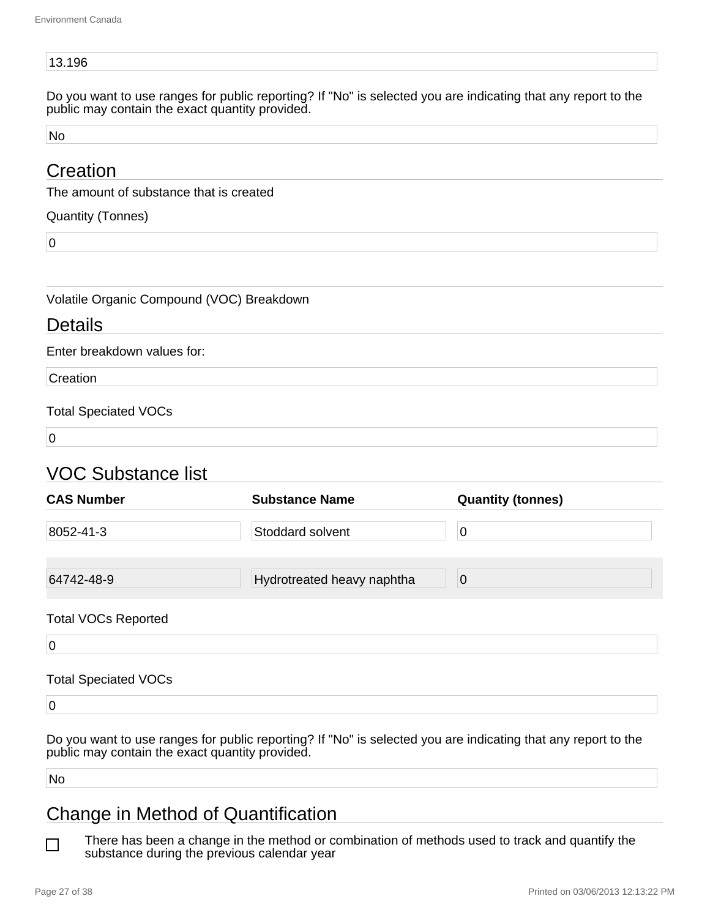13.196

Do you want to use ranges for public reporting? If "No" is selected you are indicating that any report to the public may contain the exact quantity provided.

No

## Creation

The amount of substance that is created

Quantity (Tonnes)

0

Volatile Organic Compound (VOC) Breakdown

## Details

Enter breakdown values for:

Creation

Total Speciated VOCs

0

## VOC Substance list

| CAS Number | Substance Name | Quantity (tonnes) |
|---|---|---|
| 8052-41-3 | Stoddard solvent | 0 |
| 64742-48-9 | Hydrotreated heavy naphtha | 0 |

Total VOCs Reported

0

Total Speciated VOCs

0

Do you want to use ranges for public reporting? If "No" is selected you are indicating that any report to the public may contain the exact quantity provided.

No

## Change in Method of Quantification

☐ There has been a change in the method or combination of methods used to track and quantify the substance during the previous calendar year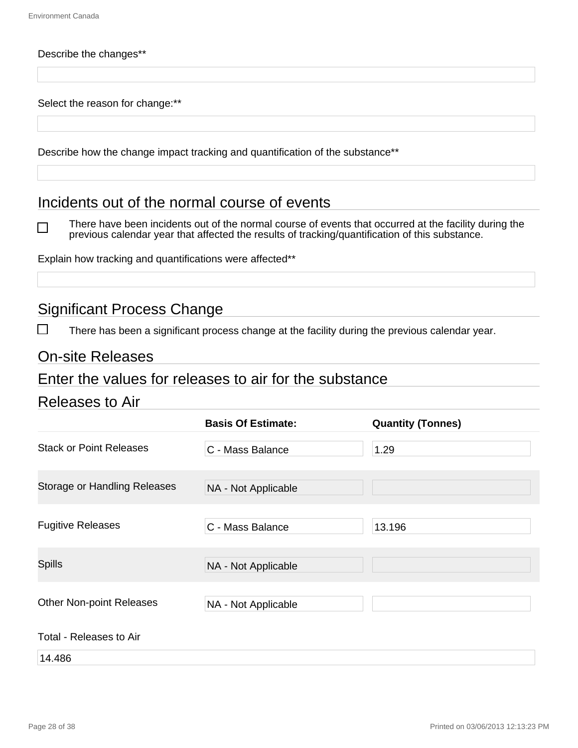Describe the changes**

Select the reason for change:**

Describe how the change impact tracking and quantification of the substance**

## Incidents out of the normal course of events

☐ There have been incidents out of the normal course of events that occurred at the facility during the previous calendar year that affected the results of tracking/quantification of this substance.

Explain how tracking and quantifications were affected**

## Significant Process Change

☐ There has been a significant process change at the facility during the previous calendar year.

## On-site Releases

## Enter the values for releases to air for the substance

## Releases to Air

| | **Basis Of Estimate:** | **Quantity (Tonnes)** |
|---|---|---|
| Stack or Point Releases | C - Mass Balance | 1.29 |
| Storage or Handling Releases | NA - Not Applicable | |
| Fugitive Releases | C - Mass Balance | 13.196 |
| Spills | NA - Not Applicable | |
| Other Non-point Releases | NA - Not Applicable | |

Total - Releases to Air

14.486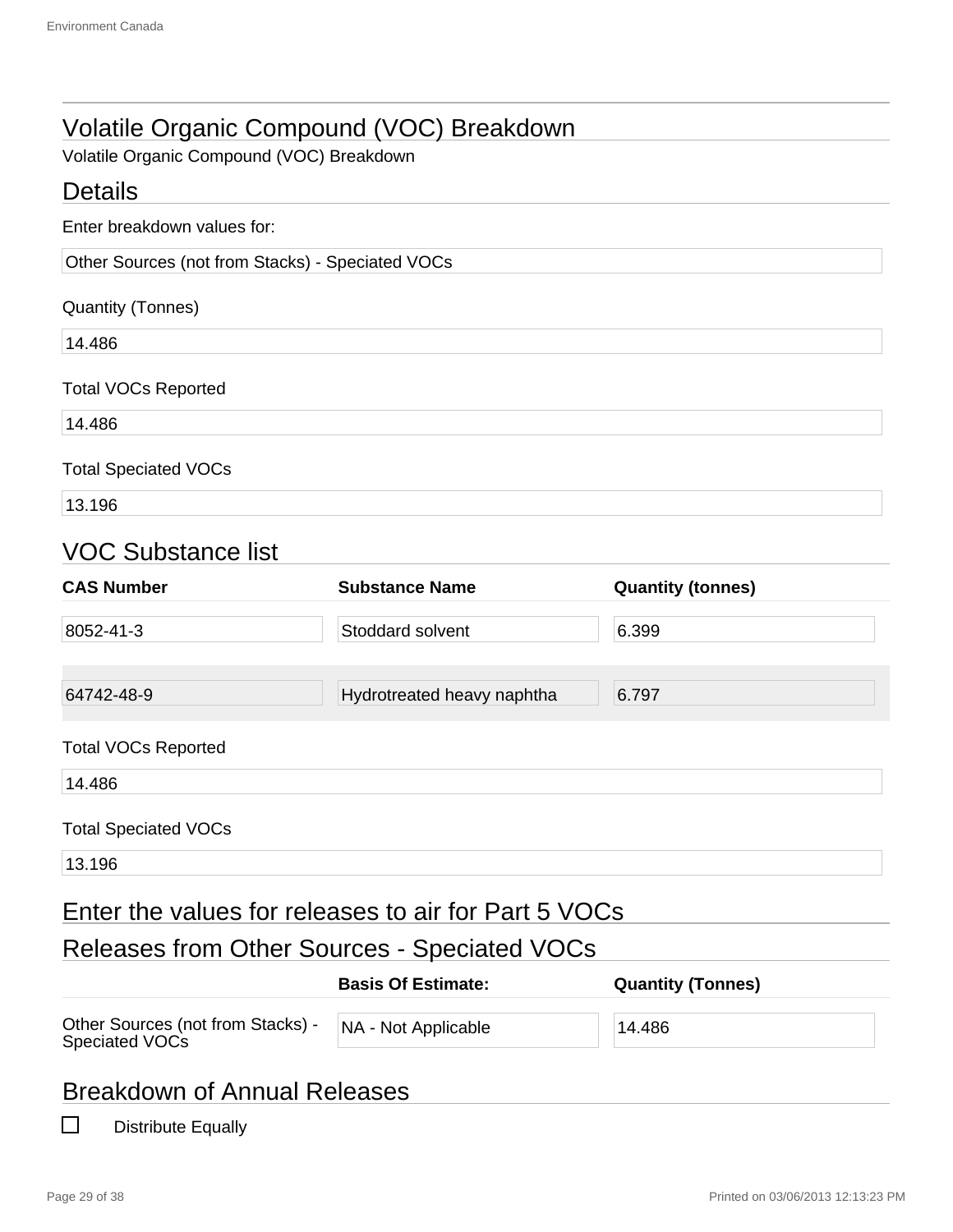# Volatile Organic Compound (VOC) Breakdown

Volatile Organic Compound (VOC) Breakdown

## Details

Enter breakdown values for:

Other Sources (not from Stacks) - Speciated VOCs

Quantity (Tonnes)

14.486

Total VOCs Reported

14.486

Total Speciated VOCs

13.196

## VOC Substance list

| CAS Number | Substance Name | Quantity (tonnes) |
|---|---|---|
| 8052-41-3 | Stoddard solvent | 6.399 |
| 64742-48-9 | Hydrotreated heavy naphtha | 6.797 |

Total VOCs Reported

14.486

Total Speciated VOCs

13.196

## Enter the values for releases to air for Part 5 VOCs

## Releases from Other Sources - Speciated VOCs

| | Basis Of Estimate: | Quantity (Tonnes) |
|---|---|---|
| Other Sources (not from Stacks) - Speciated VOCs | NA - Not Applicable | 14.486 |

## Breakdown of Annual Releases

☐ Distribute Equally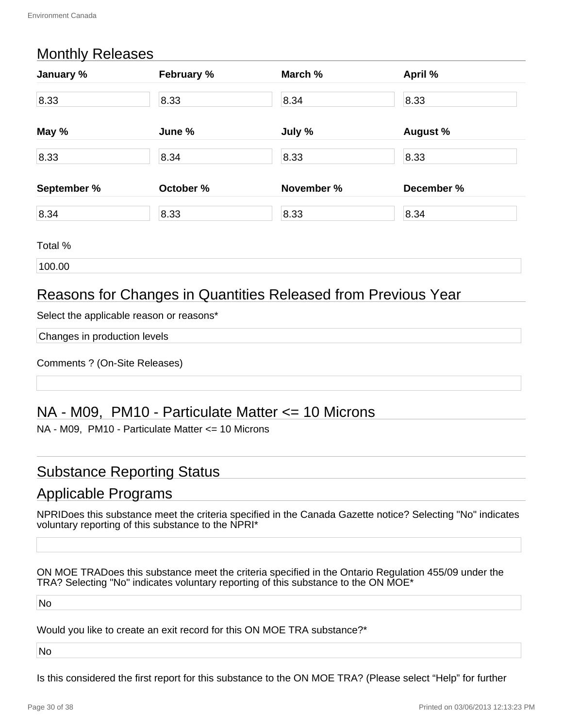## Monthly Releases

| January % | February % | March % | April % |
|---|---|---|---|
| 8.33 | 8.33 | 8.34 | 8.33 |
| **May %** | **June %** | **July %** | **August %** |
| 8.33 | 8.34 | 8.33 | 8.33 |
| **September %** | **October %** | **November %** | **December %** |
| 8.34 | 8.33 | 8.33 | 8.34 |

Total %

100.00

## Reasons for Changes in Quantities Released from Previous Year

Select the applicable reason or reasons*

Changes in production levels

Comments ? (On-Site Releases)

## NA - M09,  PM10 - Particulate Matter <= 10 Microns

NA - M09,  PM10 - Particulate Matter <= 10 Microns

## Substance Reporting Status

## Applicable Programs

NPRIDoes this substance meet the criteria specified in the Canada Gazette notice? Selecting "No" indicates voluntary reporting of this substance to the NPRI*

ON MOE TRADoes this substance meet the criteria specified in the Ontario Regulation 455/09 under the TRA? Selecting "No" indicates voluntary reporting of this substance to the ON MOE*

No

Would you like to create an exit record for this ON MOE TRA substance?*

No

Is this considered the first report for this substance to the ON MOE TRA? (Please select "Help" for further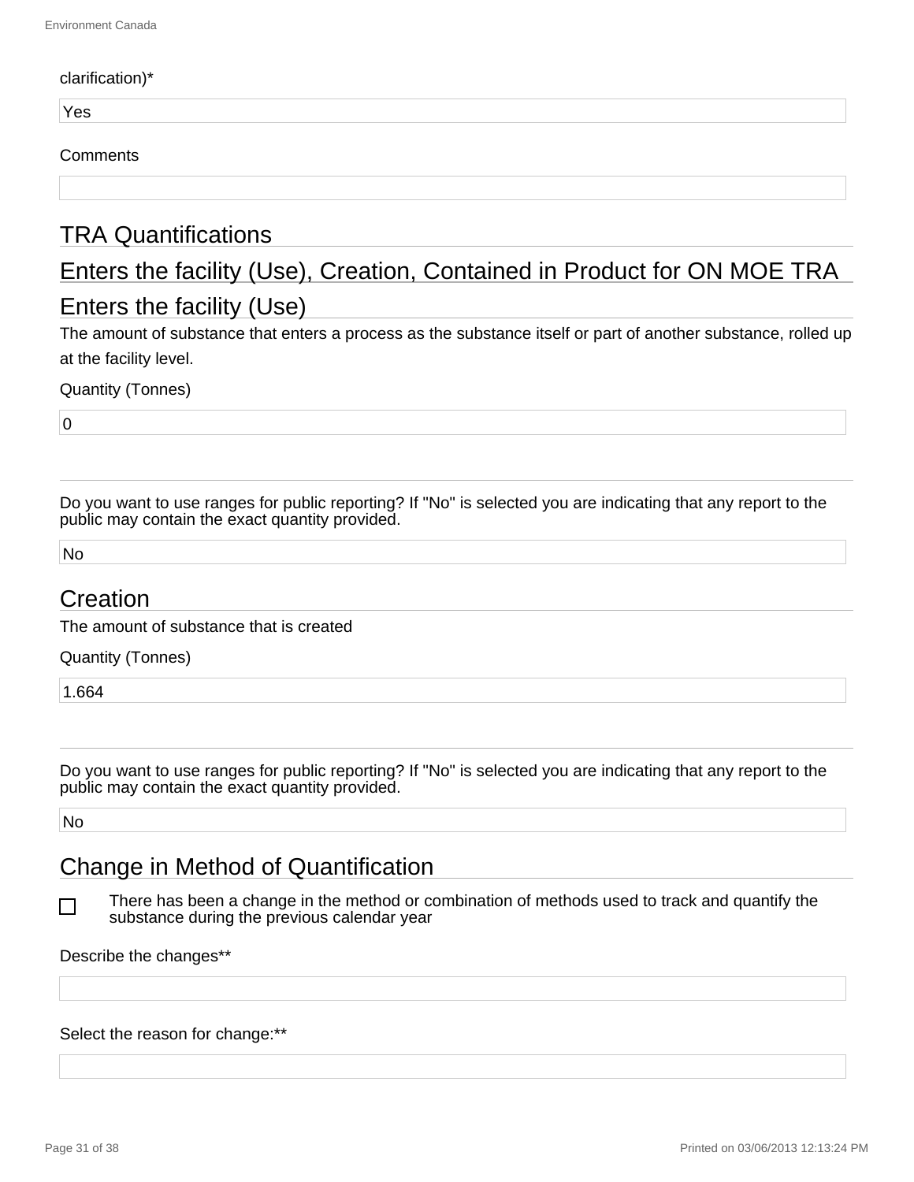clarification)*

Yes

Comments

## TRA Quantifications

## Enters the facility (Use), Creation, Contained in Product for ON MOE TRA

## Enters the facility (Use)

The amount of substance that enters a process as the substance itself or part of another substance, rolled up at the facility level.

Quantity (Tonnes)

0

Do you want to use ranges for public reporting? If "No" is selected you are indicating that any report to the public may contain the exact quantity provided.

No

## Creation

The amount of substance that is created

Quantity (Tonnes)

1.664

Do you want to use ranges for public reporting? If "No" is selected you are indicating that any report to the public may contain the exact quantity provided.

No

## Change in Method of Quantification

☐ There has been a change in the method or combination of methods used to track and quantify the substance during the previous calendar year

Describe the changes**

Select the reason for change:**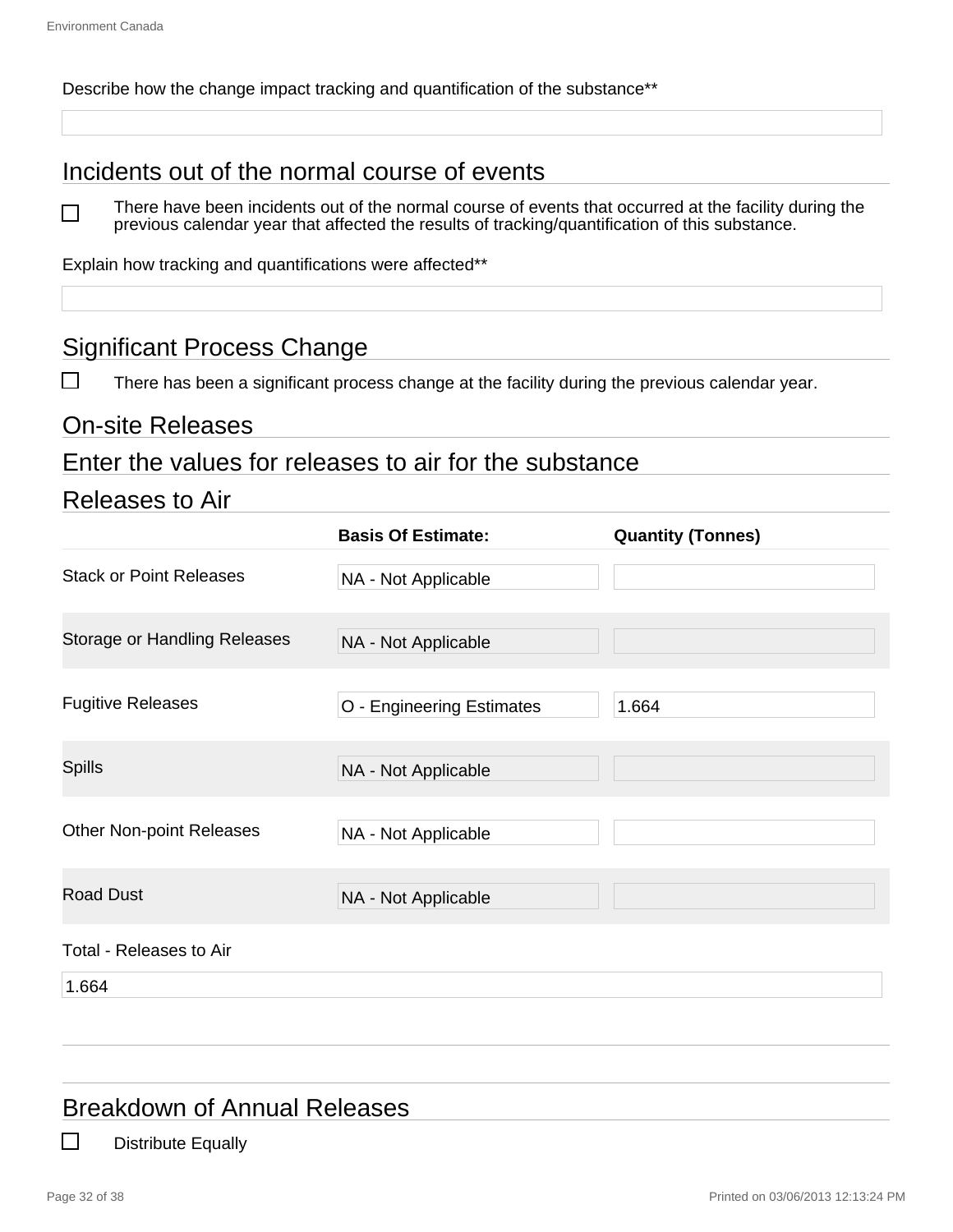Describe how the change impact tracking and quantification of the substance**

## Incidents out of the normal course of events

☐ There have been incidents out of the normal course of events that occurred at the facility during the previous calendar year that affected the results of tracking/quantification of this substance.

Explain how tracking and quantifications were affected**

## Significant Process Change

☐ There has been a significant process change at the facility during the previous calendar year.

## On-site Releases

## Enter the values for releases to air for the substance

## Releases to Air

| | Basis Of Estimate: | Quantity (Tonnes) |
|---|---|---|
| Stack or Point Releases | NA - Not Applicable | |
| Storage or Handling Releases | NA - Not Applicable | |
| Fugitive Releases | O - Engineering Estimates | 1.664 |
| Spills | NA - Not Applicable | |
| Other Non-point Releases | NA - Not Applicable | |
| Road Dust | NA - Not Applicable | |

Total - Releases to Air

1.664

## Breakdown of Annual Releases

☐ Distribute Equally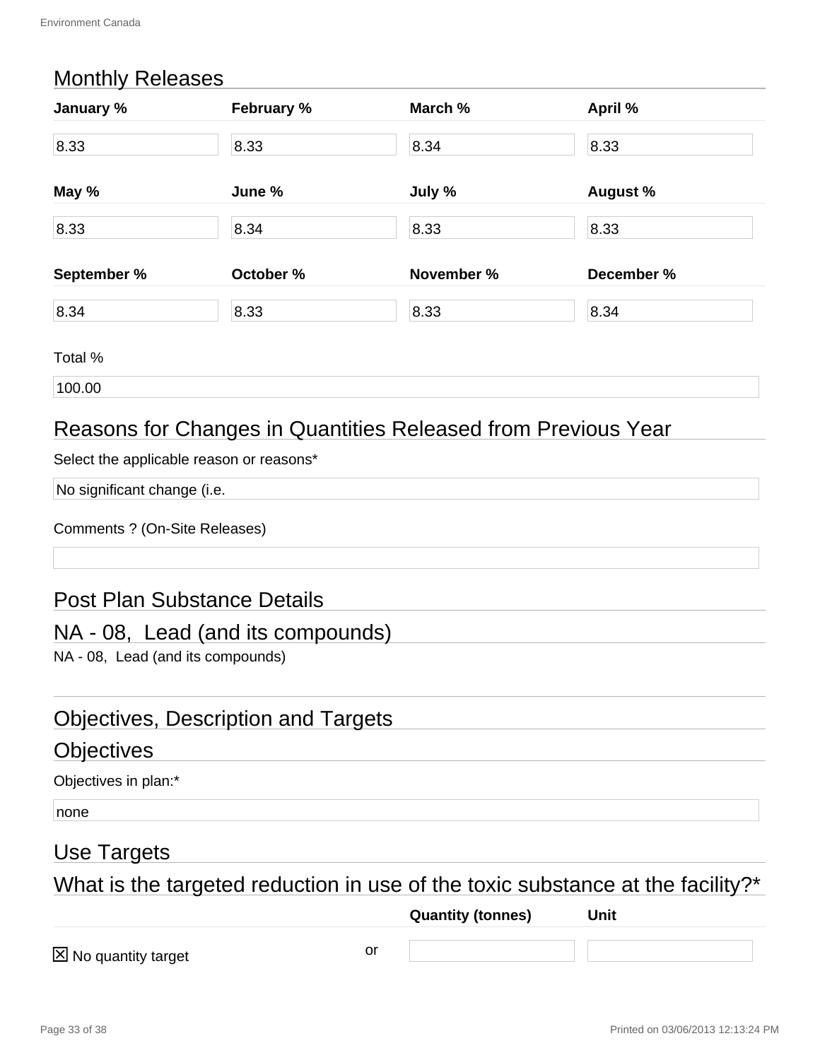## Monthly Releases

| January % | February % | March % | April % |
|---|---|---|---|
| 8.33 | 8.33 | 8.34 | 8.33 |
| **May %** | **June %** | **July %** | **August %** |
| 8.33 | 8.34 | 8.33 | 8.33 |
| **September %** | **October %** | **November %** | **December %** |
| 8.34 | 8.33 | 8.33 | 8.34 |

Total %

100.00

## Reasons for Changes in Quantities Released from Previous Year

Select the applicable reason or reasons*

No significant change (i.e.

Comments ? (On-Site Releases)

## Post Plan Substance Details

## NA - 08, Lead (and its compounds)

NA - 08, Lead (and its compounds)

## Objectives, Description and Targets

## Objectives

Objectives in plan:*

none

## Use Targets

## What is the targeted reduction in use of the toxic substance at the facility?*

| | | Quantity (tonnes) | Unit |
|---|---|---|---|
| ☒ No quantity target | or | | |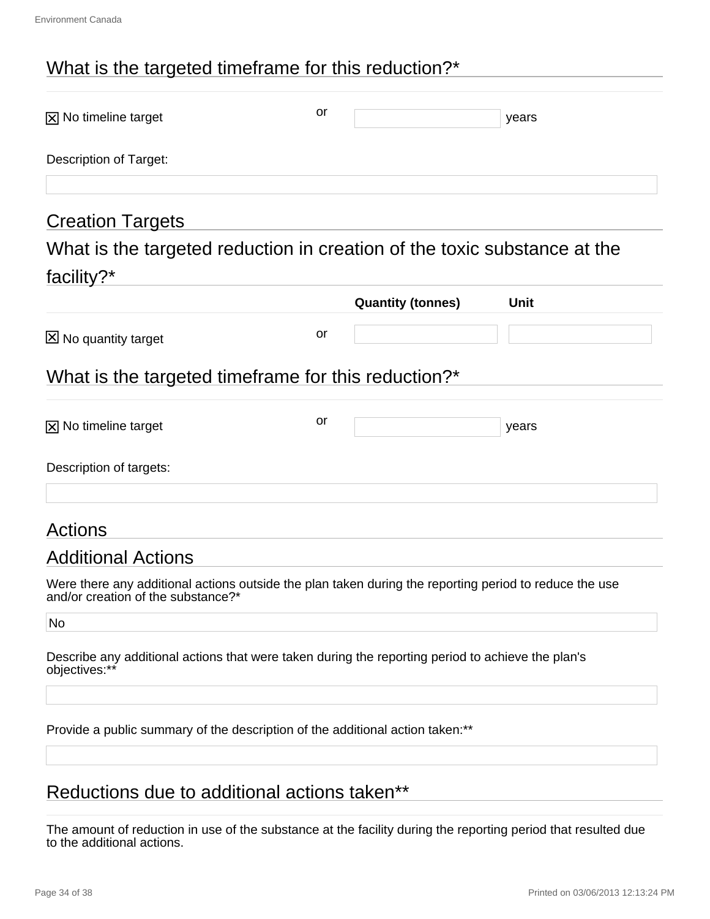## What is the targeted timeframe for this reduction?*

☒ No timeline target or [ ] years

Description of Target:

[ ]

## Creation Targets

## What is the targeted reduction in creation of the toxic substance at the facility?*

| | | Quantity (tonnes) | Unit |
|---|---|---|---|
| ☒ No quantity target | or | | |

## What is the targeted timeframe for this reduction?*

☒ No timeline target or [ ] years

Description of targets:

[ ]

## Actions

## Additional Actions

Were there any additional actions outside the plan taken during the reporting period to reduce the use and/or creation of the substance?*

No

Describe any additional actions that were taken during the reporting period to achieve the plan's objectives:**

[ ]

Provide a public summary of the description of the additional action taken:**

[ ]

## Reductions due to additional actions taken**

The amount of reduction in use of the substance at the facility during the reporting period that resulted due to the additional actions.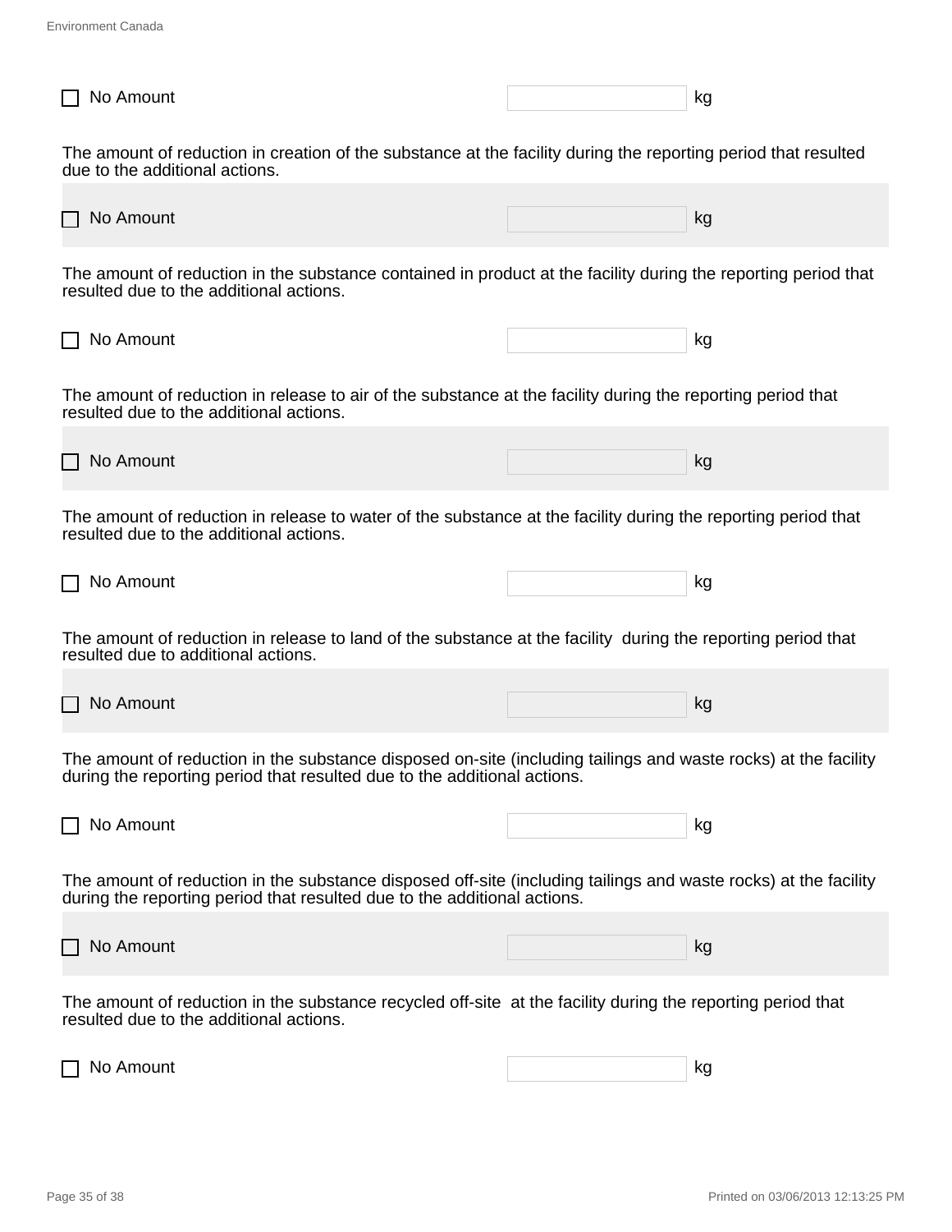- [ ] No Amount &nbsp;&nbsp;&nbsp; ______ kg

The amount of reduction in creation of the substance at the facility during the reporting period that resulted due to the additional actions.

- [ ] No Amount &nbsp;&nbsp;&nbsp; ______ kg

The amount of reduction in the substance contained in product at the facility during the reporting period that resulted due to the additional actions.

- [ ] No Amount &nbsp;&nbsp;&nbsp; ______ kg

The amount of reduction in release to air of the substance at the facility during the reporting period that resulted due to the additional actions.

- [ ] No Amount &nbsp;&nbsp;&nbsp; ______ kg

The amount of reduction in release to water of the substance at the facility during the reporting period that resulted due to the additional actions.

- [ ] No Amount &nbsp;&nbsp;&nbsp; ______ kg

The amount of reduction in release to land of the substance at the facility during the reporting period that resulted due to additional actions.

- [ ] No Amount &nbsp;&nbsp;&nbsp; ______ kg

The amount of reduction in the substance disposed on-site (including tailings and waste rocks) at the facility during the reporting period that resulted due to the additional actions.

- [ ] No Amount &nbsp;&nbsp;&nbsp; ______ kg

The amount of reduction in the substance disposed off-site (including tailings and waste rocks) at the facility during the reporting period that resulted due to the additional actions.

- [ ] No Amount &nbsp;&nbsp;&nbsp; ______ kg

The amount of reduction in the substance recycled off-site at the facility during the reporting period that resulted due to the additional actions.

- [ ] No Amount &nbsp;&nbsp;&nbsp; ______ kg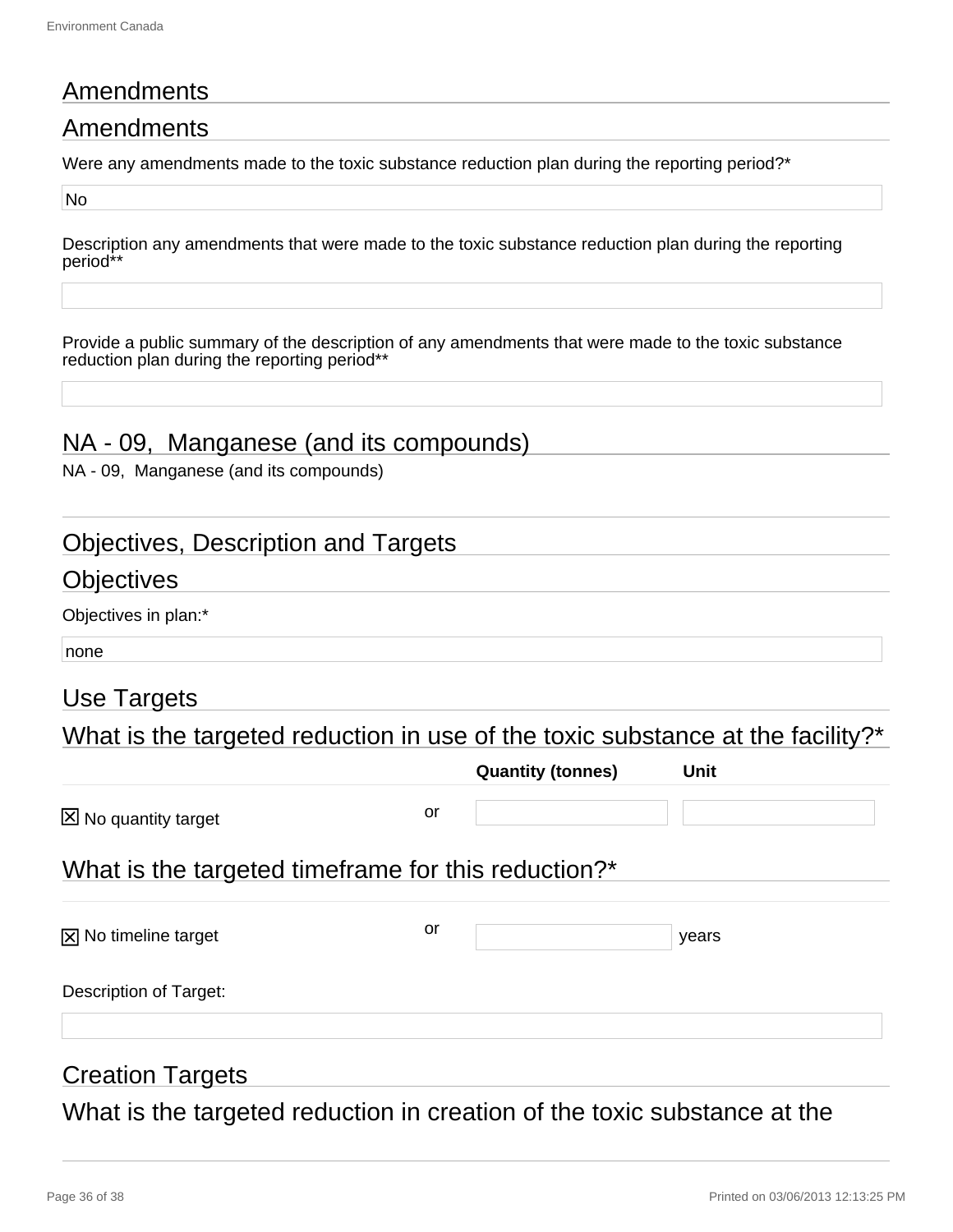## Amendments

### Amendments

Were any amendments made to the toxic substance reduction plan during the reporting period?*

No

Description any amendments that were made to the toxic substance reduction plan during the reporting period**

Provide a public summary of the description of any amendments that were made to the toxic substance reduction plan during the reporting period**

## NA - 09, Manganese (and its compounds)

NA - 09, Manganese (and its compounds)

## Objectives, Description and Targets

### Objectives

Objectives in plan:*

none

### Use Targets

### What is the targeted reduction in use of the toxic substance at the facility?*

| | | Quantity (tonnes) | Unit |
|---|---|---|---|
| ☒ No quantity target | or | | |

### What is the targeted timeframe for this reduction?*

| | | | |
|---|---|---|---|
| ☒ No timeline target | or | | years |

Description of Target:

### Creation Targets

### What is the targeted reduction in creation of the toxic substance at the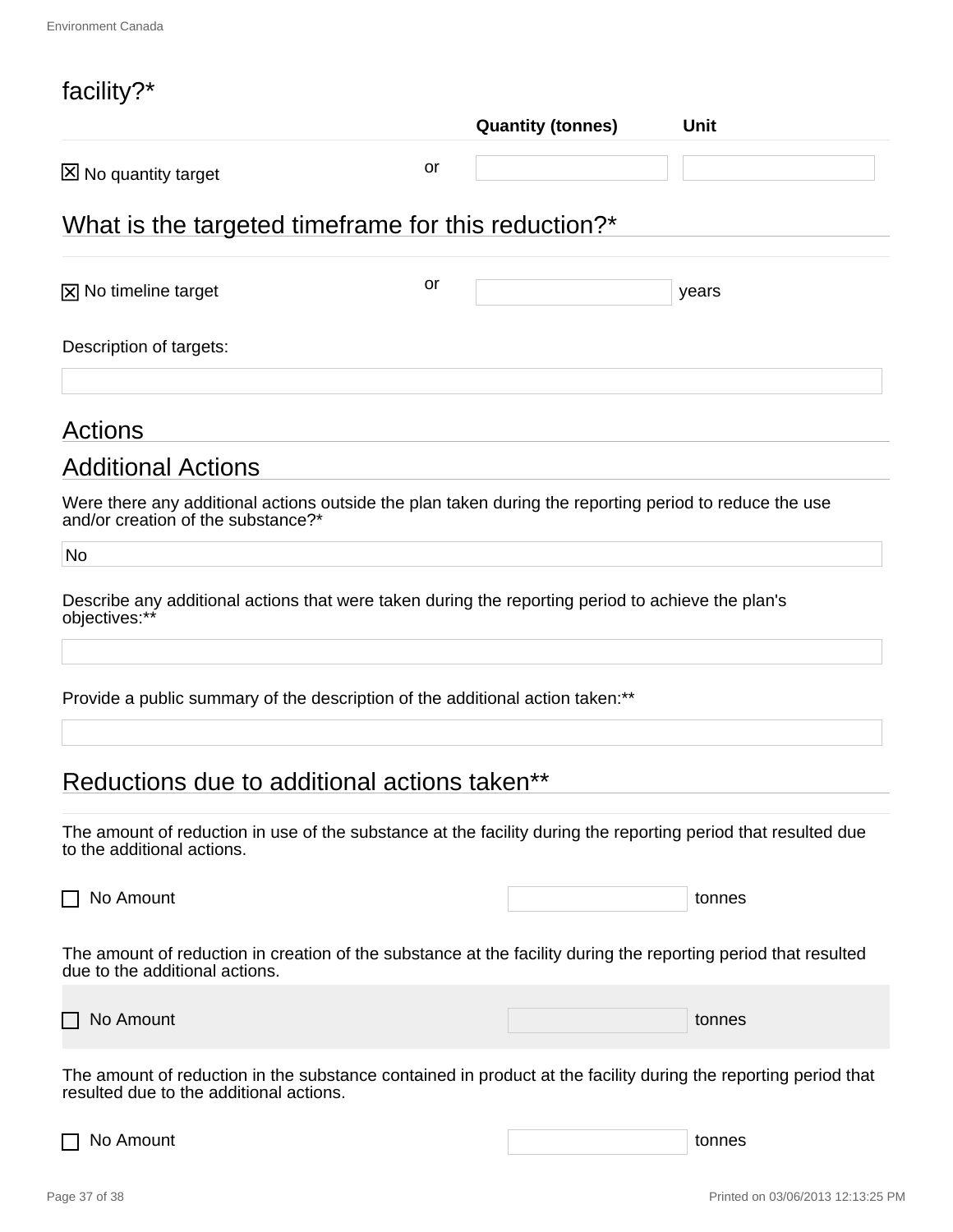facility?*

| | | Quantity (tonnes) | Unit |
|---|---|---|---|
| ☒ No quantity target | or | | |

## What is the targeted timeframe for this reduction?*

| | | | |
|---|---|---|---|
| ☒ No timeline target | or | | years |

Description of targets:

## Actions

## Additional Actions

Were there any additional actions outside the plan taken during the reporting period to reduce the use and/or creation of the substance?*

No

Describe any additional actions that were taken during the reporting period to achieve the plan's objectives:**

Provide a public summary of the description of the additional action taken:**

## Reductions due to additional actions taken**

The amount of reduction in use of the substance at the facility during the reporting period that resulted due to the additional actions.

☐ No Amount tonnes

The amount of reduction in creation of the substance at the facility during the reporting period that resulted due to the additional actions.

☐ No Amount tonnes

The amount of reduction in the substance contained in product at the facility during the reporting period that resulted due to the additional actions.

☐ No Amount tonnes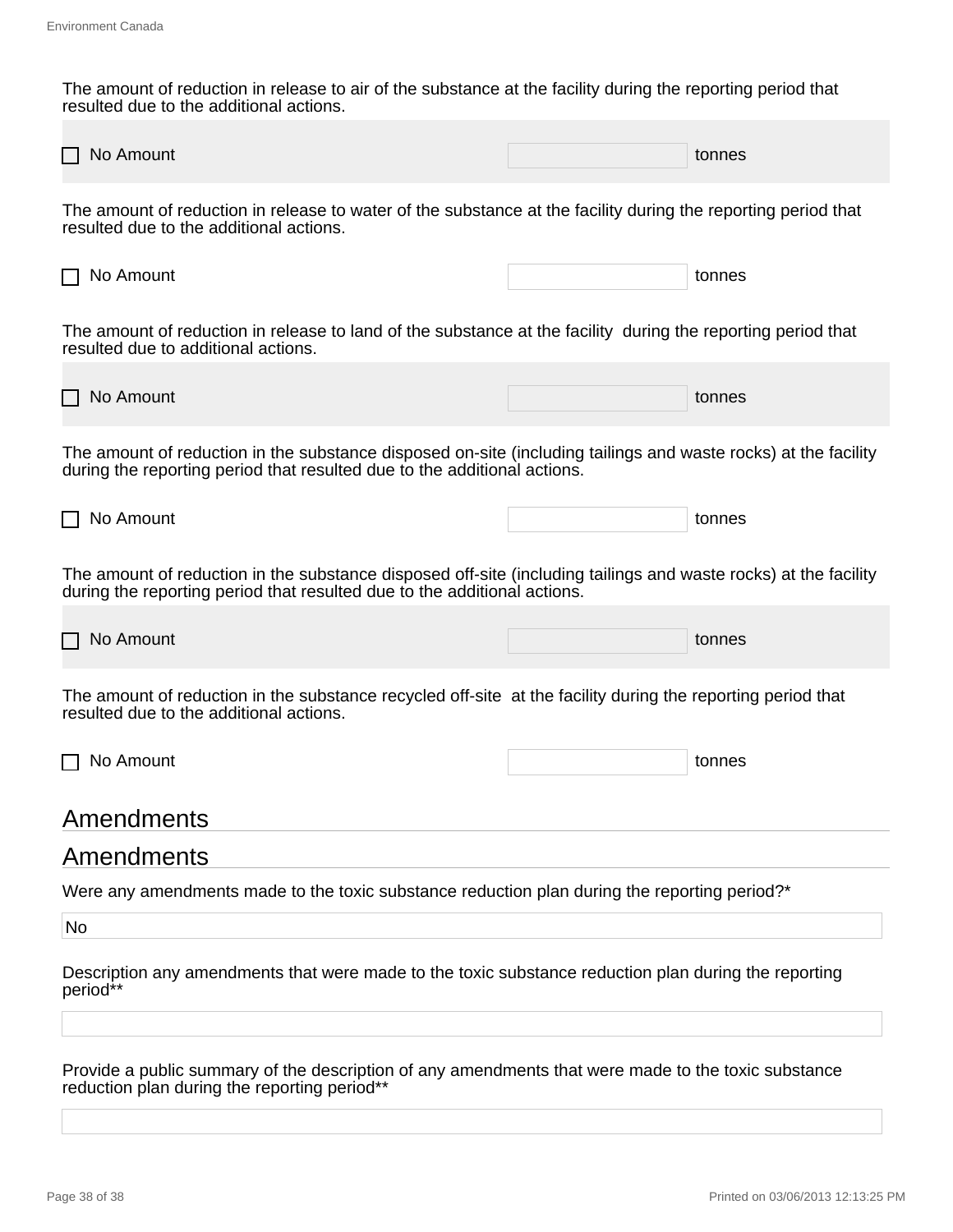The amount of reduction in release to air of the substance at the facility during the reporting period that resulted due to the additional actions.

☐ No Amount | | tonnes

The amount of reduction in release to water of the substance at the facility during the reporting period that resulted due to the additional actions.

☐ No Amount | | tonnes

The amount of reduction in release to land of the substance at the facility during the reporting period that resulted due to additional actions.

☐ No Amount | | tonnes

The amount of reduction in the substance disposed on-site (including tailings and waste rocks) at the facility during the reporting period that resulted due to the additional actions.

☐ No Amount | | tonnes

The amount of reduction in the substance disposed off-site (including tailings and waste rocks) at the facility during the reporting period that resulted due to the additional actions.

☐ No Amount | | tonnes

The amount of reduction in the substance recycled off-site at the facility during the reporting period that resulted due to the additional actions.

☐ No Amount | | tonnes

## Amendments

## Amendments

Were any amendments made to the toxic substance reduction plan during the reporting period?*

No

Description any amendments that were made to the toxic substance reduction plan during the reporting period**

Provide a public summary of the description of any amendments that were made to the toxic substance reduction plan during the reporting period**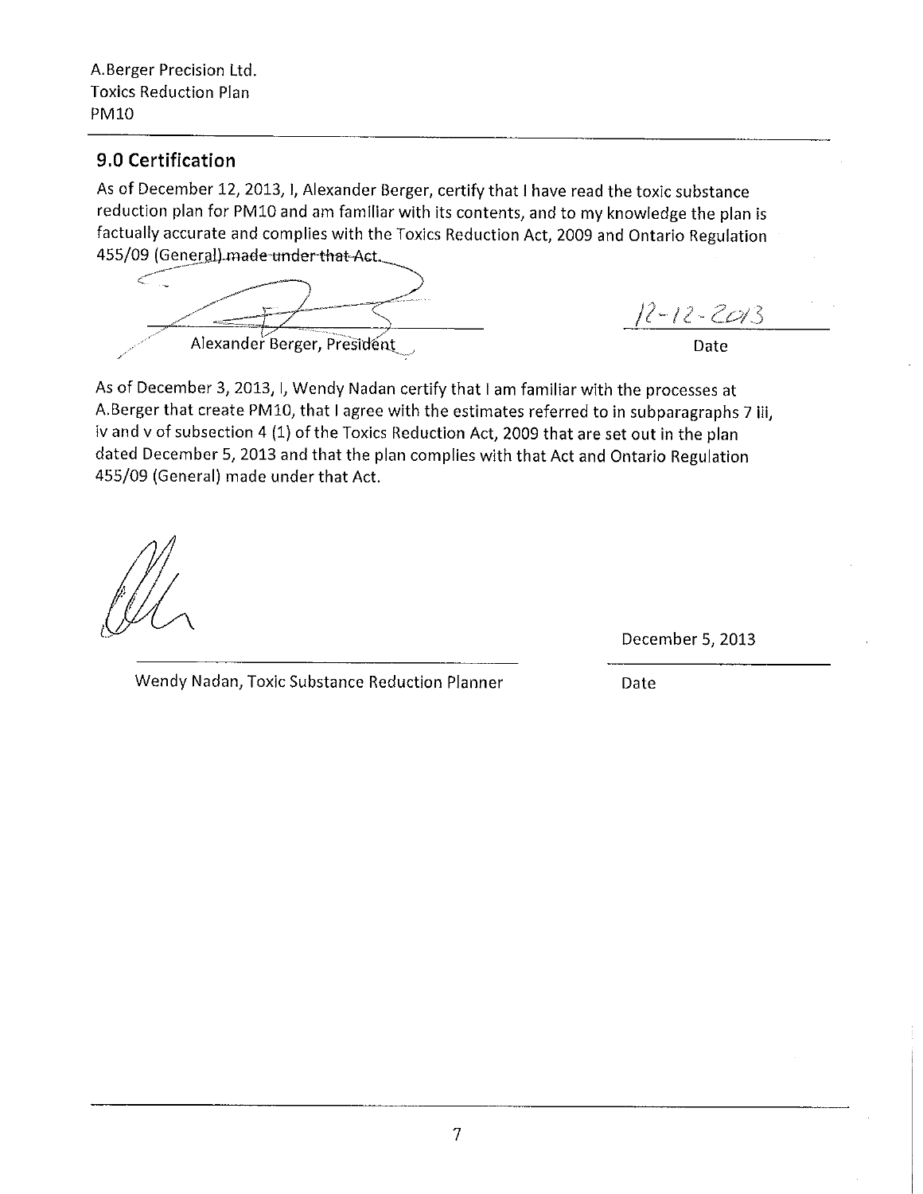## 9.0 Certification

As of December 12, 2013, I, Alexander Berger, certify that I have read the toxic substance reduction plan for PM10 and am familiar with its contents, and to my knowledge the plan is factually accurate and complies with the Toxics Reduction Act, 2009 and Ontario Regulation 455/09 (General) made under that Act.

Alexander Berger, President — Date: 12-12-2013

As of December 3, 2013, I, Wendy Nadan certify that I am familiar with the processes at A.Berger that create PM10, that I agree with the estimates referred to in subparagraphs 7 iii, iv and v of subsection 4 (1) of the Toxics Reduction Act, 2009 that are set out in the plan dated December 5, 2013 and that the plan complies with that Act and Ontario Regulation 455/09 (General) made under that Act.

Wendy Nadan, Toxic Substance Reduction Planner — Date: December 5, 2013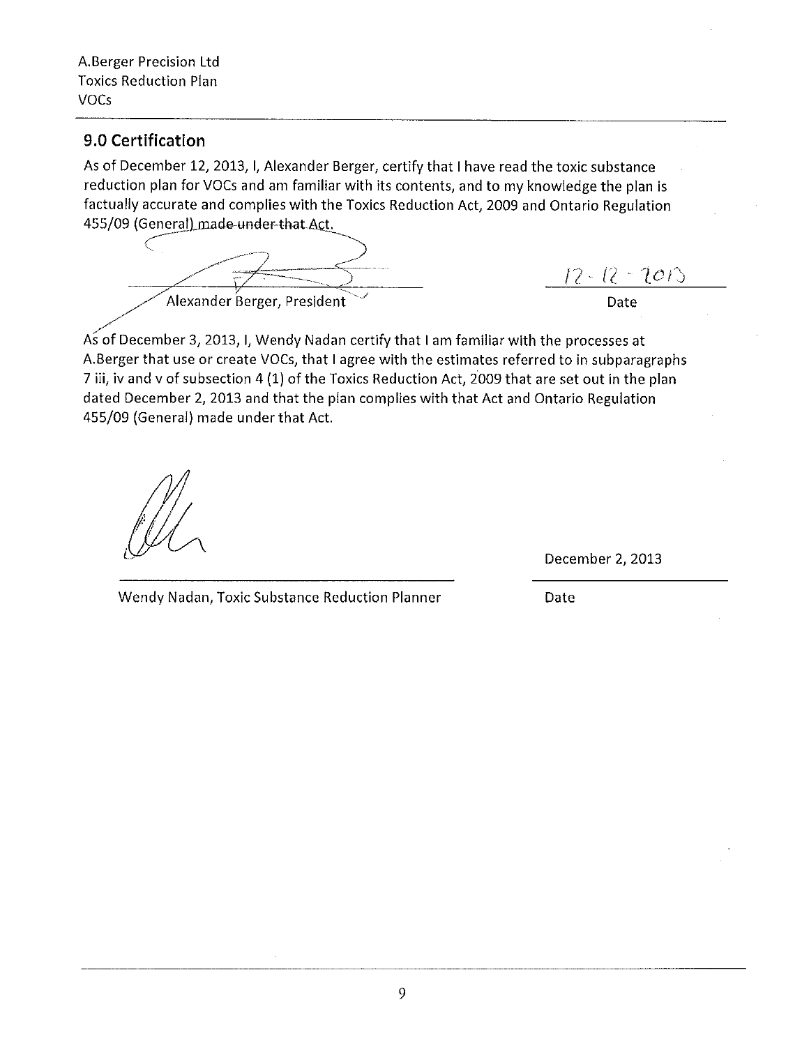## 9.0 Certification

As of December 12, 2013, I, Alexander Berger, certify that I have read the toxic substance reduction plan for VOCs and am familiar with its contents, and to my knowledge the plan is factually accurate and complies with the Toxics Reduction Act, 2009 and Ontario Regulation 455/09 (General) made under that Act.

Alexander Berger, President

12-12-2013

Date

As of December 3, 2013, I, Wendy Nadan certify that I am familiar with the processes at A.Berger that use or create VOCs, that I agree with the estimates referred to in subparagraphs 7 iii, iv and v of subsection 4 (1) of the Toxics Reduction Act, 2009 that are set out in the plan dated December 2, 2013 and that the plan complies with that Act and Ontario Regulation 455/09 (General) made under that Act.

Wendy Nadan, Toxic Substance Reduction Planner

December 2, 2013

Date